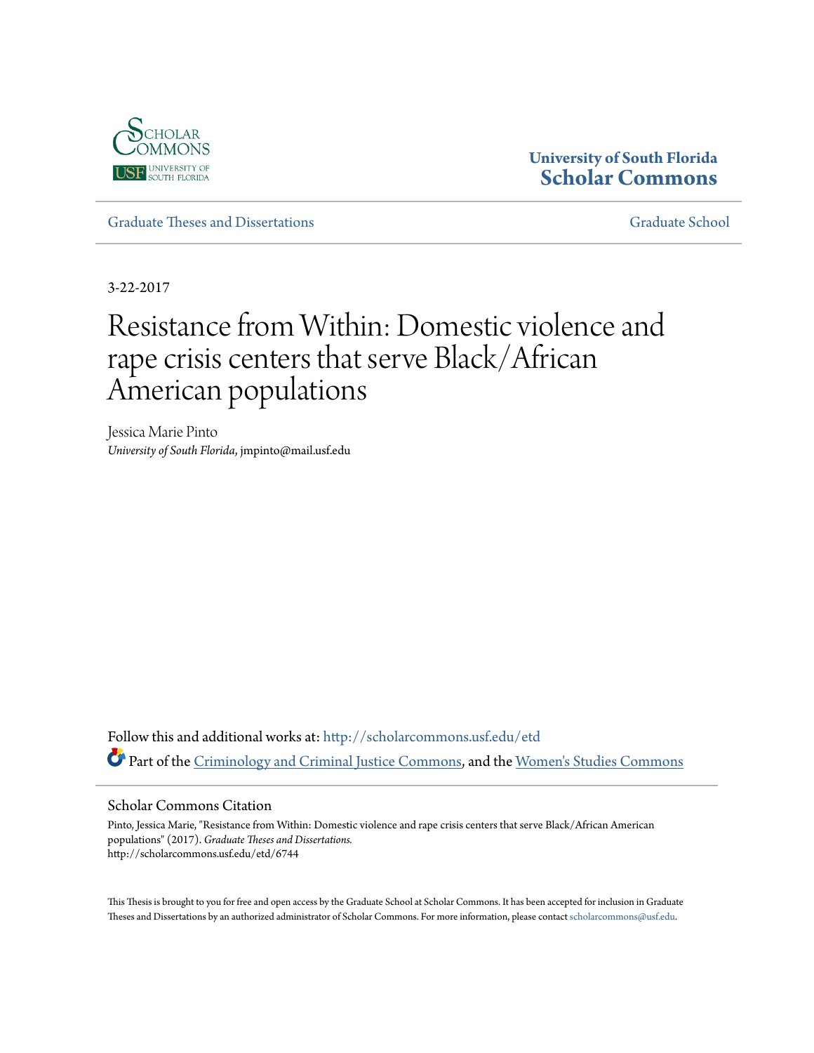Scholar Commons
USF University of South Florida

**University of South Florida**
**Scholar Commons**

Graduate Theses and Dissertations | Graduate School

3-22-2017

# Resistance from Within: Domestic violence and rape crisis centers that serve Black/African American populations

Jessica Marie Pinto
*University of South Florida*, jmpinto@mail.usf.edu

Follow this and additional works at: http://scholarcommons.usf.edu/etd

Part of the Criminology and Criminal Justice Commons, and the Women's Studies Commons

## Scholar Commons Citation

Pinto, Jessica Marie, "Resistance from Within: Domestic violence and rape crisis centers that serve Black/African American populations" (2017). *Graduate Theses and Dissertations.*
http://scholarcommons.usf.edu/etd/6744

This Thesis is brought to you for free and open access by the Graduate School at Scholar Commons. It has been accepted for inclusion in Graduate Theses and Dissertations by an authorized administrator of Scholar Commons. For more information, please contact scholarcommons@usf.edu.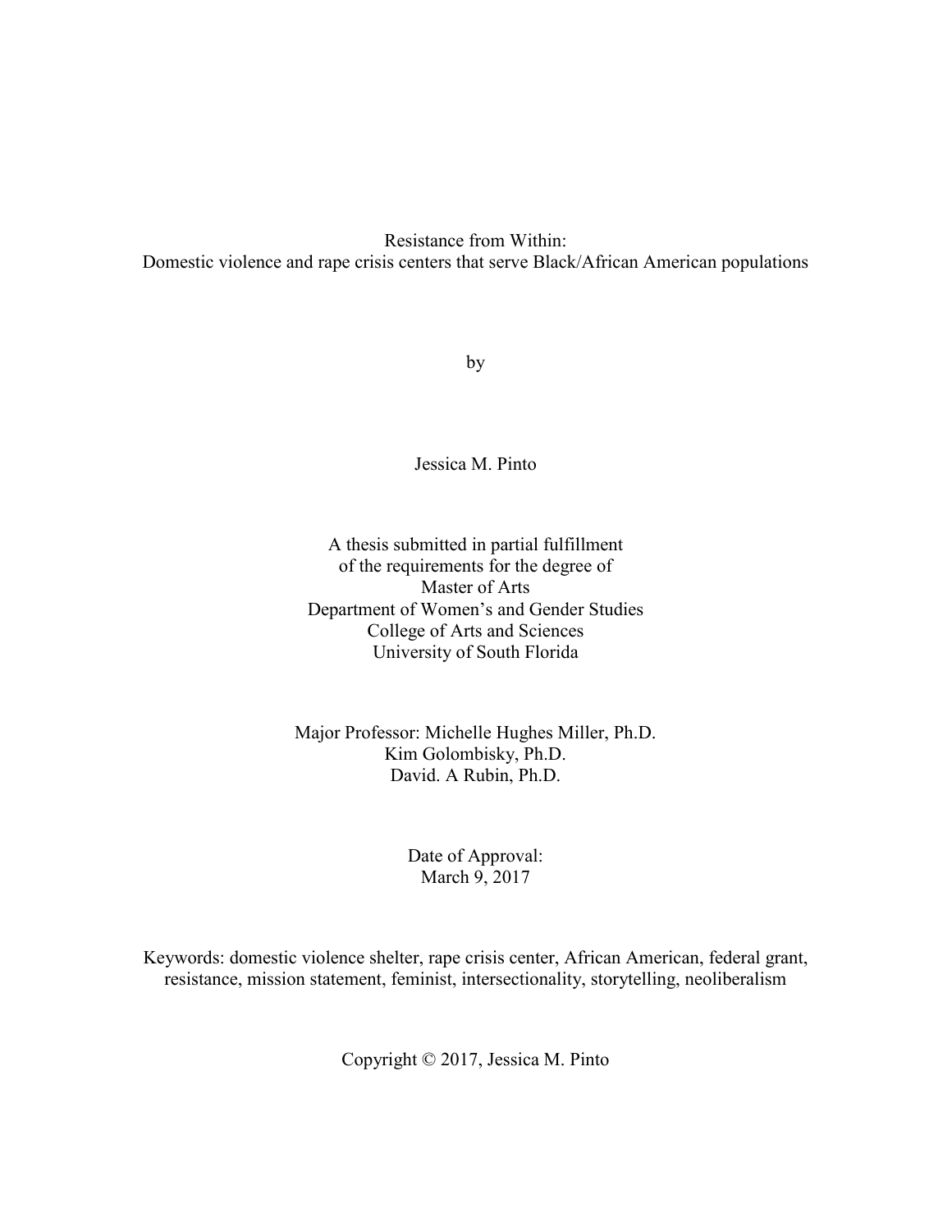# Resistance from Within:
## Domestic violence and rape crisis centers that serve Black/African American populations

by

Jessica M. Pinto

A thesis submitted in partial fulfillment
of the requirements for the degree of
Master of Arts
Department of Women's and Gender Studies
College of Arts and Sciences
University of South Florida

Major Professor: Michelle Hughes Miller, Ph.D.
Kim Golombisky, Ph.D.
David. A Rubin, Ph.D.

Date of Approval:
March 9, 2017

Keywords: domestic violence shelter, rape crisis center, African American, federal grant, resistance, mission statement, feminist, intersectionality, storytelling, neoliberalism

Copyright © 2017, Jessica M. Pinto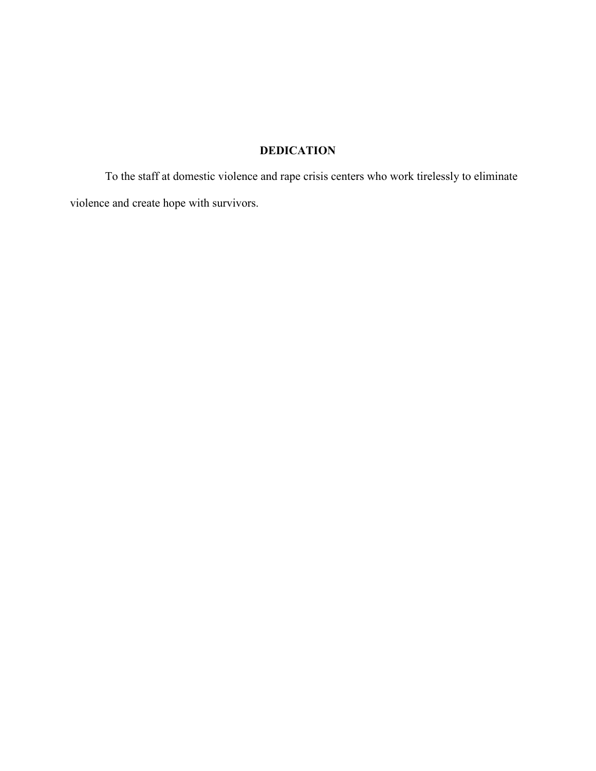## DEDICATION

To the staff at domestic violence and rape crisis centers who work tirelessly to eliminate violence and create hope with survivors.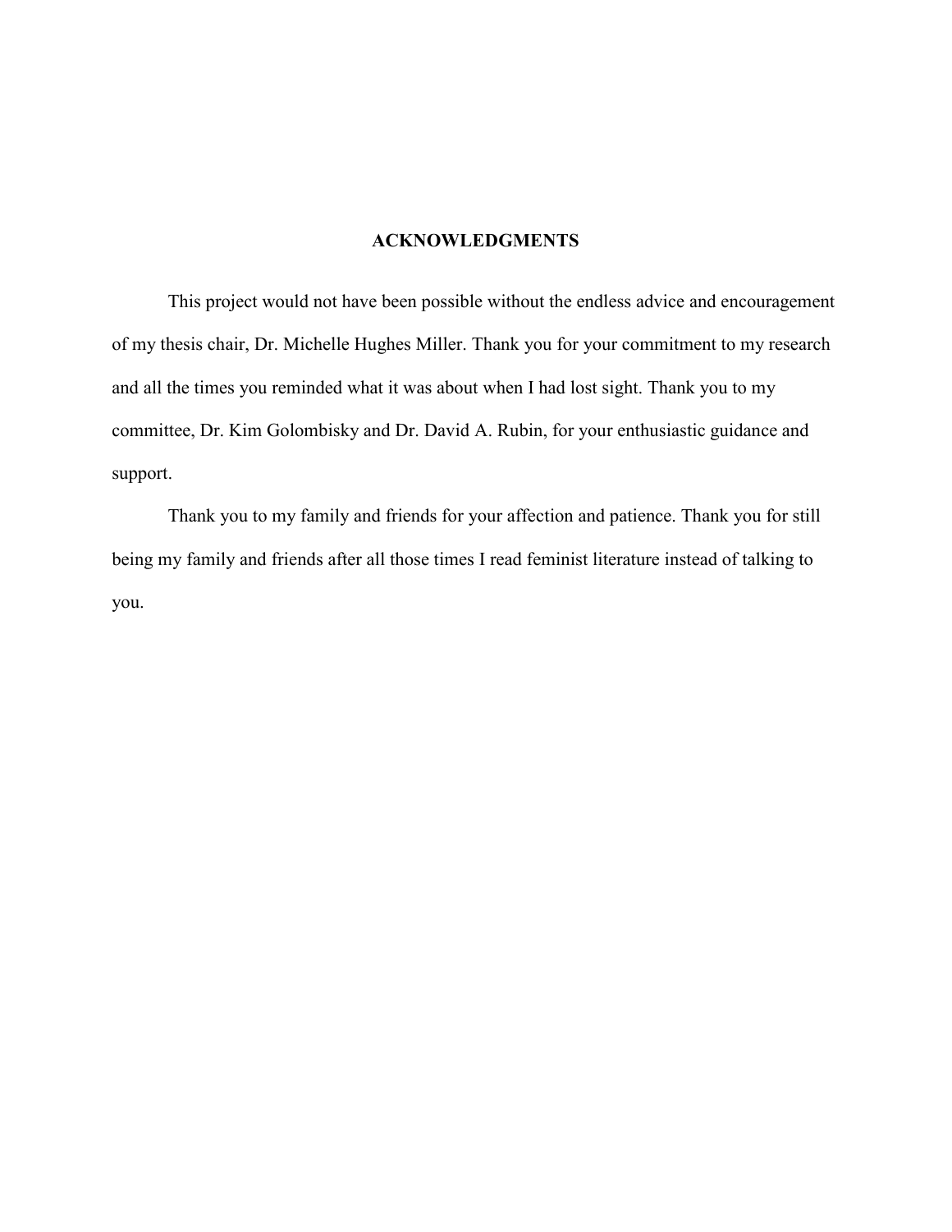# ACKNOWLEDGMENTS

This project would not have been possible without the endless advice and encouragement of my thesis chair, Dr. Michelle Hughes Miller. Thank you for your commitment to my research and all the times you reminded what it was about when I had lost sight. Thank you to my committee, Dr. Kim Golombisky and Dr. David A. Rubin, for your enthusiastic guidance and support.

Thank you to my family and friends for your affection and patience. Thank you for still being my family and friends after all those times I read feminist literature instead of talking to you.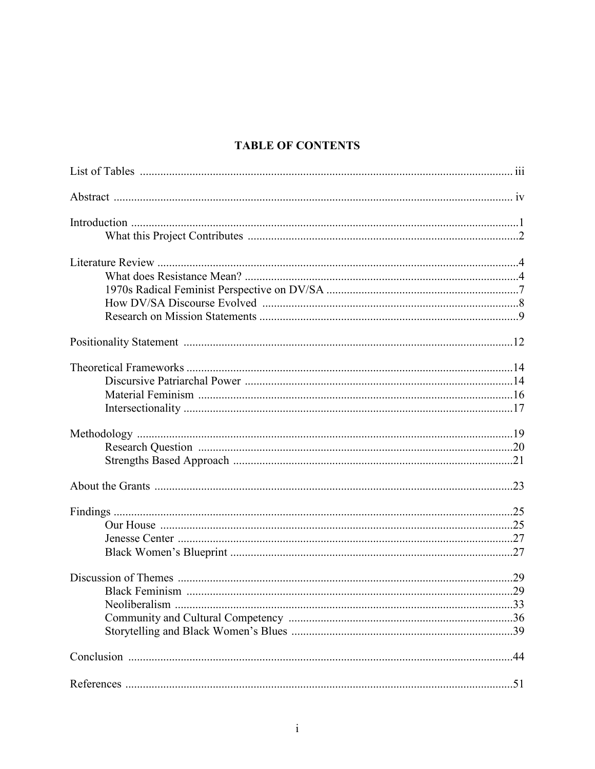# TABLE OF CONTENTS

List of Tables ........................................................................................................................ iii

Abstract ................................................................................................................................ iv

Introduction ............................................................................................................................1
- What this Project Contributes ........................................................................................2

Literature Review ...................................................................................................................4
- What does Resistance Mean? .........................................................................................4
- 1970s Radical Feminist Perspective on DV/SA .............................................................7
- How DV/SA Discourse Evolved ....................................................................................8
- Research on Mission Statements ....................................................................................9

Positionality Statement .........................................................................................................12

Theoretical Frameworks .......................................................................................................14
- Discursive Patriarchal Power ........................................................................................14
- Material Feminism ........................................................................................................16
- Intersectionality ............................................................................................................17

Methodology .........................................................................................................................19
- Research Question .........................................................................................................20
- Strengths Based Approach ............................................................................................21

About the Grants ...................................................................................................................23

Findings .................................................................................................................................25
- Our House .....................................................................................................................25
- Jenesse Center ...............................................................................................................27
- Black Women's Blueprint .............................................................................................27

Discussion of Themes ...........................................................................................................29
- Black Feminism ............................................................................................................29
- Neoliberalism ................................................................................................................33
- Community and Cultural Competency .........................................................................36
- Storytelling and Black Women's Blues ........................................................................39

Conclusion ............................................................................................................................44

References .............................................................................................................................51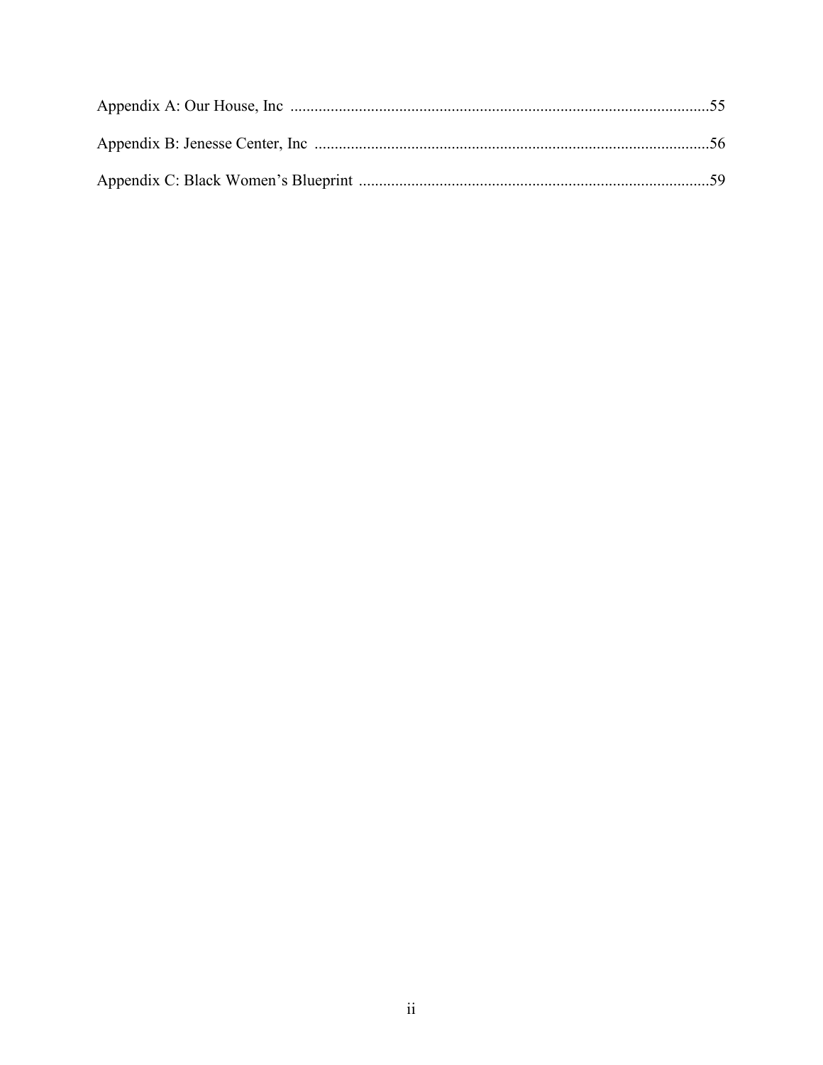Appendix A: Our House, Inc ........................................................................................................55

Appendix B: Jenesse Center, Inc ..................................................................................................56

Appendix C: Black Women's Blueprint .......................................................................................59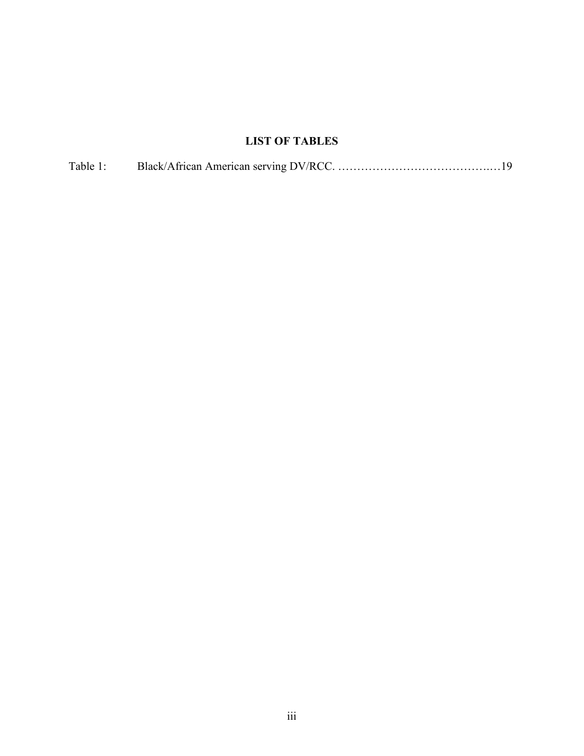# LIST OF TABLES

Table 1: Black/African American serving DV/RCC. …………………………………..…19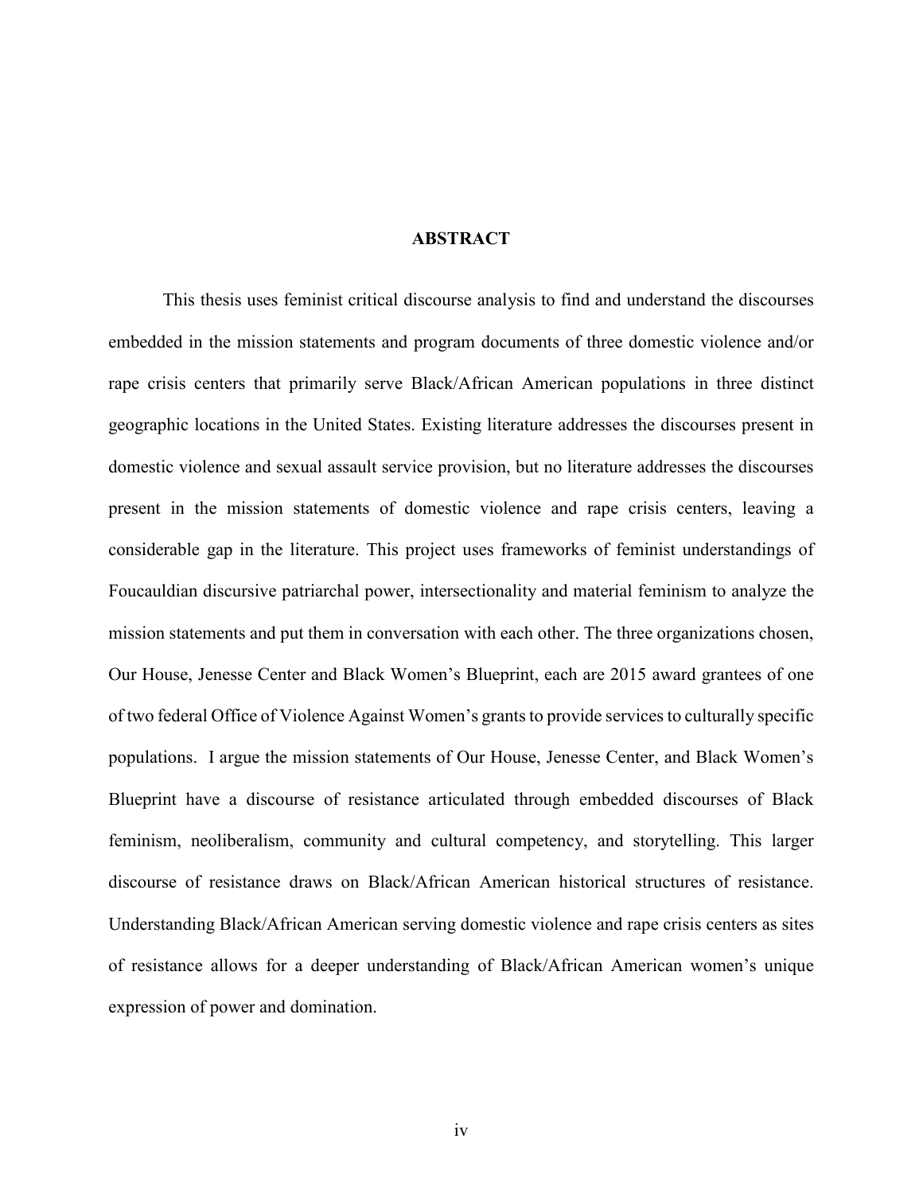# ABSTRACT

This thesis uses feminist critical discourse analysis to find and understand the discourses embedded in the mission statements and program documents of three domestic violence and/or rape crisis centers that primarily serve Black/African American populations in three distinct geographic locations in the United States. Existing literature addresses the discourses present in domestic violence and sexual assault service provision, but no literature addresses the discourses present in the mission statements of domestic violence and rape crisis centers, leaving a considerable gap in the literature. This project uses frameworks of feminist understandings of Foucauldian discursive patriarchal power, intersectionality and material feminism to analyze the mission statements and put them in conversation with each other. The three organizations chosen, Our House, Jenesse Center and Black Women's Blueprint, each are 2015 award grantees of one of two federal Office of Violence Against Women's grants to provide services to culturally specific populations. I argue the mission statements of Our House, Jenesse Center, and Black Women's Blueprint have a discourse of resistance articulated through embedded discourses of Black feminism, neoliberalism, community and cultural competency, and storytelling. This larger discourse of resistance draws on Black/African American historical structures of resistance. Understanding Black/African American serving domestic violence and rape crisis centers as sites of resistance allows for a deeper understanding of Black/African American women's unique expression of power and domination.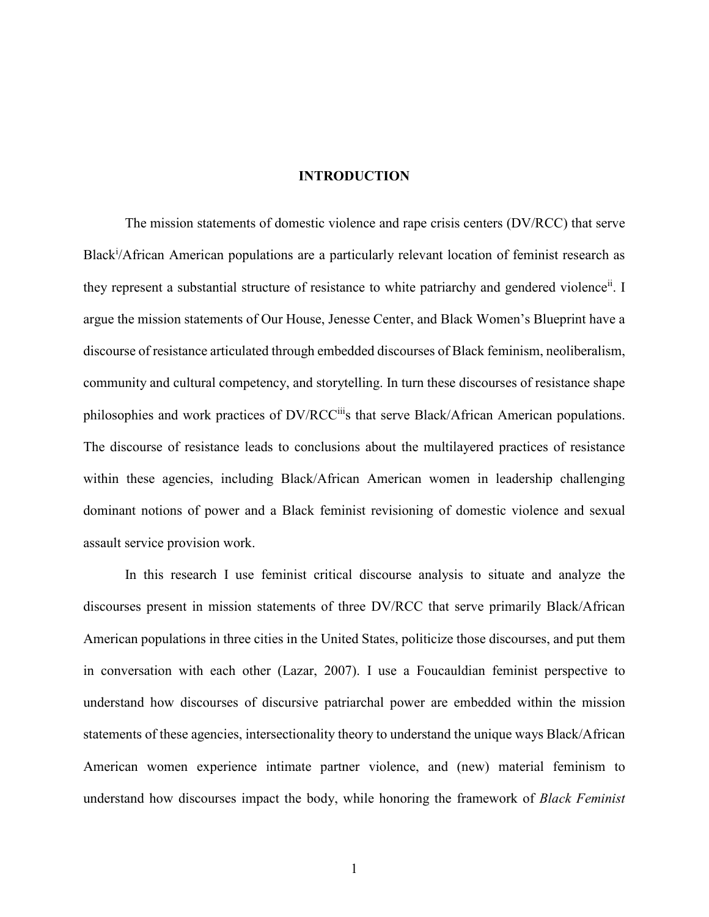# INTRODUCTION

The mission statements of domestic violence and rape crisis centers (DV/RCC) that serve Black[i]/African American populations are a particularly relevant location of feminist research as they represent a substantial structure of resistance to white patriarchy and gendered violence[ii]. I argue the mission statements of Our House, Jenesse Center, and Black Women's Blueprint have a discourse of resistance articulated through embedded discourses of Black feminism, neoliberalism, community and cultural competency, and storytelling. In turn these discourses of resistance shape philosophies and work practices of DV/RCC[iii]s that serve Black/African American populations. The discourse of resistance leads to conclusions about the multilayered practices of resistance within these agencies, including Black/African American women in leadership challenging dominant notions of power and a Black feminist revisioning of domestic violence and sexual assault service provision work.

In this research I use feminist critical discourse analysis to situate and analyze the discourses present in mission statements of three DV/RCC that serve primarily Black/African American populations in three cities in the United States, politicize those discourses, and put them in conversation with each other (Lazar, 2007). I use a Foucauldian feminist perspective to understand how discourses of discursive patriarchal power are embedded within the mission statements of these agencies, intersectionality theory to understand the unique ways Black/African American women experience intimate partner violence, and (new) material feminism to understand how discourses impact the body, while honoring the framework of *Black Feminist*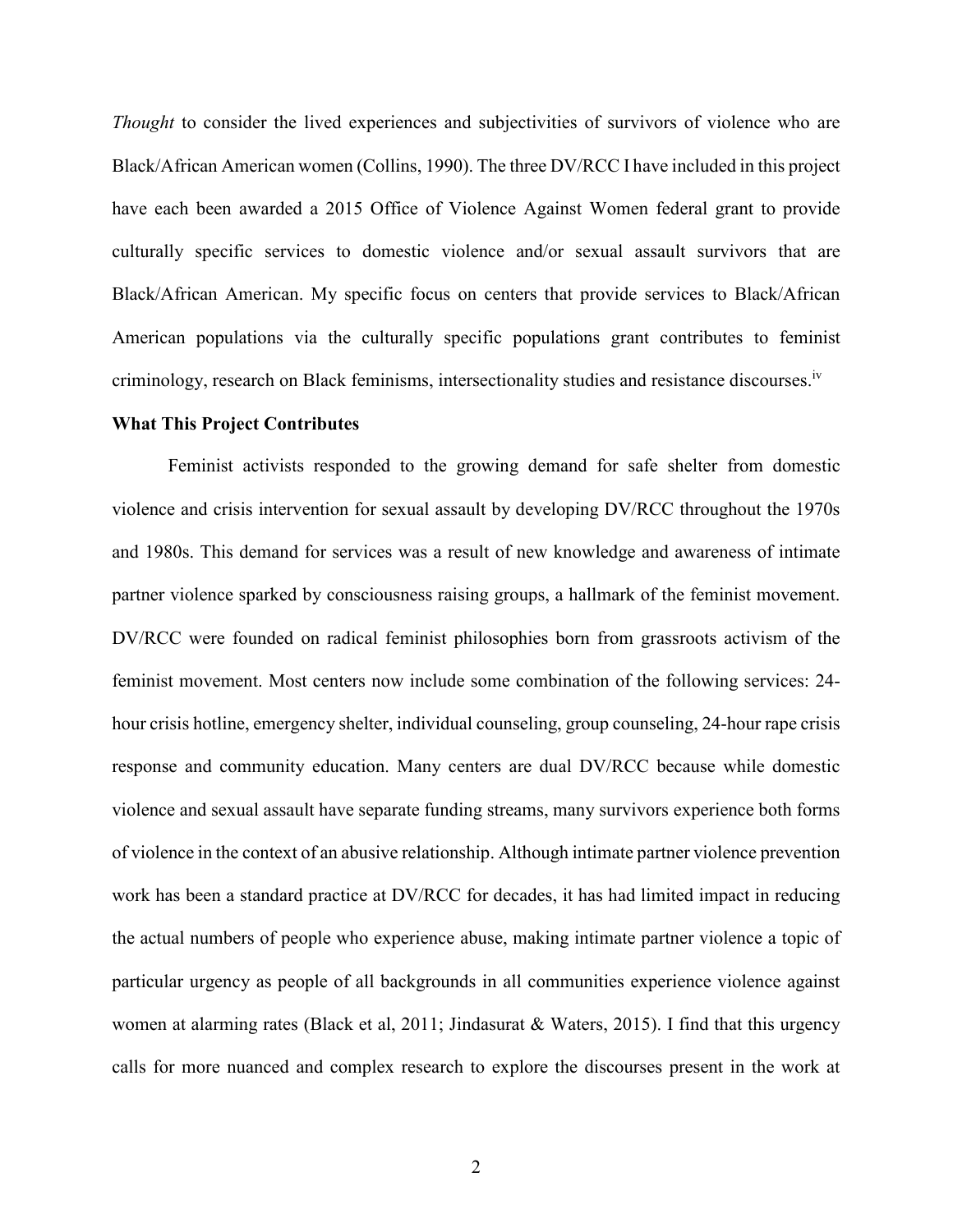*Thought* to consider the lived experiences and subjectivities of survivors of violence who are Black/African American women (Collins, 1990). The three DV/RCC I have included in this project have each been awarded a 2015 Office of Violence Against Women federal grant to provide culturally specific services to domestic violence and/or sexual assault survivors that are Black/African American. My specific focus on centers that provide services to Black/African American populations via the culturally specific populations grant contributes to feminist criminology, research on Black feminisms, intersectionality studies and resistance discourses.[iv]

**What This Project Contributes**

Feminist activists responded to the growing demand for safe shelter from domestic violence and crisis intervention for sexual assault by developing DV/RCC throughout the 1970s and 1980s. This demand for services was a result of new knowledge and awareness of intimate partner violence sparked by consciousness raising groups, a hallmark of the feminist movement. DV/RCC were founded on radical feminist philosophies born from grassroots activism of the feminist movement. Most centers now include some combination of the following services: 24-hour crisis hotline, emergency shelter, individual counseling, group counseling, 24-hour rape crisis response and community education. Many centers are dual DV/RCC because while domestic violence and sexual assault have separate funding streams, many survivors experience both forms of violence in the context of an abusive relationship. Although intimate partner violence prevention work has been a standard practice at DV/RCC for decades, it has had limited impact in reducing the actual numbers of people who experience abuse, making intimate partner violence a topic of particular urgency as people of all backgrounds in all communities experience violence against women at alarming rates (Black et al, 2011; Jindasurat & Waters, 2015). I find that this urgency calls for more nuanced and complex research to explore the discourses present in the work at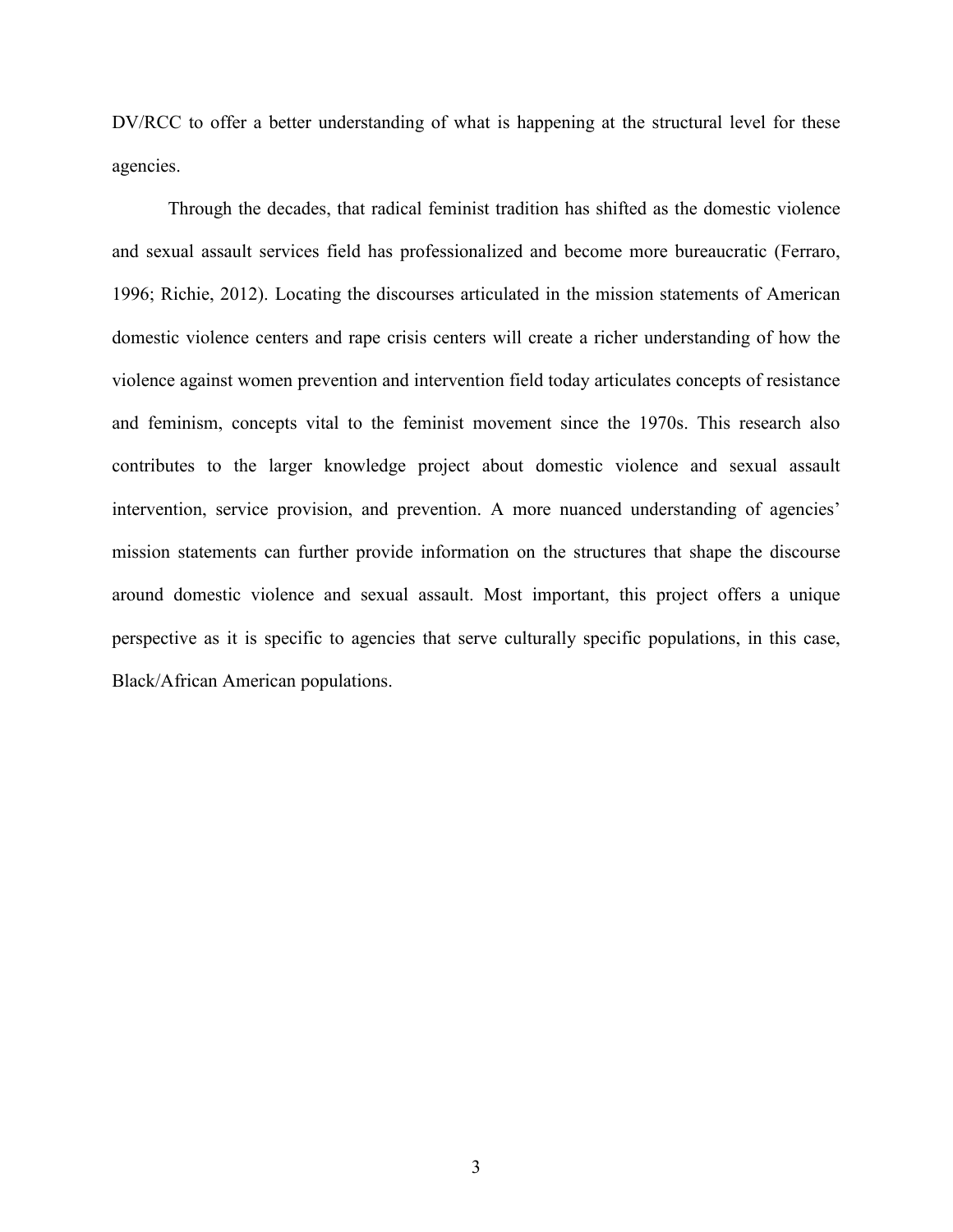DV/RCC to offer a better understanding of what is happening at the structural level for these agencies.

Through the decades, that radical feminist tradition has shifted as the domestic violence and sexual assault services field has professionalized and become more bureaucratic (Ferraro, 1996; Richie, 2012). Locating the discourses articulated in the mission statements of American domestic violence centers and rape crisis centers will create a richer understanding of how the violence against women prevention and intervention field today articulates concepts of resistance and feminism, concepts vital to the feminist movement since the 1970s. This research also contributes to the larger knowledge project about domestic violence and sexual assault intervention, service provision, and prevention. A more nuanced understanding of agencies' mission statements can further provide information on the structures that shape the discourse around domestic violence and sexual assault. Most important, this project offers a unique perspective as it is specific to agencies that serve culturally specific populations, in this case, Black/African American populations.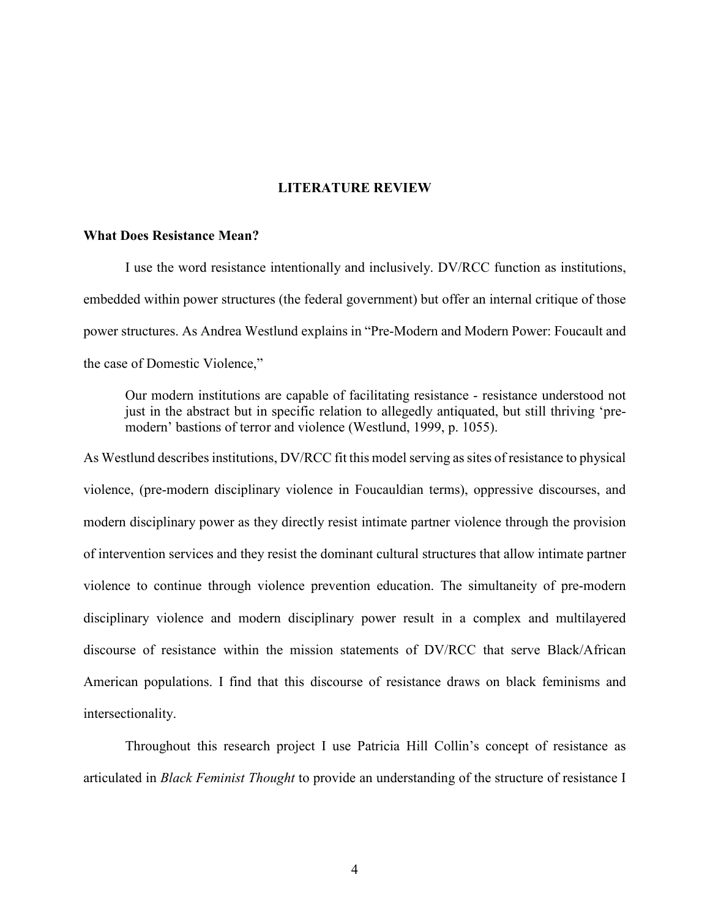## LITERATURE REVIEW

### What Does Resistance Mean?

I use the word resistance intentionally and inclusively. DV/RCC function as institutions, embedded within power structures (the federal government) but offer an internal critique of those power structures. As Andrea Westlund explains in "Pre-Modern and Modern Power: Foucault and the case of Domestic Violence,"

> Our modern institutions are capable of facilitating resistance - resistance understood not just in the abstract but in specific relation to allegedly antiquated, but still thriving 'pre-modern' bastions of terror and violence (Westlund, 1999, p. 1055).

As Westlund describes institutions, DV/RCC fit this model serving as sites of resistance to physical violence, (pre-modern disciplinary violence in Foucauldian terms), oppressive discourses, and modern disciplinary power as they directly resist intimate partner violence through the provision of intervention services and they resist the dominant cultural structures that allow intimate partner violence to continue through violence prevention education. The simultaneity of pre-modern disciplinary violence and modern disciplinary power result in a complex and multilayered discourse of resistance within the mission statements of DV/RCC that serve Black/African American populations. I find that this discourse of resistance draws on black feminisms and intersectionality.

Throughout this research project I use Patricia Hill Collin's concept of resistance as articulated in *Black Feminist Thought* to provide an understanding of the structure of resistance I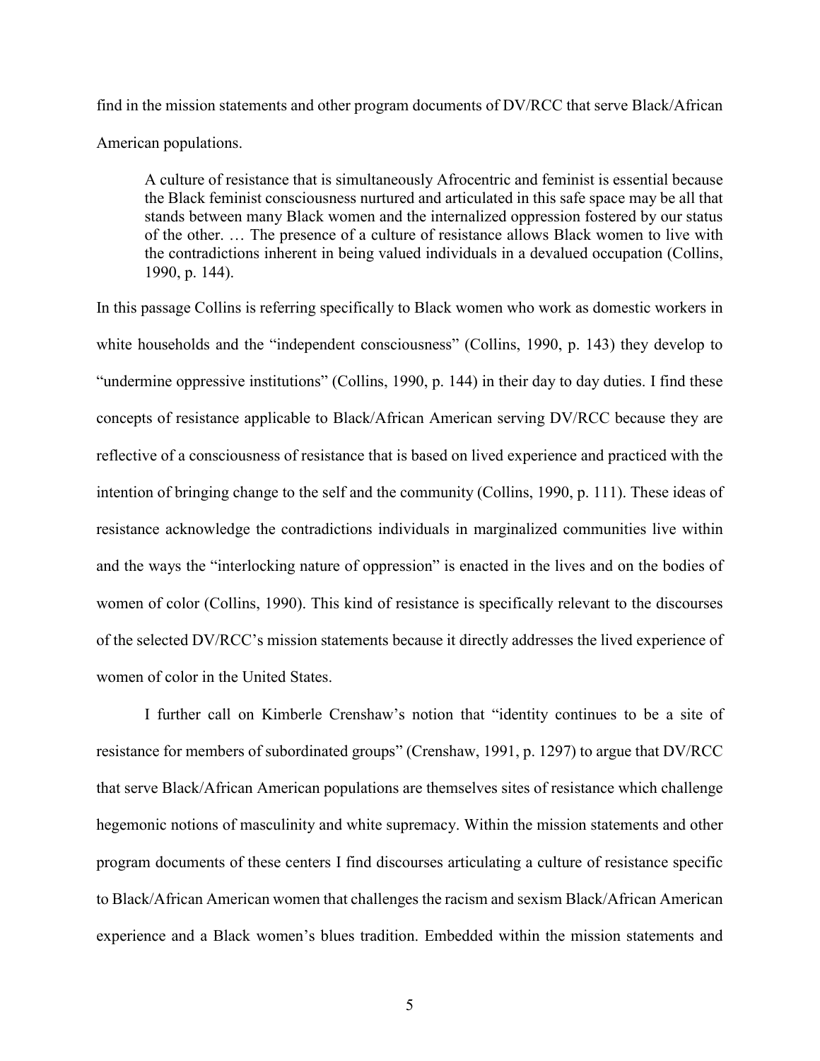find in the mission statements and other program documents of DV/RCC that serve Black/African American populations.

> A culture of resistance that is simultaneously Afrocentric and feminist is essential because the Black feminist consciousness nurtured and articulated in this safe space may be all that stands between many Black women and the internalized oppression fostered by our status of the other. … The presence of a culture of resistance allows Black women to live with the contradictions inherent in being valued individuals in a devalued occupation (Collins, 1990, p. 144).

In this passage Collins is referring specifically to Black women who work as domestic workers in white households and the "independent consciousness" (Collins, 1990, p. 143) they develop to "undermine oppressive institutions" (Collins, 1990, p. 144) in their day to day duties. I find these concepts of resistance applicable to Black/African American serving DV/RCC because they are reflective of a consciousness of resistance that is based on lived experience and practiced with the intention of bringing change to the self and the community (Collins, 1990, p. 111). These ideas of resistance acknowledge the contradictions individuals in marginalized communities live within and the ways the "interlocking nature of oppression" is enacted in the lives and on the bodies of women of color (Collins, 1990). This kind of resistance is specifically relevant to the discourses of the selected DV/RCC's mission statements because it directly addresses the lived experience of women of color in the United States.

I further call on Kimberle Crenshaw's notion that "identity continues to be a site of resistance for members of subordinated groups" (Crenshaw, 1991, p. 1297) to argue that DV/RCC that serve Black/African American populations are themselves sites of resistance which challenge hegemonic notions of masculinity and white supremacy. Within the mission statements and other program documents of these centers I find discourses articulating a culture of resistance specific to Black/African American women that challenges the racism and sexism Black/African American experience and a Black women's blues tradition. Embedded within the mission statements and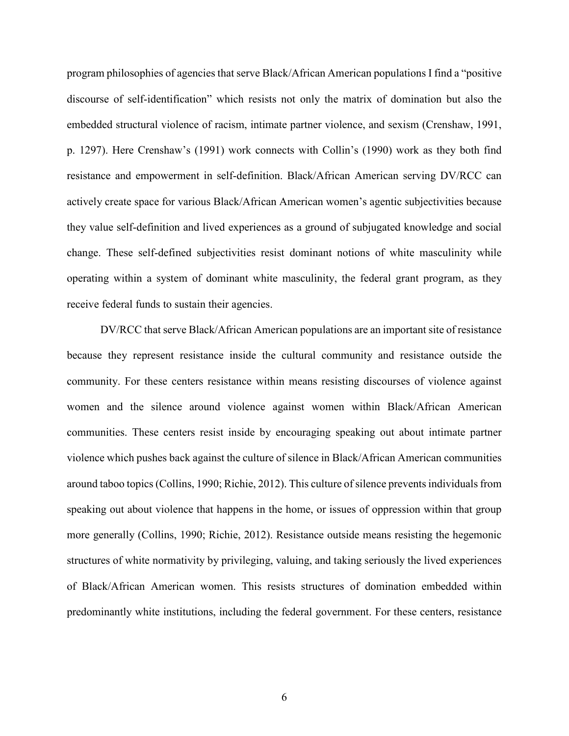program philosophies of agencies that serve Black/African American populations I find a "positive discourse of self-identification" which resists not only the matrix of domination but also the embedded structural violence of racism, intimate partner violence, and sexism (Crenshaw, 1991, p. 1297). Here Crenshaw's (1991) work connects with Collin's (1990) work as they both find resistance and empowerment in self-definition. Black/African American serving DV/RCC can actively create space for various Black/African American women's agentic subjectivities because they value self-definition and lived experiences as a ground of subjugated knowledge and social change. These self-defined subjectivities resist dominant notions of white masculinity while operating within a system of dominant white masculinity, the federal grant program, as they receive federal funds to sustain their agencies.

DV/RCC that serve Black/African American populations are an important site of resistance because they represent resistance inside the cultural community and resistance outside the community. For these centers resistance within means resisting discourses of violence against women and the silence around violence against women within Black/African American communities. These centers resist inside by encouraging speaking out about intimate partner violence which pushes back against the culture of silence in Black/African American communities around taboo topics (Collins, 1990; Richie, 2012). This culture of silence prevents individuals from speaking out about violence that happens in the home, or issues of oppression within that group more generally (Collins, 1990; Richie, 2012). Resistance outside means resisting the hegemonic structures of white normativity by privileging, valuing, and taking seriously the lived experiences of Black/African American women. This resists structures of domination embedded within predominantly white institutions, including the federal government. For these centers, resistance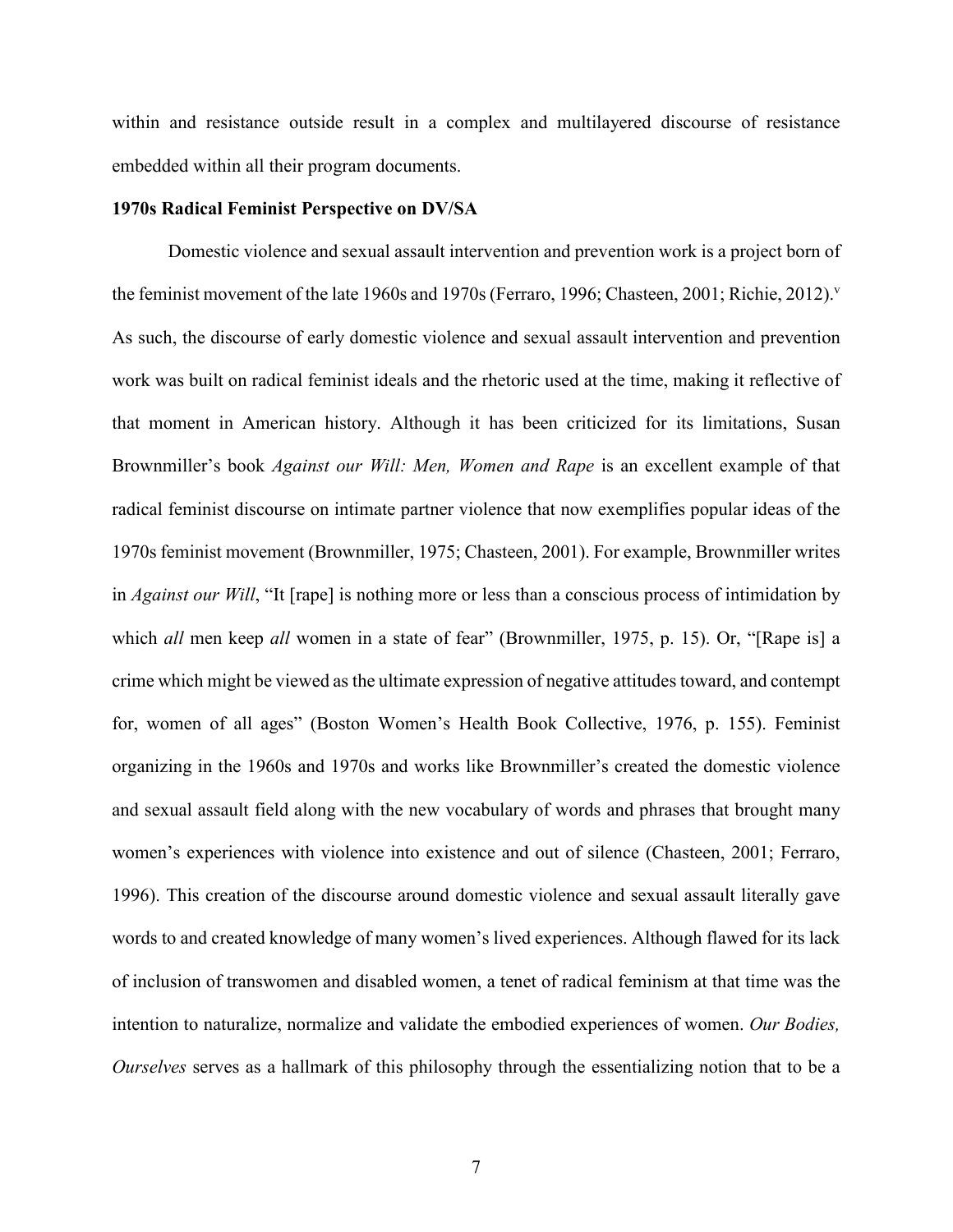within and resistance outside result in a complex and multilayered discourse of resistance embedded within all their program documents.

**1970s Radical Feminist Perspective on DV/SA**

Domestic violence and sexual assault intervention and prevention work is a project born of the feminist movement of the late 1960s and 1970s (Ferraro, 1996; Chasteen, 2001; Richie, 2012).[v] As such, the discourse of early domestic violence and sexual assault intervention and prevention work was built on radical feminist ideals and the rhetoric used at the time, making it reflective of that moment in American history. Although it has been criticized for its limitations, Susan Brownmiller's book *Against our Will: Men, Women and Rape* is an excellent example of that radical feminist discourse on intimate partner violence that now exemplifies popular ideas of the 1970s feminist movement (Brownmiller, 1975; Chasteen, 2001). For example, Brownmiller writes in *Against our Will*, "It [rape] is nothing more or less than a conscious process of intimidation by which *all* men keep *all* women in a state of fear" (Brownmiller, 1975, p. 15). Or, "[Rape is] a crime which might be viewed as the ultimate expression of negative attitudes toward, and contempt for, women of all ages" (Boston Women's Health Book Collective, 1976, p. 155). Feminist organizing in the 1960s and 1970s and works like Brownmiller's created the domestic violence and sexual assault field along with the new vocabulary of words and phrases that brought many women's experiences with violence into existence and out of silence (Chasteen, 2001; Ferraro, 1996). This creation of the discourse around domestic violence and sexual assault literally gave words to and created knowledge of many women's lived experiences. Although flawed for its lack of inclusion of transwomen and disabled women, a tenet of radical feminism at that time was the intention to naturalize, normalize and validate the embodied experiences of women. *Our Bodies, Ourselves* serves as a hallmark of this philosophy through the essentializing notion that to be a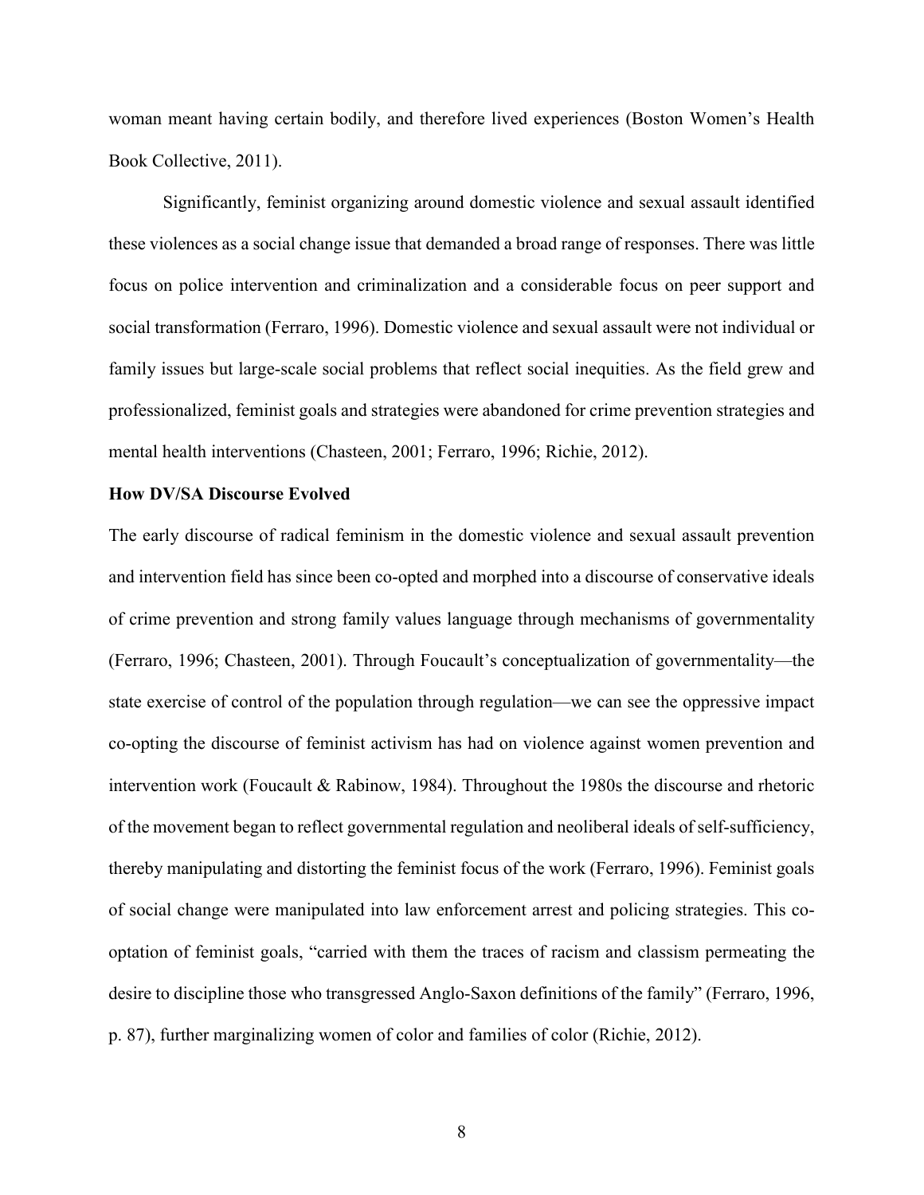woman meant having certain bodily, and therefore lived experiences (Boston Women's Health Book Collective, 2011).

Significantly, feminist organizing around domestic violence and sexual assault identified these violences as a social change issue that demanded a broad range of responses. There was little focus on police intervention and criminalization and a considerable focus on peer support and social transformation (Ferraro, 1996). Domestic violence and sexual assault were not individual or family issues but large-scale social problems that reflect social inequities. As the field grew and professionalized, feminist goals and strategies were abandoned for crime prevention strategies and mental health interventions (Chasteen, 2001; Ferraro, 1996; Richie, 2012).

**How DV/SA Discourse Evolved**

The early discourse of radical feminism in the domestic violence and sexual assault prevention and intervention field has since been co-opted and morphed into a discourse of conservative ideals of crime prevention and strong family values language through mechanisms of governmentality (Ferraro, 1996; Chasteen, 2001). Through Foucault's conceptualization of governmentality—the state exercise of control of the population through regulation—we can see the oppressive impact co-opting the discourse of feminist activism has had on violence against women prevention and intervention work (Foucault & Rabinow, 1984). Throughout the 1980s the discourse and rhetoric of the movement began to reflect governmental regulation and neoliberal ideals of self-sufficiency, thereby manipulating and distorting the feminist focus of the work (Ferraro, 1996). Feminist goals of social change were manipulated into law enforcement arrest and policing strategies. This co-optation of feminist goals, "carried with them the traces of racism and classism permeating the desire to discipline those who transgressed Anglo-Saxon definitions of the family" (Ferraro, 1996, p. 87), further marginalizing women of color and families of color (Richie, 2012).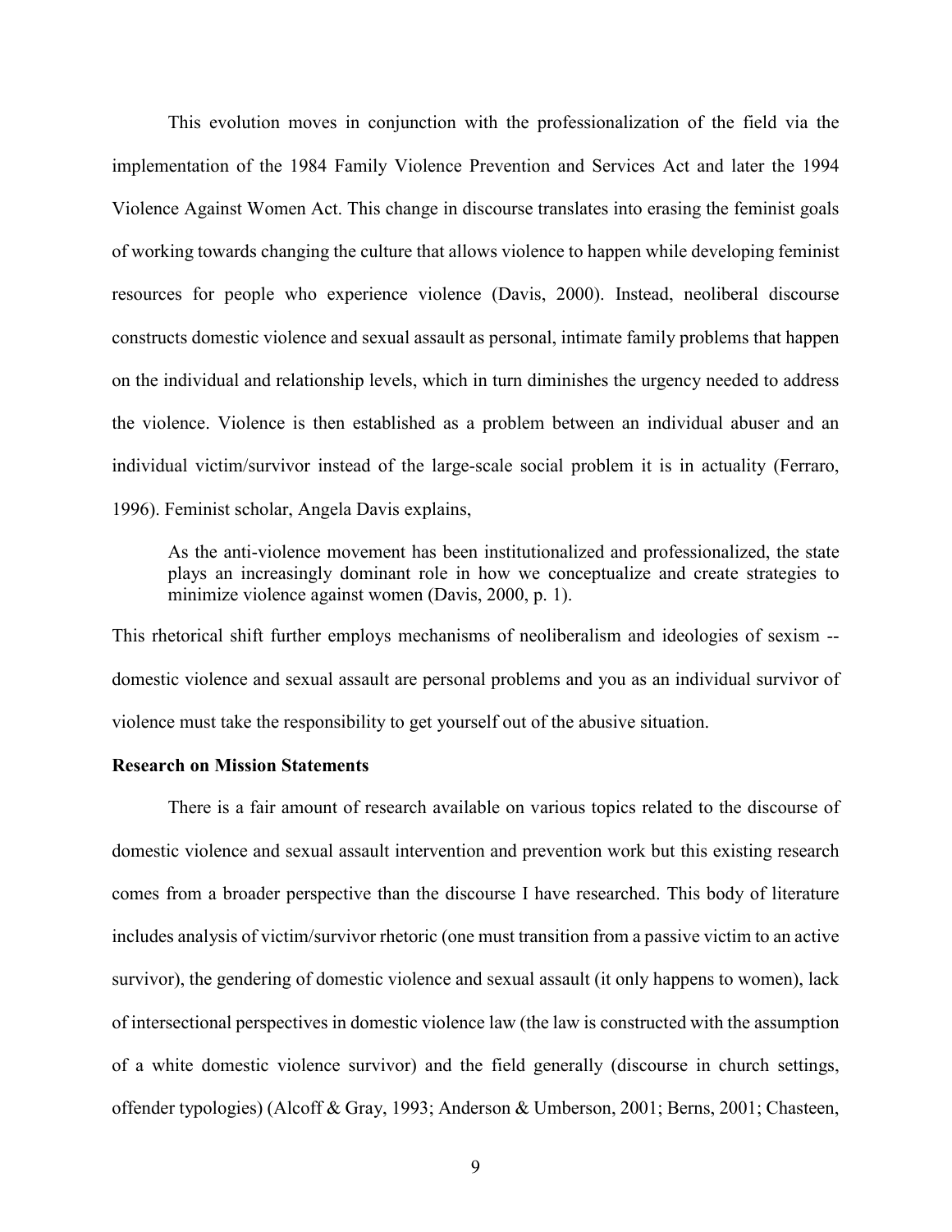This evolution moves in conjunction with the professionalization of the field via the implementation of the 1984 Family Violence Prevention and Services Act and later the 1994 Violence Against Women Act. This change in discourse translates into erasing the feminist goals of working towards changing the culture that allows violence to happen while developing feminist resources for people who experience violence (Davis, 2000). Instead, neoliberal discourse constructs domestic violence and sexual assault as personal, intimate family problems that happen on the individual and relationship levels, which in turn diminishes the urgency needed to address the violence. Violence is then established as a problem between an individual abuser and an individual victim/survivor instead of the large-scale social problem it is in actuality (Ferraro, 1996). Feminist scholar, Angela Davis explains,

> As the anti-violence movement has been institutionalized and professionalized, the state plays an increasingly dominant role in how we conceptualize and create strategies to minimize violence against women (Davis, 2000, p. 1).

This rhetorical shift further employs mechanisms of neoliberalism and ideologies of sexism -- domestic violence and sexual assault are personal problems and you as an individual survivor of violence must take the responsibility to get yourself out of the abusive situation.

**Research on Mission Statements**

There is a fair amount of research available on various topics related to the discourse of domestic violence and sexual assault intervention and prevention work but this existing research comes from a broader perspective than the discourse I have researched. This body of literature includes analysis of victim/survivor rhetoric (one must transition from a passive victim to an active survivor), the gendering of domestic violence and sexual assault (it only happens to women), lack of intersectional perspectives in domestic violence law (the law is constructed with the assumption of a white domestic violence survivor) and the field generally (discourse in church settings, offender typologies) (Alcoff & Gray, 1993; Anderson & Umberson, 2001; Berns, 2001; Chasteen,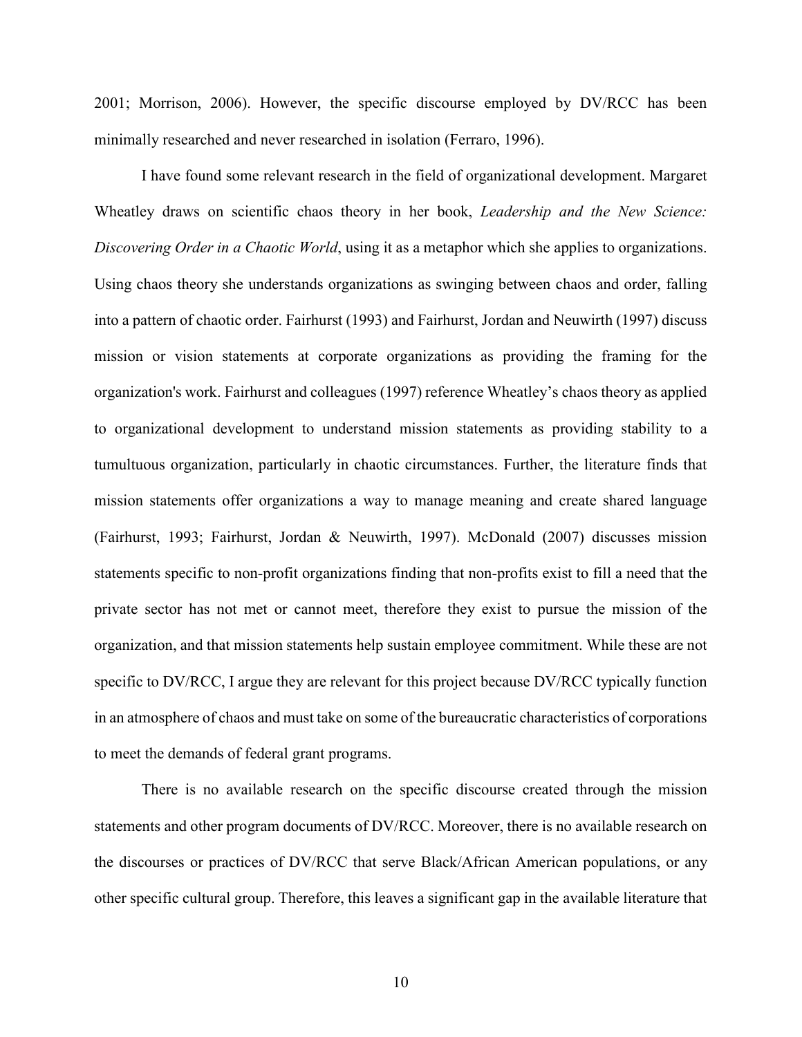2001; Morrison, 2006). However, the specific discourse employed by DV/RCC has been minimally researched and never researched in isolation (Ferraro, 1996).

I have found some relevant research in the field of organizational development. Margaret Wheatley draws on scientific chaos theory in her book, *Leadership and the New Science: Discovering Order in a Chaotic World*, using it as a metaphor which she applies to organizations. Using chaos theory she understands organizations as swinging between chaos and order, falling into a pattern of chaotic order. Fairhurst (1993) and Fairhurst, Jordan and Neuwirth (1997) discuss mission or vision statements at corporate organizations as providing the framing for the organization's work. Fairhurst and colleagues (1997) reference Wheatley's chaos theory as applied to organizational development to understand mission statements as providing stability to a tumultuous organization, particularly in chaotic circumstances. Further, the literature finds that mission statements offer organizations a way to manage meaning and create shared language (Fairhurst, 1993; Fairhurst, Jordan & Neuwirth, 1997). McDonald (2007) discusses mission statements specific to non-profit organizations finding that non-profits exist to fill a need that the private sector has not met or cannot meet, therefore they exist to pursue the mission of the organization, and that mission statements help sustain employee commitment. While these are not specific to DV/RCC, I argue they are relevant for this project because DV/RCC typically function in an atmosphere of chaos and must take on some of the bureaucratic characteristics of corporations to meet the demands of federal grant programs.

There is no available research on the specific discourse created through the mission statements and other program documents of DV/RCC. Moreover, there is no available research on the discourses or practices of DV/RCC that serve Black/African American populations, or any other specific cultural group. Therefore, this leaves a significant gap in the available literature that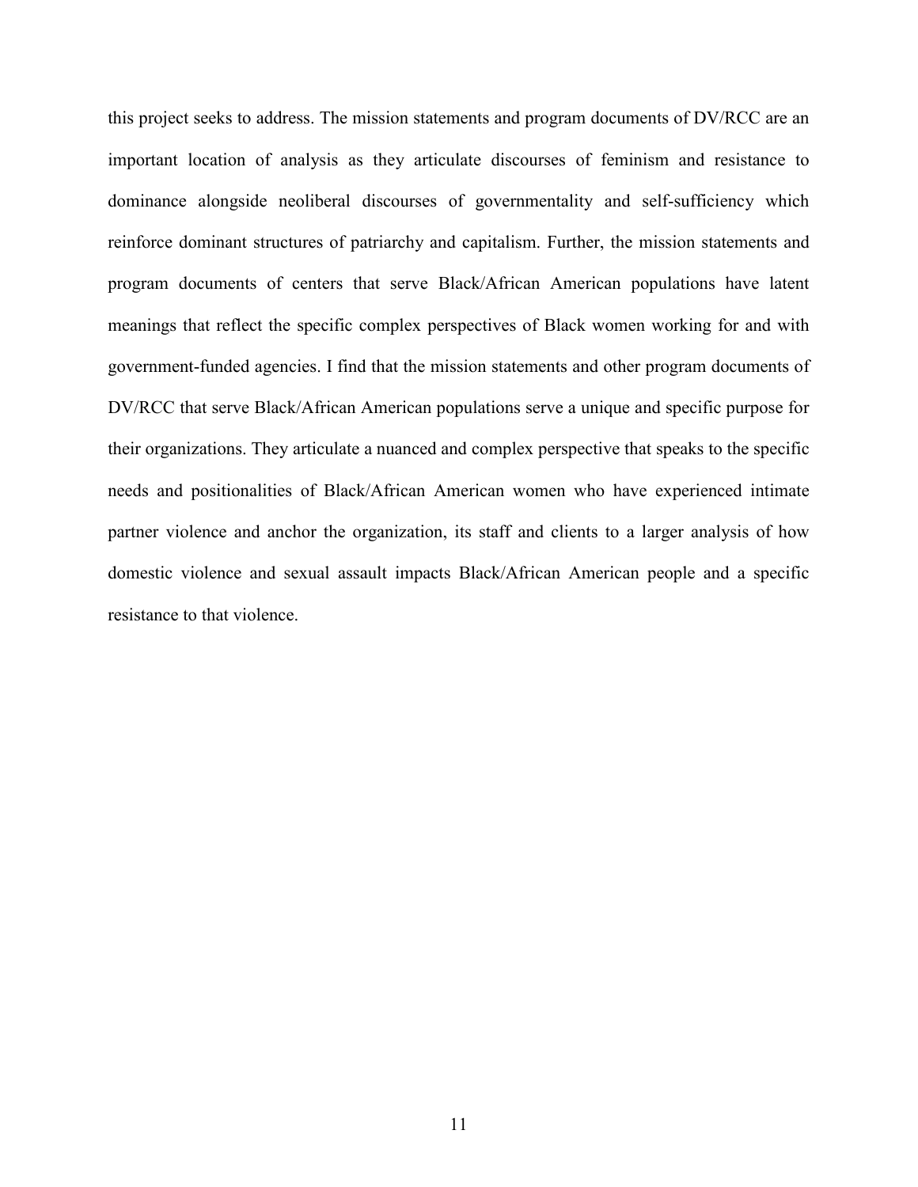this project seeks to address. The mission statements and program documents of DV/RCC are an important location of analysis as they articulate discourses of feminism and resistance to dominance alongside neoliberal discourses of governmentality and self-sufficiency which reinforce dominant structures of patriarchy and capitalism. Further, the mission statements and program documents of centers that serve Black/African American populations have latent meanings that reflect the specific complex perspectives of Black women working for and with government-funded agencies. I find that the mission statements and other program documents of DV/RCC that serve Black/African American populations serve a unique and specific purpose for their organizations. They articulate a nuanced and complex perspective that speaks to the specific needs and positionalities of Black/African American women who have experienced intimate partner violence and anchor the organization, its staff and clients to a larger analysis of how domestic violence and sexual assault impacts Black/African American people and a specific resistance to that violence.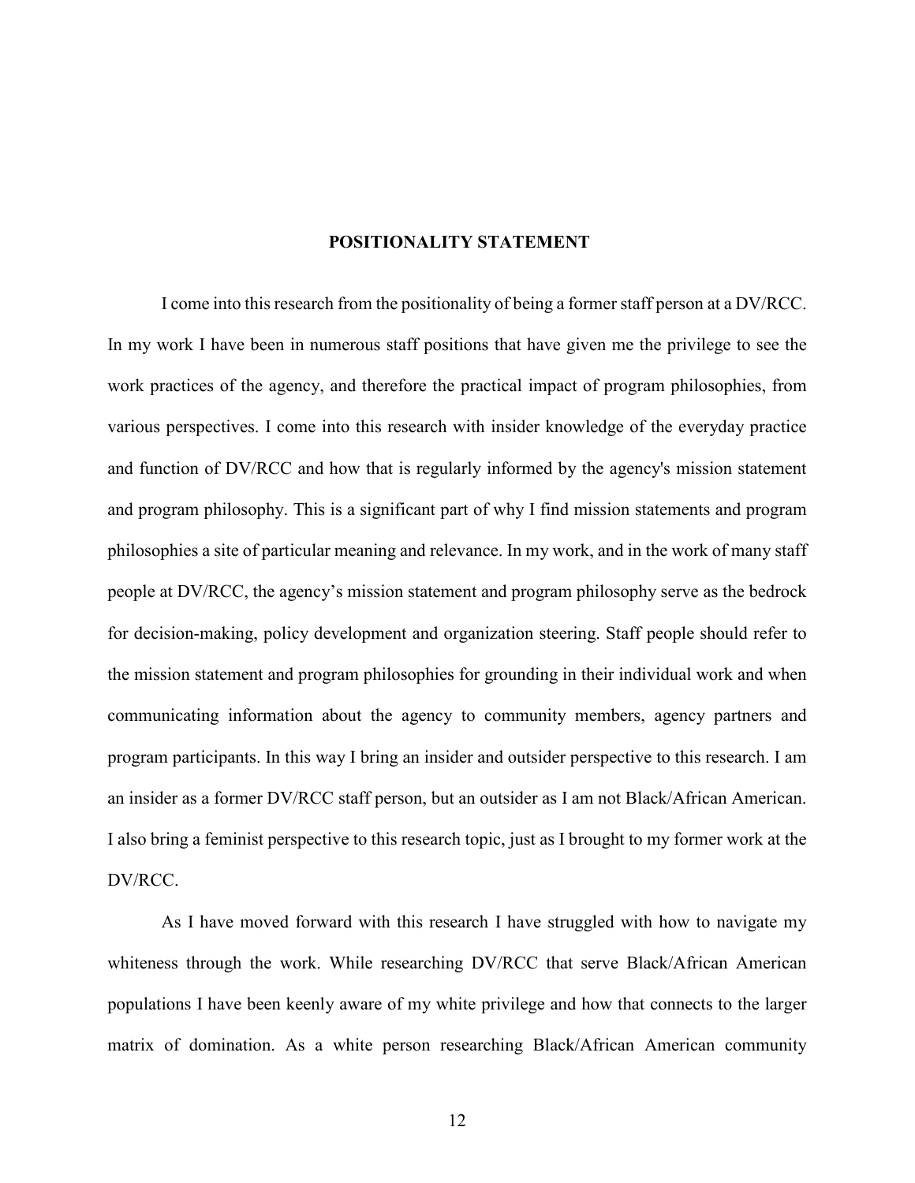# POSITIONALITY STATEMENT

I come into this research from the positionality of being a former staff person at a DV/RCC. In my work I have been in numerous staff positions that have given me the privilege to see the work practices of the agency, and therefore the practical impact of program philosophies, from various perspectives. I come into this research with insider knowledge of the everyday practice and function of DV/RCC and how that is regularly informed by the agency's mission statement and program philosophy. This is a significant part of why I find mission statements and program philosophies a site of particular meaning and relevance. In my work, and in the work of many staff people at DV/RCC, the agency's mission statement and program philosophy serve as the bedrock for decision-making, policy development and organization steering. Staff people should refer to the mission statement and program philosophies for grounding in their individual work and when communicating information about the agency to community members, agency partners and program participants. In this way I bring an insider and outsider perspective to this research. I am an insider as a former DV/RCC staff person, but an outsider as I am not Black/African American. I also bring a feminist perspective to this research topic, just as I brought to my former work at the DV/RCC.

As I have moved forward with this research I have struggled with how to navigate my whiteness through the work. While researching DV/RCC that serve Black/African American populations I have been keenly aware of my white privilege and how that connects to the larger matrix of domination. As a white person researching Black/African American community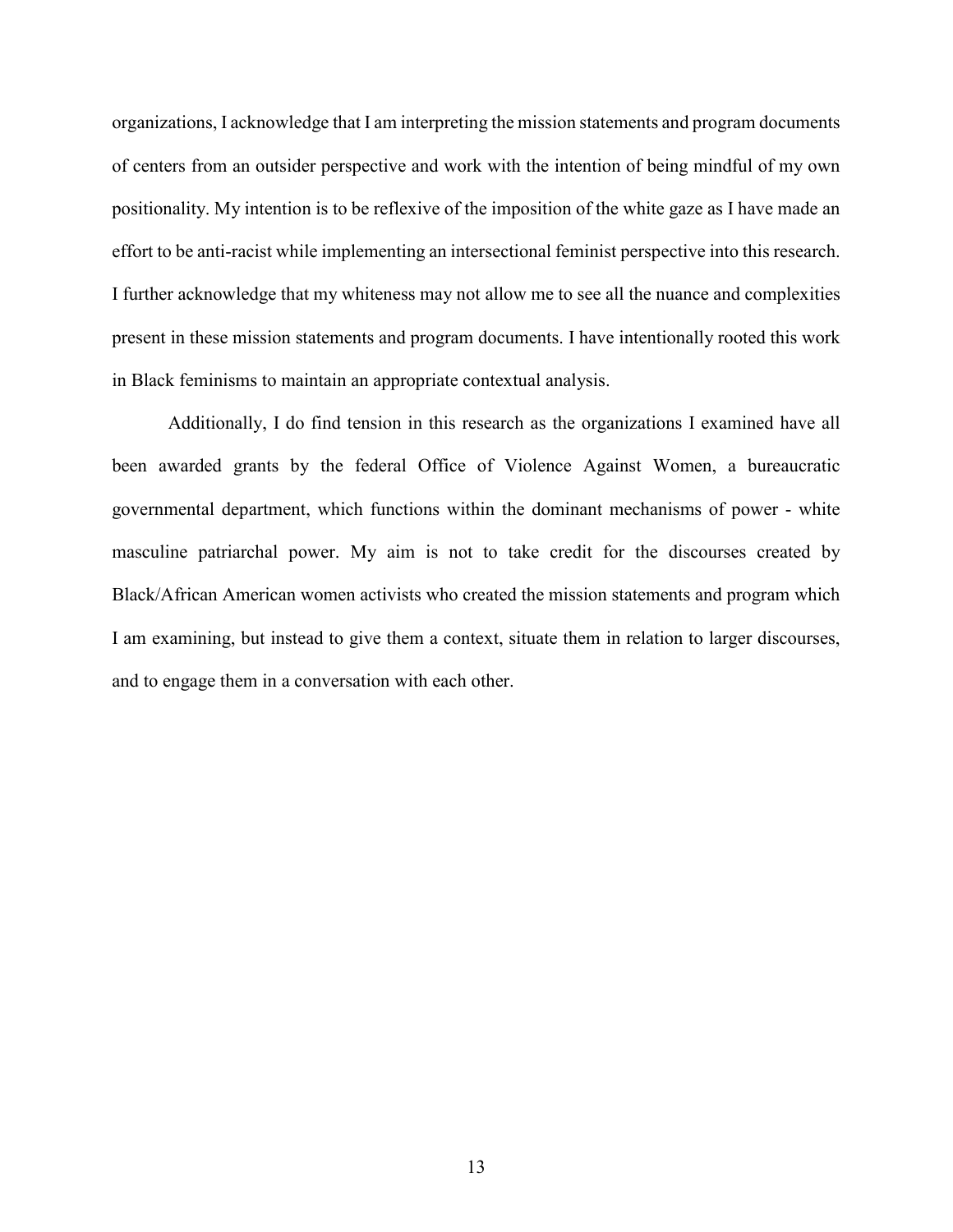organizations, I acknowledge that I am interpreting the mission statements and program documents of centers from an outsider perspective and work with the intention of being mindful of my own positionality. My intention is to be reflexive of the imposition of the white gaze as I have made an effort to be anti-racist while implementing an intersectional feminist perspective into this research. I further acknowledge that my whiteness may not allow me to see all the nuance and complexities present in these mission statements and program documents. I have intentionally rooted this work in Black feminisms to maintain an appropriate contextual analysis.

Additionally, I do find tension in this research as the organizations I examined have all been awarded grants by the federal Office of Violence Against Women, a bureaucratic governmental department, which functions within the dominant mechanisms of power - white masculine patriarchal power. My aim is not to take credit for the discourses created by Black/African American women activists who created the mission statements and program which I am examining, but instead to give them a context, situate them in relation to larger discourses, and to engage them in a conversation with each other.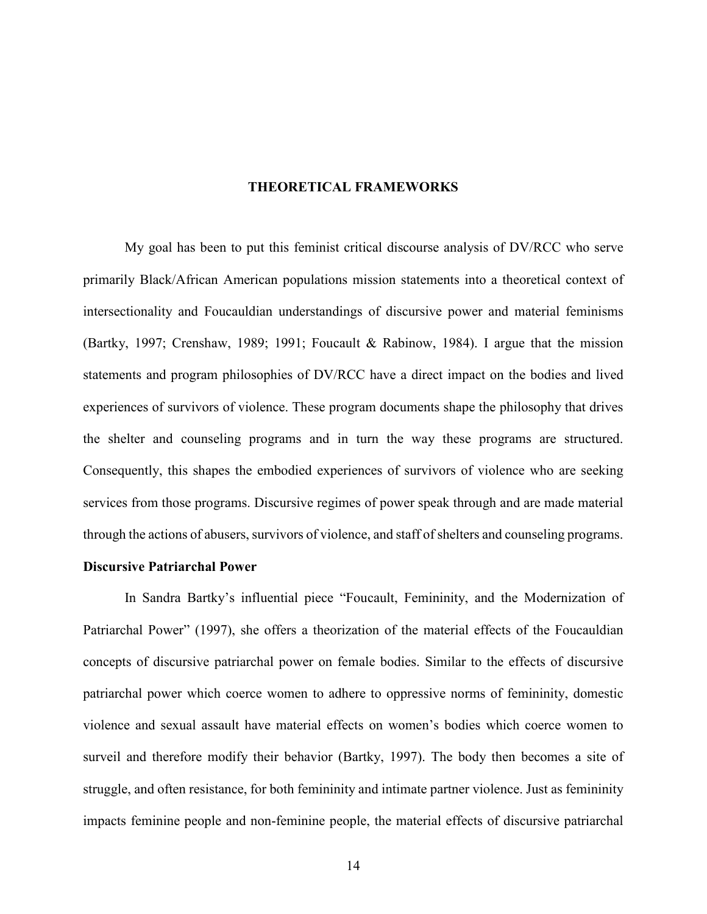# THEORETICAL FRAMEWORKS

My goal has been to put this feminist critical discourse analysis of DV/RCC who serve primarily Black/African American populations mission statements into a theoretical context of intersectionality and Foucauldian understandings of discursive power and material feminisms (Bartky, 1997; Crenshaw, 1989; 1991; Foucault & Rabinow, 1984). I argue that the mission statements and program philosophies of DV/RCC have a direct impact on the bodies and lived experiences of survivors of violence. These program documents shape the philosophy that drives the shelter and counseling programs and in turn the way these programs are structured. Consequently, this shapes the embodied experiences of survivors of violence who are seeking services from those programs. Discursive regimes of power speak through and are made material through the actions of abusers, survivors of violence, and staff of shelters and counseling programs.

## Discursive Patriarchal Power

In Sandra Bartky's influential piece "Foucault, Femininity, and the Modernization of Patriarchal Power" (1997), she offers a theorization of the material effects of the Foucauldian concepts of discursive patriarchal power on female bodies. Similar to the effects of discursive patriarchal power which coerce women to adhere to oppressive norms of femininity, domestic violence and sexual assault have material effects on women's bodies which coerce women to surveil and therefore modify their behavior (Bartky, 1997). The body then becomes a site of struggle, and often resistance, for both femininity and intimate partner violence. Just as femininity impacts feminine people and non-feminine people, the material effects of discursive patriarchal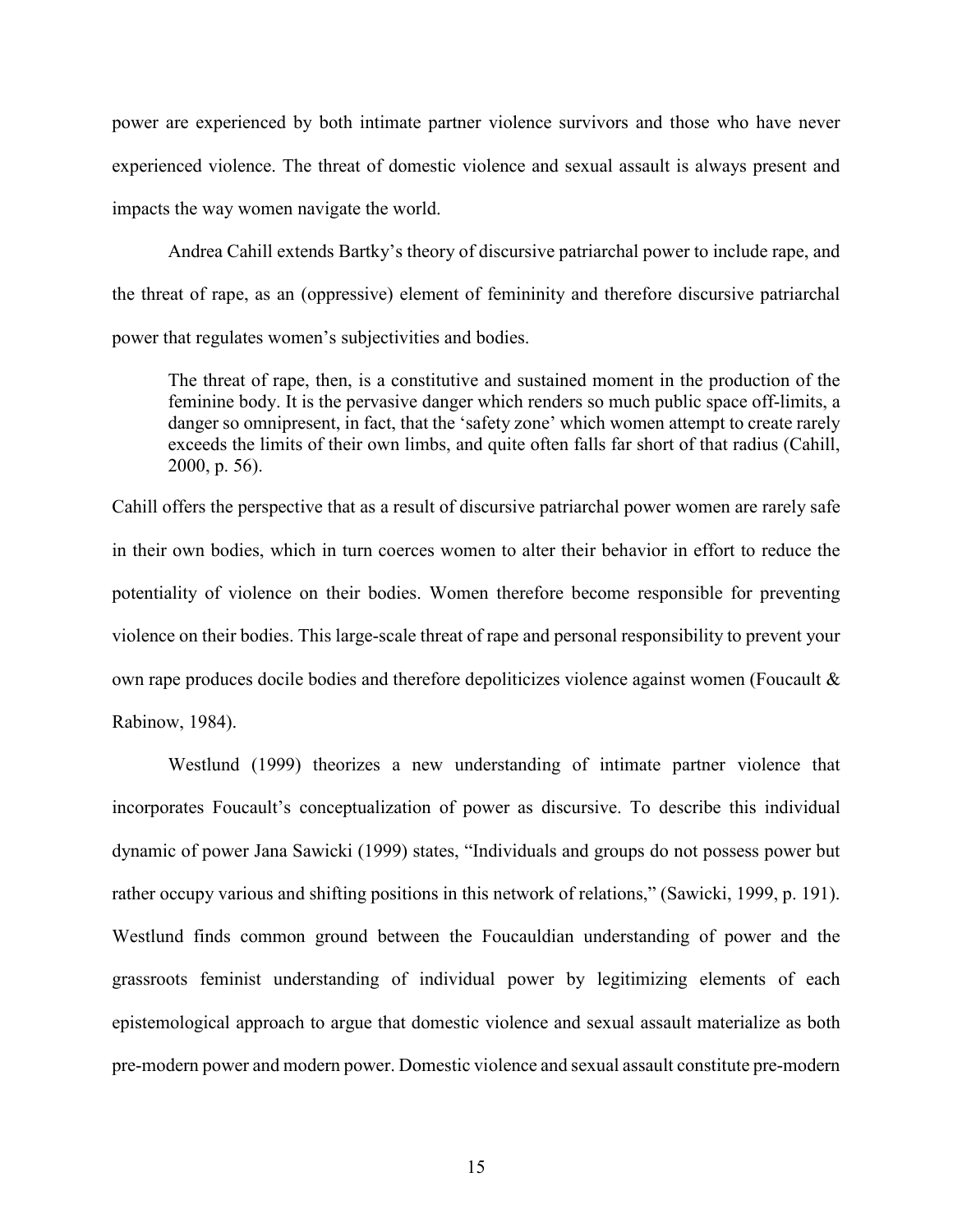power are experienced by both intimate partner violence survivors and those who have never experienced violence. The threat of domestic violence and sexual assault is always present and impacts the way women navigate the world.

Andrea Cahill extends Bartky's theory of discursive patriarchal power to include rape, and the threat of rape, as an (oppressive) element of femininity and therefore discursive patriarchal power that regulates women's subjectivities and bodies.

> The threat of rape, then, is a constitutive and sustained moment in the production of the feminine body. It is the pervasive danger which renders so much public space off-limits, a danger so omnipresent, in fact, that the 'safety zone' which women attempt to create rarely exceeds the limits of their own limbs, and quite often falls far short of that radius (Cahill, 2000, p. 56).

Cahill offers the perspective that as a result of discursive patriarchal power women are rarely safe in their own bodies, which in turn coerces women to alter their behavior in effort to reduce the potentiality of violence on their bodies. Women therefore become responsible for preventing violence on their bodies. This large-scale threat of rape and personal responsibility to prevent your own rape produces docile bodies and therefore depoliticizes violence against women (Foucault & Rabinow, 1984).

Westlund (1999) theorizes a new understanding of intimate partner violence that incorporates Foucault's conceptualization of power as discursive. To describe this individual dynamic of power Jana Sawicki (1999) states, "Individuals and groups do not possess power but rather occupy various and shifting positions in this network of relations," (Sawicki, 1999, p. 191). Westlund finds common ground between the Foucauldian understanding of power and the grassroots feminist understanding of individual power by legitimizing elements of each epistemological approach to argue that domestic violence and sexual assault materialize as both pre-modern power and modern power. Domestic violence and sexual assault constitute pre-modern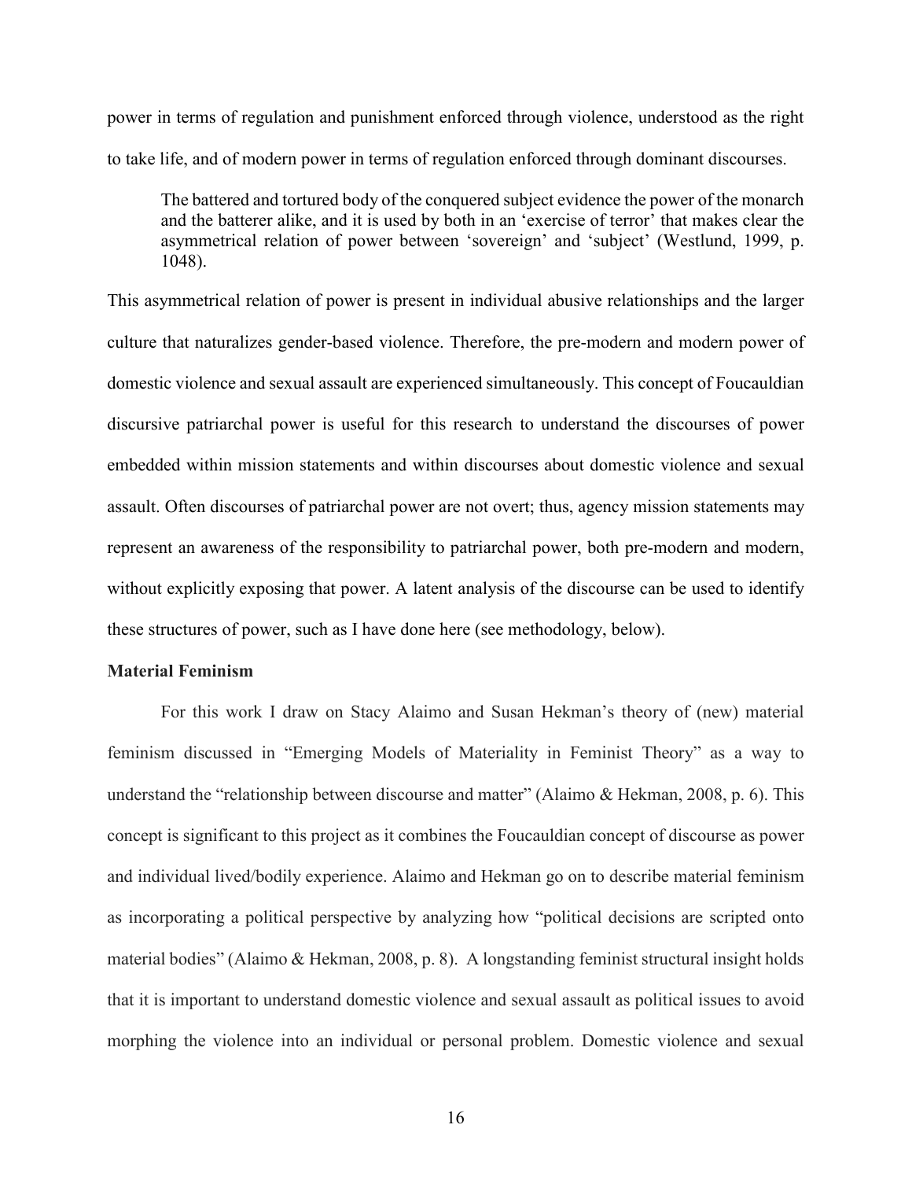power in terms of regulation and punishment enforced through violence, understood as the right to take life, and of modern power in terms of regulation enforced through dominant discourses.

> The battered and tortured body of the conquered subject evidence the power of the monarch and the batterer alike, and it is used by both in an 'exercise of terror' that makes clear the asymmetrical relation of power between 'sovereign' and 'subject' (Westlund, 1999, p. 1048).

This asymmetrical relation of power is present in individual abusive relationships and the larger culture that naturalizes gender-based violence. Therefore, the pre-modern and modern power of domestic violence and sexual assault are experienced simultaneously. This concept of Foucauldian discursive patriarchal power is useful for this research to understand the discourses of power embedded within mission statements and within discourses about domestic violence and sexual assault. Often discourses of patriarchal power are not overt; thus, agency mission statements may represent an awareness of the responsibility to patriarchal power, both pre-modern and modern, without explicitly exposing that power. A latent analysis of the discourse can be used to identify these structures of power, such as I have done here (see methodology, below).

**Material Feminism**

For this work I draw on Stacy Alaimo and Susan Hekman's theory of (new) material feminism discussed in "Emerging Models of Materiality in Feminist Theory" as a way to understand the "relationship between discourse and matter" (Alaimo & Hekman, 2008, p. 6). This concept is significant to this project as it combines the Foucauldian concept of discourse as power and individual lived/bodily experience. Alaimo and Hekman go on to describe material feminism as incorporating a political perspective by analyzing how "political decisions are scripted onto material bodies" (Alaimo & Hekman, 2008, p. 8). A longstanding feminist structural insight holds that it is important to understand domestic violence and sexual assault as political issues to avoid morphing the violence into an individual or personal problem. Domestic violence and sexual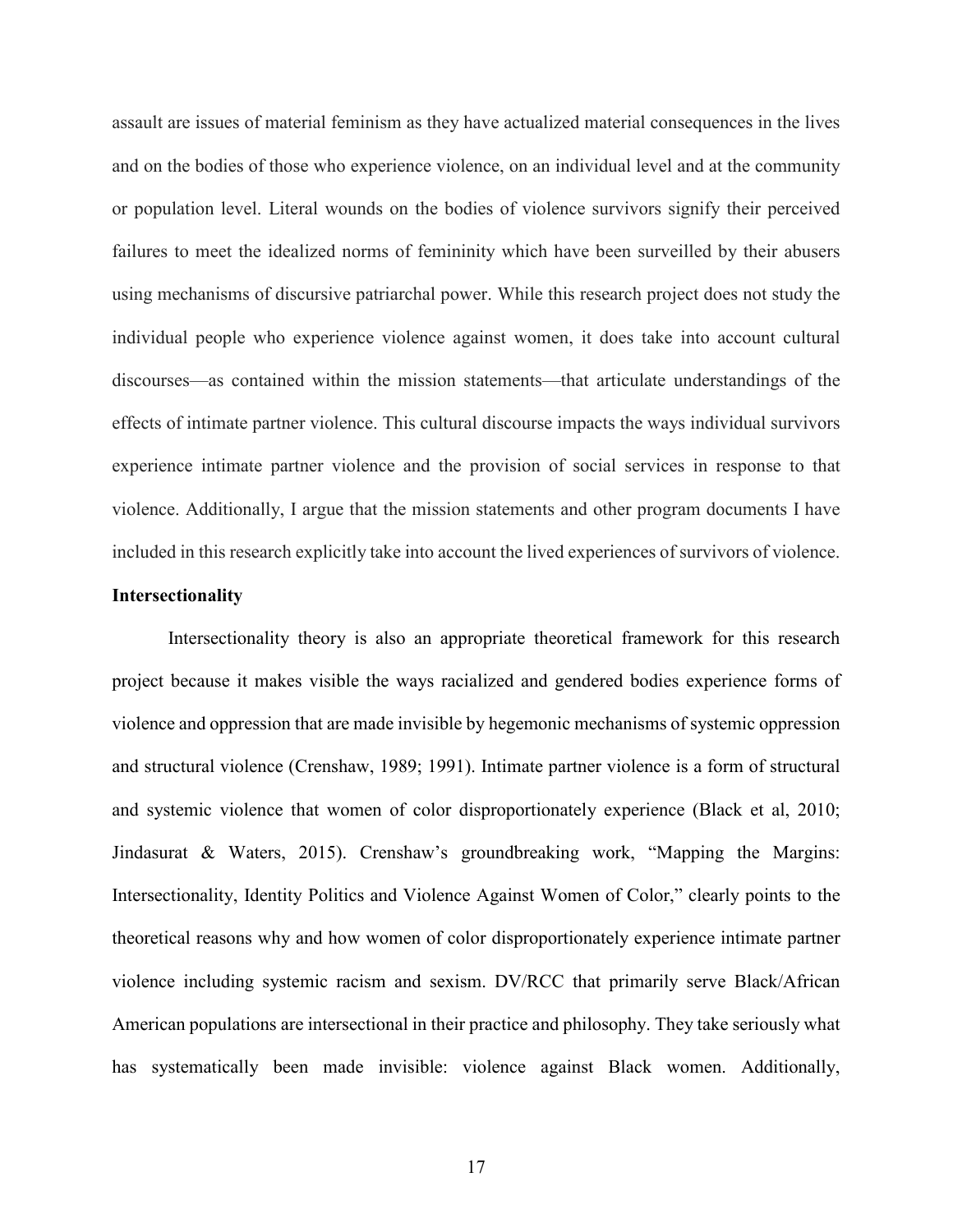assault are issues of material feminism as they have actualized material consequences in the lives and on the bodies of those who experience violence, on an individual level and at the community or population level. Literal wounds on the bodies of violence survivors signify their perceived failures to meet the idealized norms of femininity which have been surveilled by their abusers using mechanisms of discursive patriarchal power. While this research project does not study the individual people who experience violence against women, it does take into account cultural discourses—as contained within the mission statements—that articulate understandings of the effects of intimate partner violence. This cultural discourse impacts the ways individual survivors experience intimate partner violence and the provision of social services in response to that violence. Additionally, I argue that the mission statements and other program documents I have included in this research explicitly take into account the lived experiences of survivors of violence.

**Intersectionality**

Intersectionality theory is also an appropriate theoretical framework for this research project because it makes visible the ways racialized and gendered bodies experience forms of violence and oppression that are made invisible by hegemonic mechanisms of systemic oppression and structural violence (Crenshaw, 1989; 1991). Intimate partner violence is a form of structural and systemic violence that women of color disproportionately experience (Black et al, 2010; Jindasurat & Waters, 2015). Crenshaw's groundbreaking work, "Mapping the Margins: Intersectionality, Identity Politics and Violence Against Women of Color," clearly points to the theoretical reasons why and how women of color disproportionately experience intimate partner violence including systemic racism and sexism. DV/RCC that primarily serve Black/African American populations are intersectional in their practice and philosophy. They take seriously what has systematically been made invisible: violence against Black women. Additionally,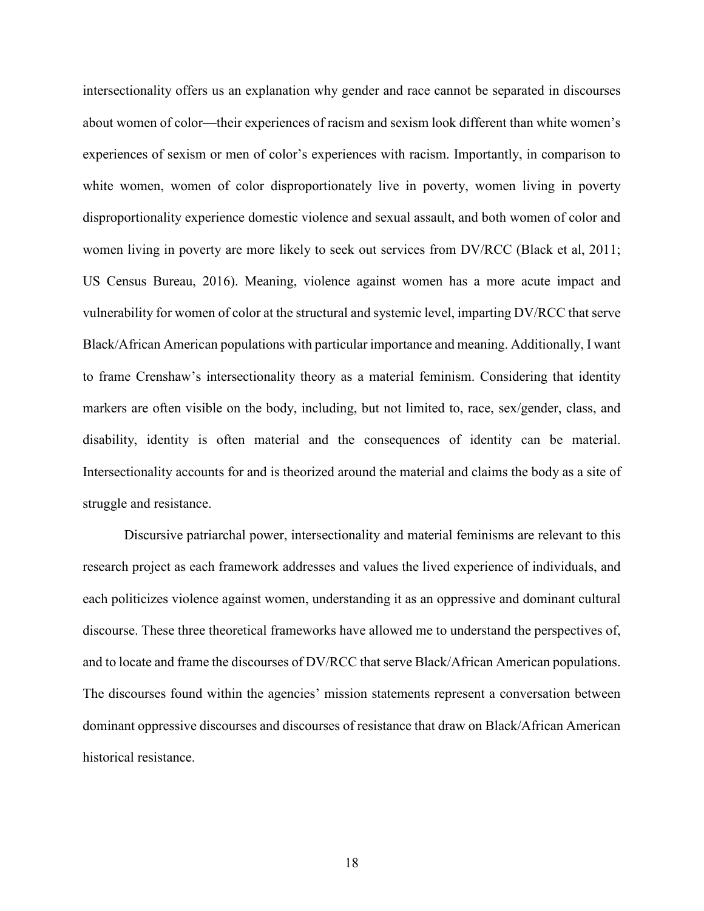intersectionality offers us an explanation why gender and race cannot be separated in discourses about women of color—their experiences of racism and sexism look different than white women's experiences of sexism or men of color's experiences with racism. Importantly, in comparison to white women, women of color disproportionately live in poverty, women living in poverty disproportionality experience domestic violence and sexual assault, and both women of color and women living in poverty are more likely to seek out services from DV/RCC (Black et al, 2011; US Census Bureau, 2016). Meaning, violence against women has a more acute impact and vulnerability for women of color at the structural and systemic level, imparting DV/RCC that serve Black/African American populations with particular importance and meaning. Additionally, I want to frame Crenshaw's intersectionality theory as a material feminism. Considering that identity markers are often visible on the body, including, but not limited to, race, sex/gender, class, and disability, identity is often material and the consequences of identity can be material. Intersectionality accounts for and is theorized around the material and claims the body as a site of struggle and resistance.

Discursive patriarchal power, intersectionality and material feminisms are relevant to this research project as each framework addresses and values the lived experience of individuals, and each politicizes violence against women, understanding it as an oppressive and dominant cultural discourse. These three theoretical frameworks have allowed me to understand the perspectives of, and to locate and frame the discourses of DV/RCC that serve Black/African American populations. The discourses found within the agencies' mission statements represent a conversation between dominant oppressive discourses and discourses of resistance that draw on Black/African American historical resistance.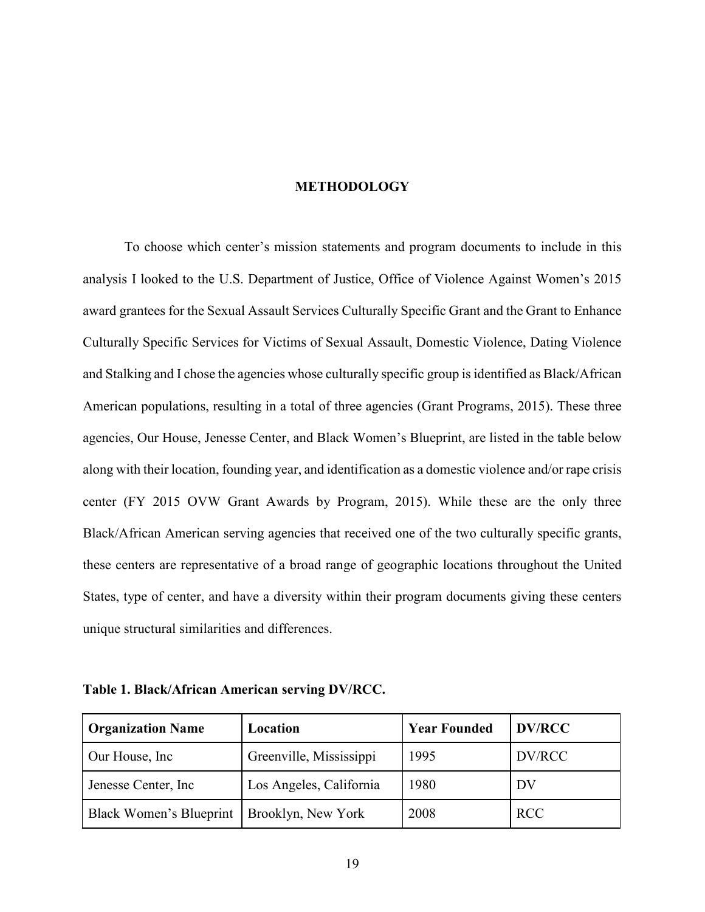# METHODOLOGY

To choose which center's mission statements and program documents to include in this analysis I looked to the U.S. Department of Justice, Office of Violence Against Women's 2015 award grantees for the Sexual Assault Services Culturally Specific Grant and the Grant to Enhance Culturally Specific Services for Victims of Sexual Assault, Domestic Violence, Dating Violence and Stalking and I chose the agencies whose culturally specific group is identified as Black/African American populations, resulting in a total of three agencies (Grant Programs, 2015). These three agencies, Our House, Jenesse Center, and Black Women's Blueprint, are listed in the table below along with their location, founding year, and identification as a domestic violence and/or rape crisis center (FY 2015 OVW Grant Awards by Program, 2015). While these are the only three Black/African American serving agencies that received one of the two culturally specific grants, these centers are representative of a broad range of geographic locations throughout the United States, type of center, and have a diversity within their program documents giving these centers unique structural similarities and differences.

**Table 1. Black/African American serving DV/RCC.**

| Organization Name | Location | Year Founded | DV/RCC |
|---|---|---|---|
| Our House, Inc | Greenville, Mississippi | 1995 | DV/RCC |
| Jenesse Center, Inc | Los Angeles, California | 1980 | DV |
| Black Women's Blueprint | Brooklyn, New York | 2008 | RCC |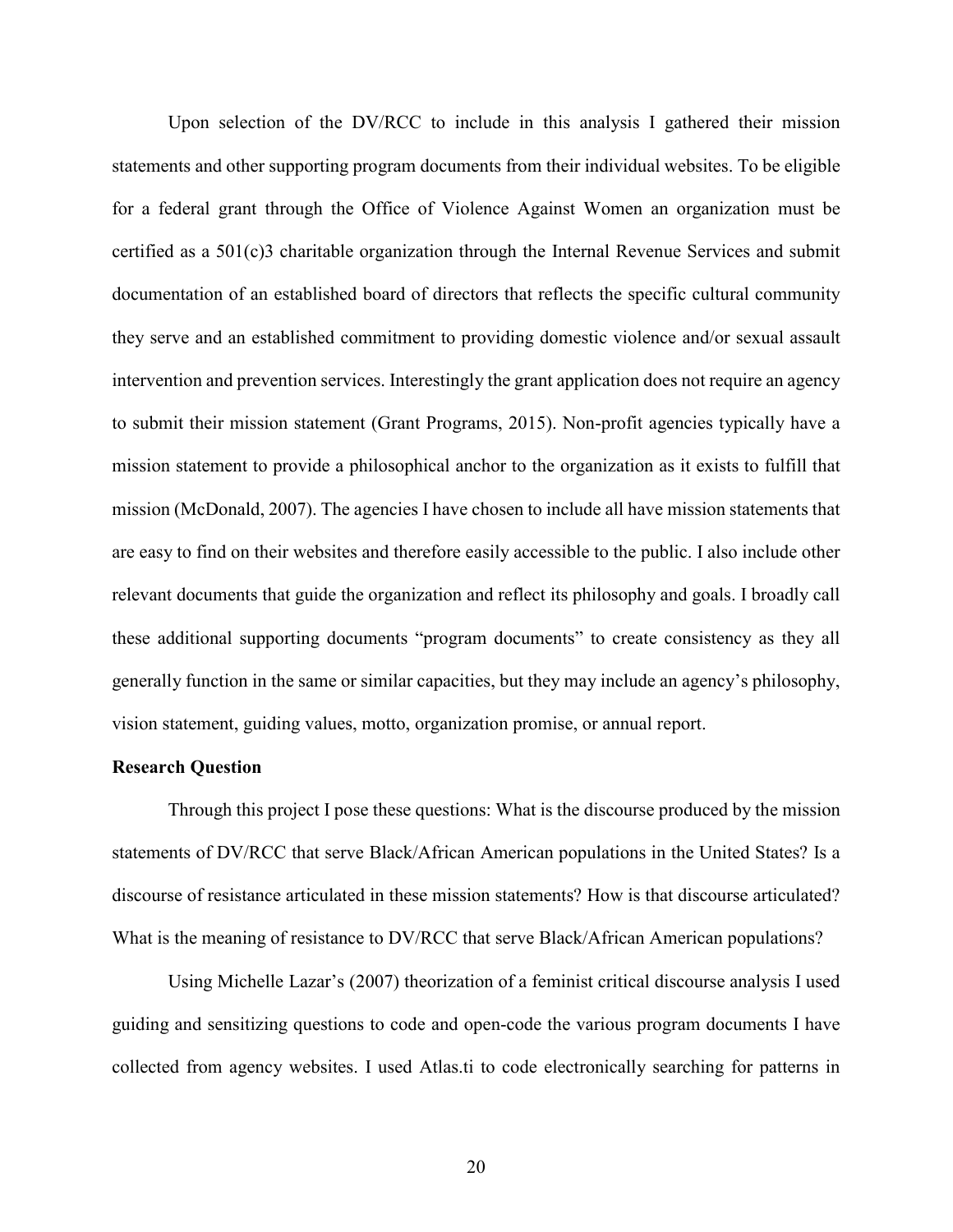Upon selection of the DV/RCC to include in this analysis I gathered their mission statements and other supporting program documents from their individual websites. To be eligible for a federal grant through the Office of Violence Against Women an organization must be certified as a 501(c)3 charitable organization through the Internal Revenue Services and submit documentation of an established board of directors that reflects the specific cultural community they serve and an established commitment to providing domestic violence and/or sexual assault intervention and prevention services. Interestingly the grant application does not require an agency to submit their mission statement (Grant Programs, 2015). Non-profit agencies typically have a mission statement to provide a philosophical anchor to the organization as it exists to fulfill that mission (McDonald, 2007). The agencies I have chosen to include all have mission statements that are easy to find on their websites and therefore easily accessible to the public. I also include other relevant documents that guide the organization and reflect its philosophy and goals. I broadly call these additional supporting documents "program documents" to create consistency as they all generally function in the same or similar capacities, but they may include an agency's philosophy, vision statement, guiding values, motto, organization promise, or annual report.

**Research Question**

Through this project I pose these questions: What is the discourse produced by the mission statements of DV/RCC that serve Black/African American populations in the United States? Is a discourse of resistance articulated in these mission statements? How is that discourse articulated? What is the meaning of resistance to DV/RCC that serve Black/African American populations?

Using Michelle Lazar's (2007) theorization of a feminist critical discourse analysis I used guiding and sensitizing questions to code and open-code the various program documents I have collected from agency websites. I used Atlas.ti to code electronically searching for patterns in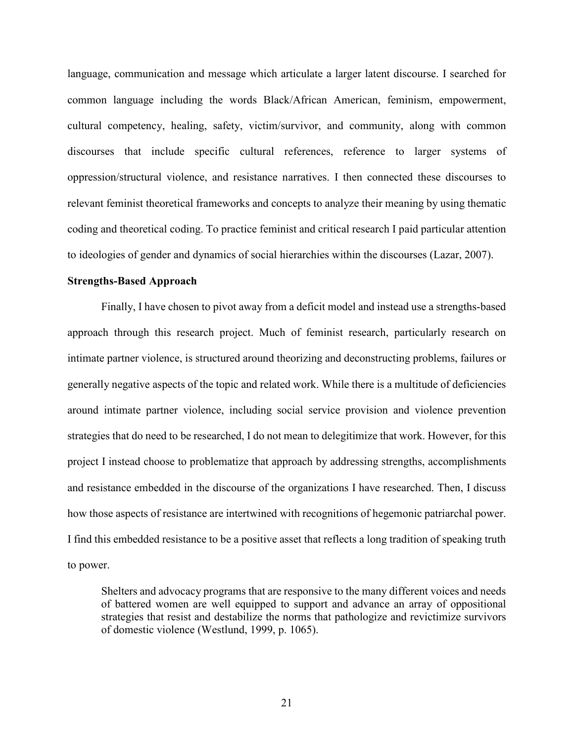language, communication and message which articulate a larger latent discourse. I searched for common language including the words Black/African American, feminism, empowerment, cultural competency, healing, safety, victim/survivor, and community, along with common discourses that include specific cultural references, reference to larger systems of oppression/structural violence, and resistance narratives. I then connected these discourses to relevant feminist theoretical frameworks and concepts to analyze their meaning by using thematic coding and theoretical coding. To practice feminist and critical research I paid particular attention to ideologies of gender and dynamics of social hierarchies within the discourses (Lazar, 2007).

**Strengths-Based Approach**

Finally, I have chosen to pivot away from a deficit model and instead use a strengths-based approach through this research project. Much of feminist research, particularly research on intimate partner violence, is structured around theorizing and deconstructing problems, failures or generally negative aspects of the topic and related work. While there is a multitude of deficiencies around intimate partner violence, including social service provision and violence prevention strategies that do need to be researched, I do not mean to delegitimize that work. However, for this project I instead choose to problematize that approach by addressing strengths, accomplishments and resistance embedded in the discourse of the organizations I have researched. Then, I discuss how those aspects of resistance are intertwined with recognitions of hegemonic patriarchal power. I find this embedded resistance to be a positive asset that reflects a long tradition of speaking truth to power.

> Shelters and advocacy programs that are responsive to the many different voices and needs of battered women are well equipped to support and advance an array of oppositional strategies that resist and destabilize the norms that pathologize and revictimize survivors of domestic violence (Westlund, 1999, p. 1065).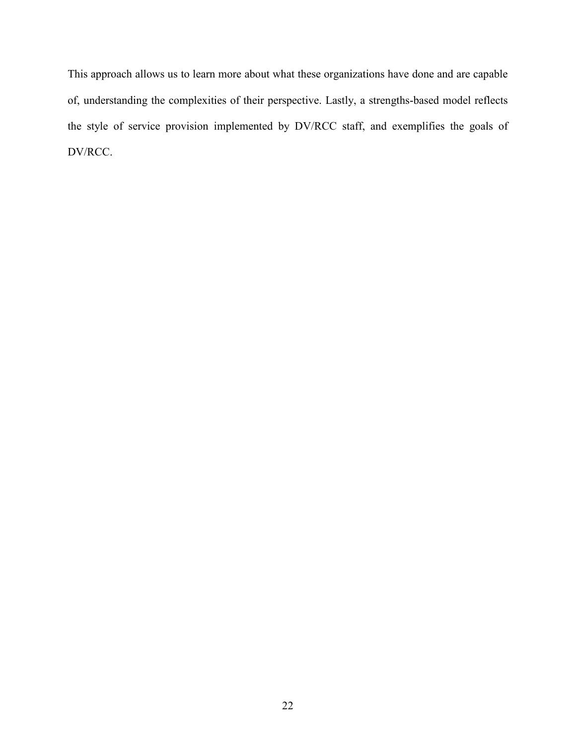This approach allows us to learn more about what these organizations have done and are capable of, understanding the complexities of their perspective. Lastly, a strengths-based model reflects the style of service provision implemented by DV/RCC staff, and exemplifies the goals of DV/RCC.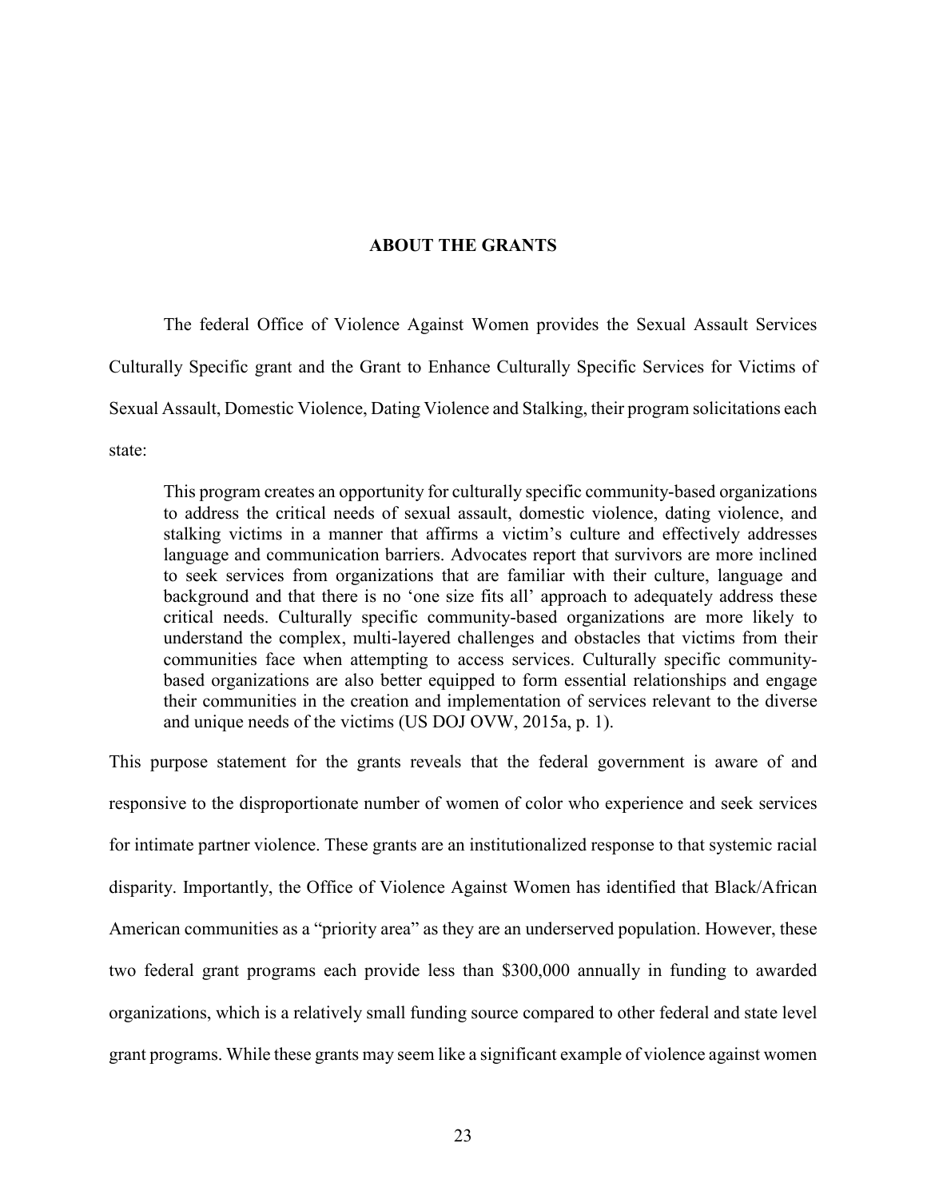## ABOUT THE GRANTS

The federal Office of Violence Against Women provides the Sexual Assault Services Culturally Specific grant and the Grant to Enhance Culturally Specific Services for Victims of Sexual Assault, Domestic Violence, Dating Violence and Stalking, their program solicitations each state:

> This program creates an opportunity for culturally specific community-based organizations to address the critical needs of sexual assault, domestic violence, dating violence, and stalking victims in a manner that affirms a victim's culture and effectively addresses language and communication barriers. Advocates report that survivors are more inclined to seek services from organizations that are familiar with their culture, language and background and that there is no 'one size fits all' approach to adequately address these critical needs. Culturally specific community-based organizations are more likely to understand the complex, multi-layered challenges and obstacles that victims from their communities face when attempting to access services. Culturally specific community-based organizations are also better equipped to form essential relationships and engage their communities in the creation and implementation of services relevant to the diverse and unique needs of the victims (US DOJ OVW, 2015a, p. 1).

This purpose statement for the grants reveals that the federal government is aware of and responsive to the disproportionate number of women of color who experience and seek services for intimate partner violence. These grants are an institutionalized response to that systemic racial disparity. Importantly, the Office of Violence Against Women has identified that Black/African American communities as a "priority area" as they are an underserved population. However, these two federal grant programs each provide less than $300,000 annually in funding to awarded organizations, which is a relatively small funding source compared to other federal and state level grant programs. While these grants may seem like a significant example of violence against women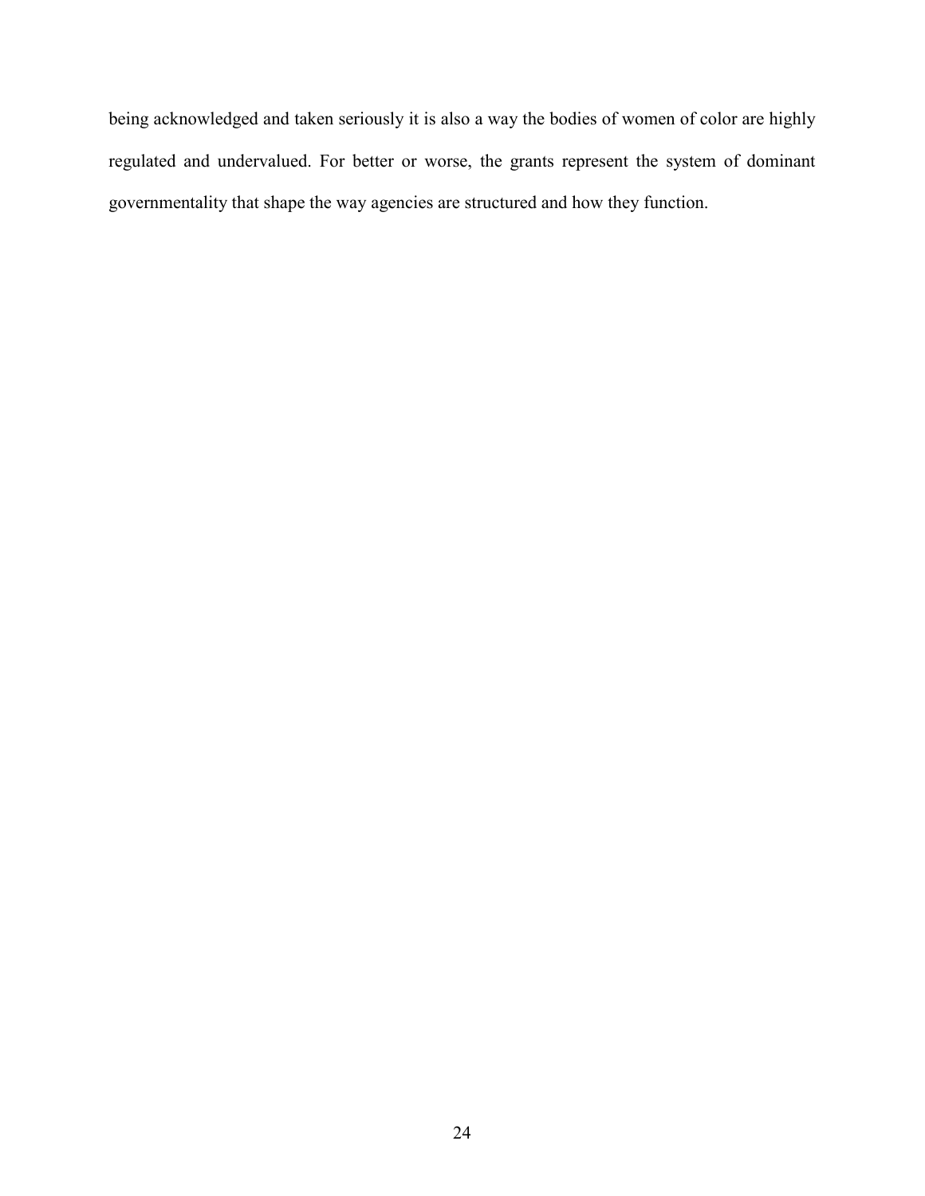being acknowledged and taken seriously it is also a way the bodies of women of color are highly regulated and undervalued. For better or worse, the grants represent the system of dominant governmentality that shape the way agencies are structured and how they function.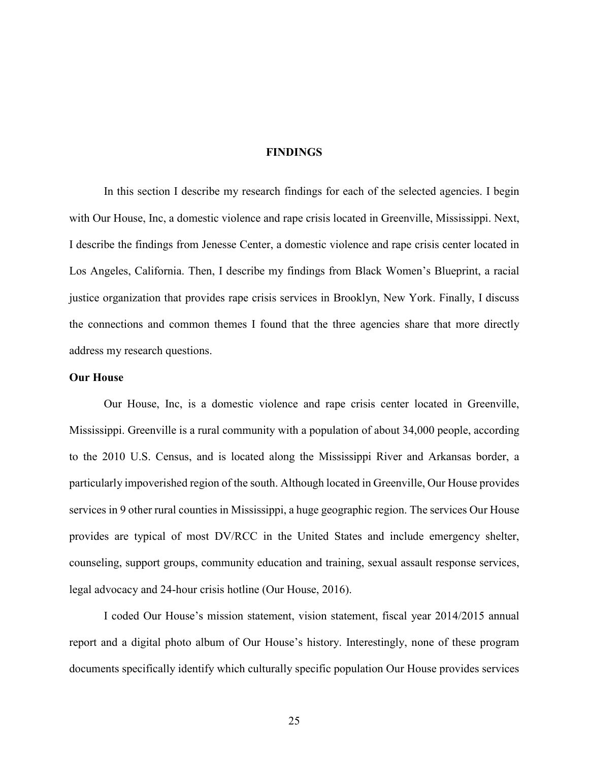## FINDINGS

In this section I describe my research findings for each of the selected agencies. I begin with Our House, Inc, a domestic violence and rape crisis located in Greenville, Mississippi. Next, I describe the findings from Jenesse Center, a domestic violence and rape crisis center located in Los Angeles, California. Then, I describe my findings from Black Women's Blueprint, a racial justice organization that provides rape crisis services in Brooklyn, New York. Finally, I discuss the connections and common themes I found that the three agencies share that more directly address my research questions.

### Our House

Our House, Inc, is a domestic violence and rape crisis center located in Greenville, Mississippi. Greenville is a rural community with a population of about 34,000 people, according to the 2010 U.S. Census, and is located along the Mississippi River and Arkansas border, a particularly impoverished region of the south. Although located in Greenville, Our House provides services in 9 other rural counties in Mississippi, a huge geographic region. The services Our House provides are typical of most DV/RCC in the United States and include emergency shelter, counseling, support groups, community education and training, sexual assault response services, legal advocacy and 24-hour crisis hotline (Our House, 2016).

I coded Our House's mission statement, vision statement, fiscal year 2014/2015 annual report and a digital photo album of Our House's history. Interestingly, none of these program documents specifically identify which culturally specific population Our House provides services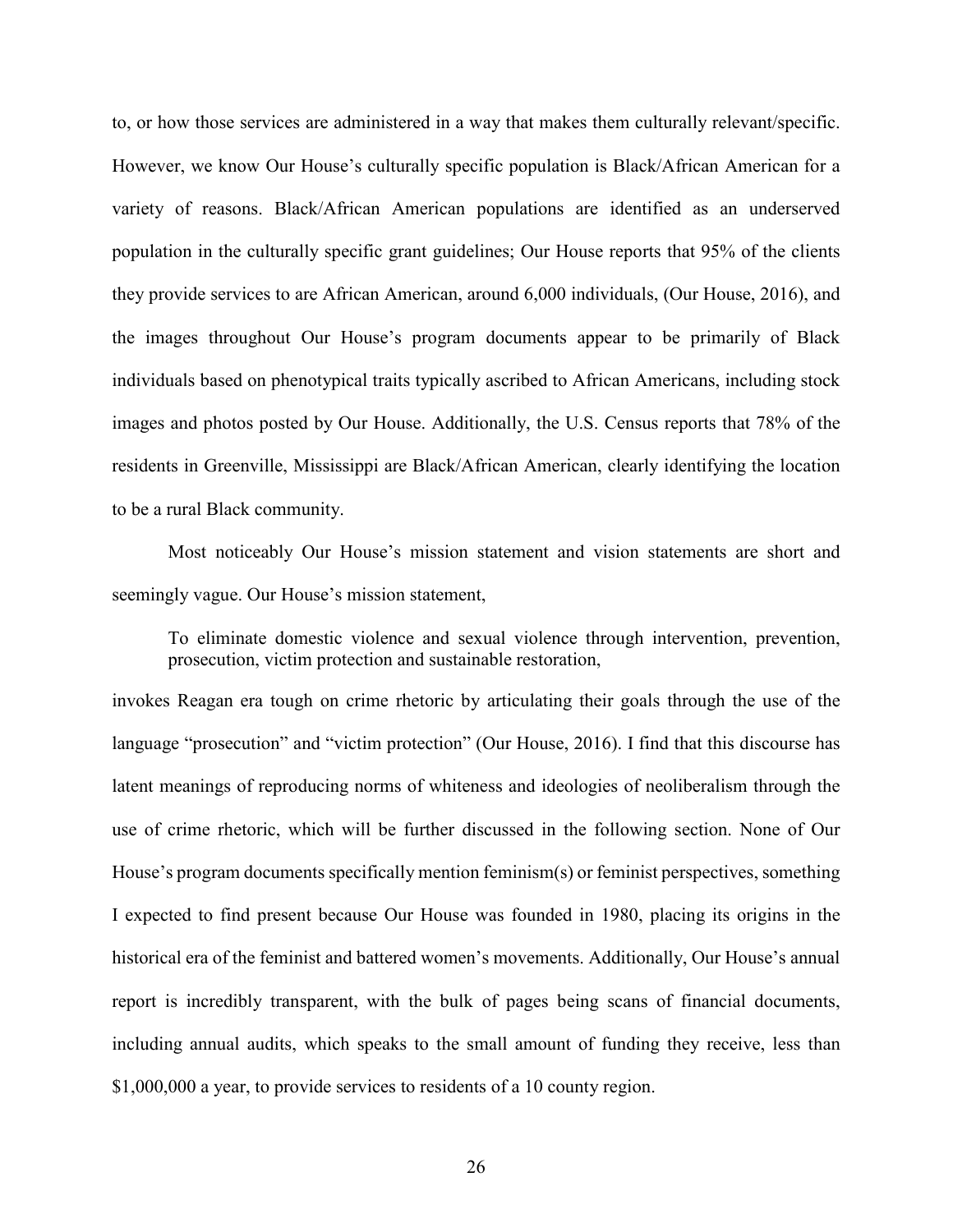to, or how those services are administered in a way that makes them culturally relevant/specific. However, we know Our House's culturally specific population is Black/African American for a variety of reasons. Black/African American populations are identified as an underserved population in the culturally specific grant guidelines; Our House reports that 95% of the clients they provide services to are African American, around 6,000 individuals, (Our House, 2016), and the images throughout Our House's program documents appear to be primarily of Black individuals based on phenotypical traits typically ascribed to African Americans, including stock images and photos posted by Our House. Additionally, the U.S. Census reports that 78% of the residents in Greenville, Mississippi are Black/African American, clearly identifying the location to be a rural Black community.

Most noticeably Our House's mission statement and vision statements are short and seemingly vague. Our House's mission statement,

> To eliminate domestic violence and sexual violence through intervention, prevention, prosecution, victim protection and sustainable restoration,

invokes Reagan era tough on crime rhetoric by articulating their goals through the use of the language "prosecution" and "victim protection" (Our House, 2016). I find that this discourse has latent meanings of reproducing norms of whiteness and ideologies of neoliberalism through the use of crime rhetoric, which will be further discussed in the following section. None of Our House's program documents specifically mention feminism(s) or feminist perspectives, something I expected to find present because Our House was founded in 1980, placing its origins in the historical era of the feminist and battered women's movements. Additionally, Our House's annual report is incredibly transparent, with the bulk of pages being scans of financial documents, including annual audits, which speaks to the small amount of funding they receive, less than $1,000,000 a year, to provide services to residents of a 10 county region.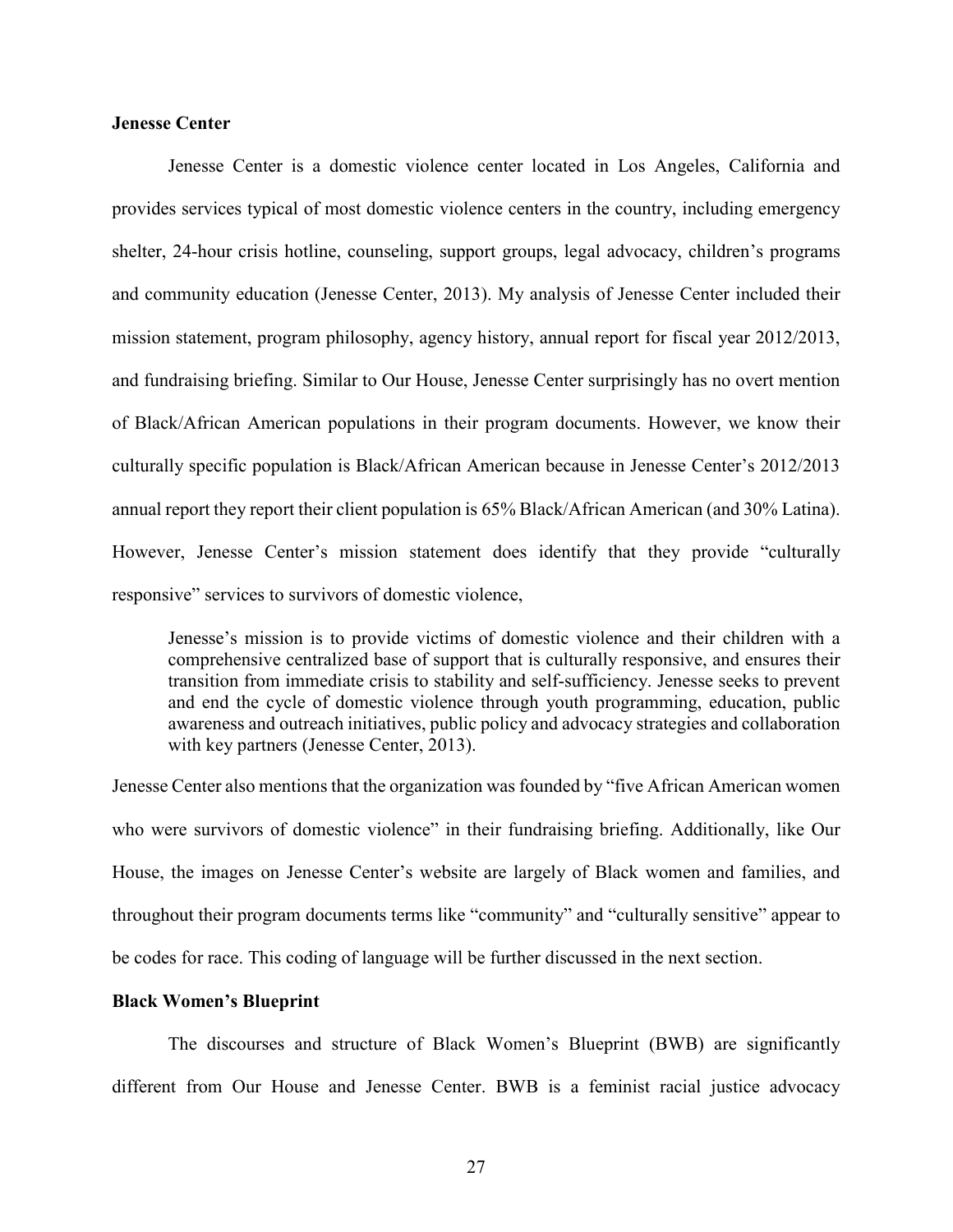**Jenesse Center**

Jenesse Center is a domestic violence center located in Los Angeles, California and provides services typical of most domestic violence centers in the country, including emergency shelter, 24-hour crisis hotline, counseling, support groups, legal advocacy, children's programs and community education (Jenesse Center, 2013). My analysis of Jenesse Center included their mission statement, program philosophy, agency history, annual report for fiscal year 2012/2013, and fundraising briefing. Similar to Our House, Jenesse Center surprisingly has no overt mention of Black/African American populations in their program documents. However, we know their culturally specific population is Black/African American because in Jenesse Center's 2012/2013 annual report they report their client population is 65% Black/African American (and 30% Latina). However, Jenesse Center's mission statement does identify that they provide "culturally responsive" services to survivors of domestic violence,

> Jenesse's mission is to provide victims of domestic violence and their children with a comprehensive centralized base of support that is culturally responsive, and ensures their transition from immediate crisis to stability and self-sufficiency. Jenesse seeks to prevent and end the cycle of domestic violence through youth programming, education, public awareness and outreach initiatives, public policy and advocacy strategies and collaboration with key partners (Jenesse Center, 2013).

Jenesse Center also mentions that the organization was founded by "five African American women who were survivors of domestic violence" in their fundraising briefing. Additionally, like Our House, the images on Jenesse Center's website are largely of Black women and families, and throughout their program documents terms like "community" and "culturally sensitive" appear to be codes for race. This coding of language will be further discussed in the next section.

**Black Women's Blueprint**

The discourses and structure of Black Women's Blueprint (BWB) are significantly different from Our House and Jenesse Center. BWB is a feminist racial justice advocacy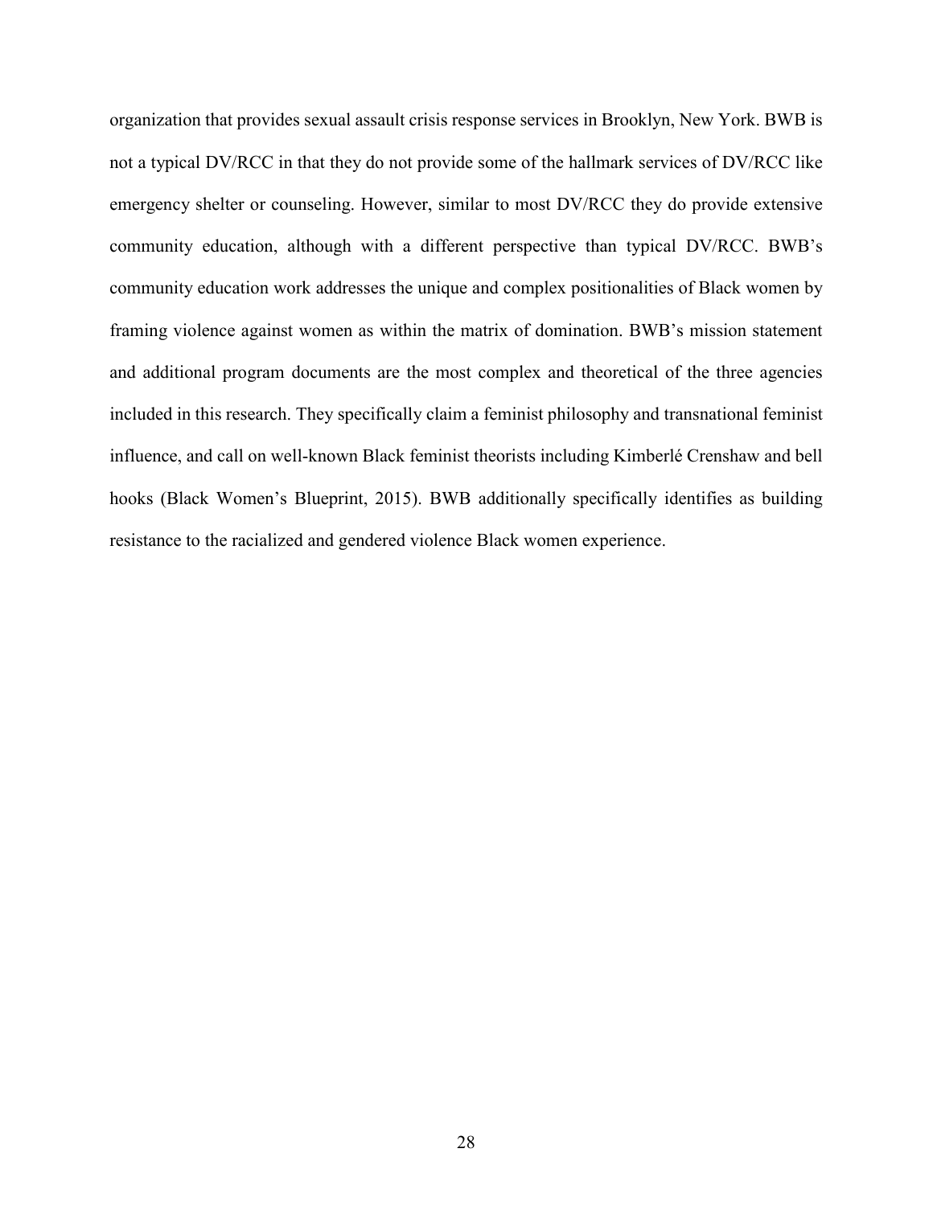organization that provides sexual assault crisis response services in Brooklyn, New York. BWB is not a typical DV/RCC in that they do not provide some of the hallmark services of DV/RCC like emergency shelter or counseling. However, similar to most DV/RCC they do provide extensive community education, although with a different perspective than typical DV/RCC. BWB's community education work addresses the unique and complex positionalities of Black women by framing violence against women as within the matrix of domination. BWB's mission statement and additional program documents are the most complex and theoretical of the three agencies included in this research. They specifically claim a feminist philosophy and transnational feminist influence, and call on well-known Black feminist theorists including Kimberlé Crenshaw and bell hooks (Black Women's Blueprint, 2015). BWB additionally specifically identifies as building resistance to the racialized and gendered violence Black women experience.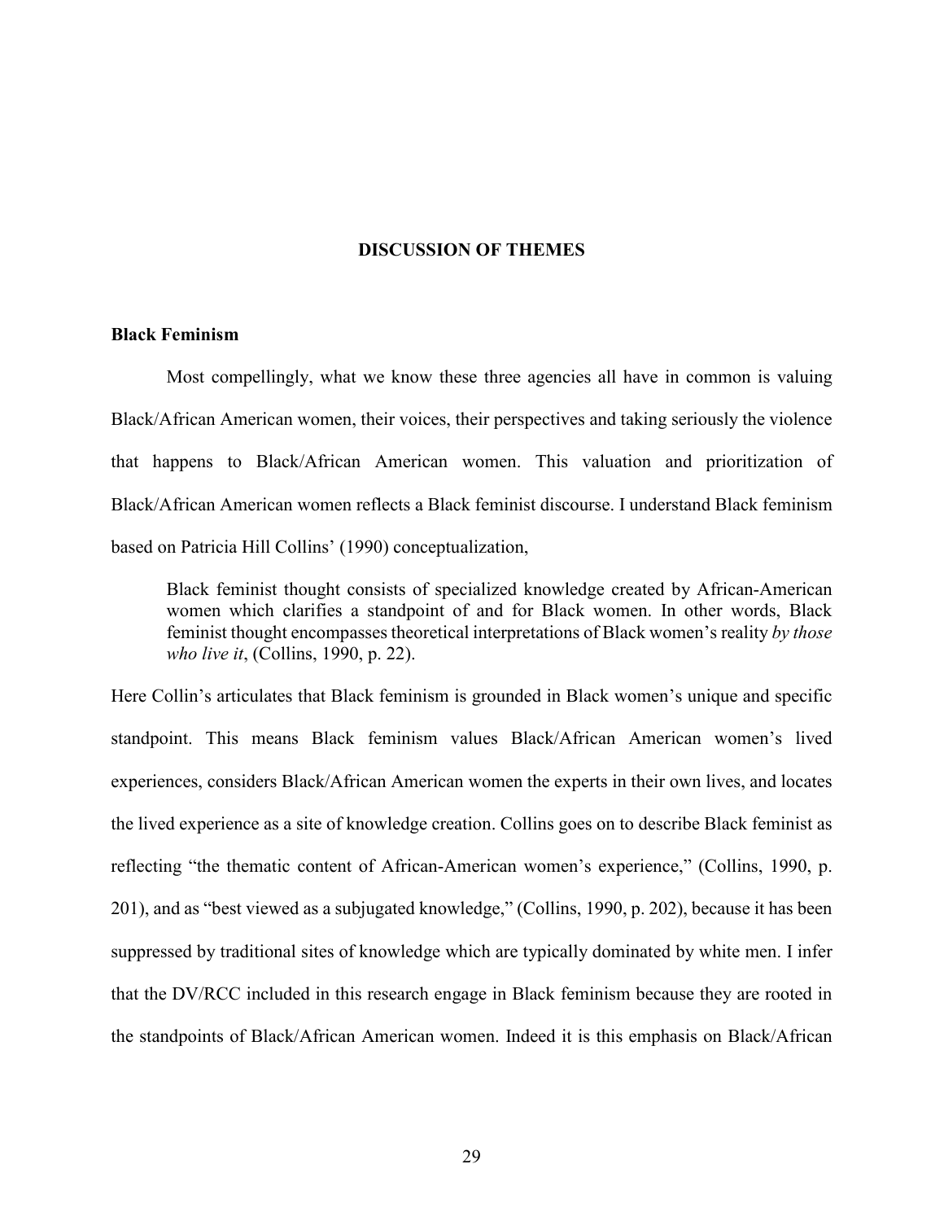## DISCUSSION OF THEMES

### Black Feminism

Most compellingly, what we know these three agencies all have in common is valuing Black/African American women, their voices, their perspectives and taking seriously the violence that happens to Black/African American women. This valuation and prioritization of Black/African American women reflects a Black feminist discourse. I understand Black feminism based on Patricia Hill Collins' (1990) conceptualization,

> Black feminist thought consists of specialized knowledge created by African-American women which clarifies a standpoint of and for Black women. In other words, Black feminist thought encompasses theoretical interpretations of Black women's reality *by those who live it*, (Collins, 1990, p. 22).

Here Collin's articulates that Black feminism is grounded in Black women's unique and specific standpoint. This means Black feminism values Black/African American women's lived experiences, considers Black/African American women the experts in their own lives, and locates the lived experience as a site of knowledge creation. Collins goes on to describe Black feminist as reflecting "the thematic content of African-American women's experience," (Collins, 1990, p. 201), and as "best viewed as a subjugated knowledge," (Collins, 1990, p. 202), because it has been suppressed by traditional sites of knowledge which are typically dominated by white men. I infer that the DV/RCC included in this research engage in Black feminism because they are rooted in the standpoints of Black/African American women. Indeed it is this emphasis on Black/African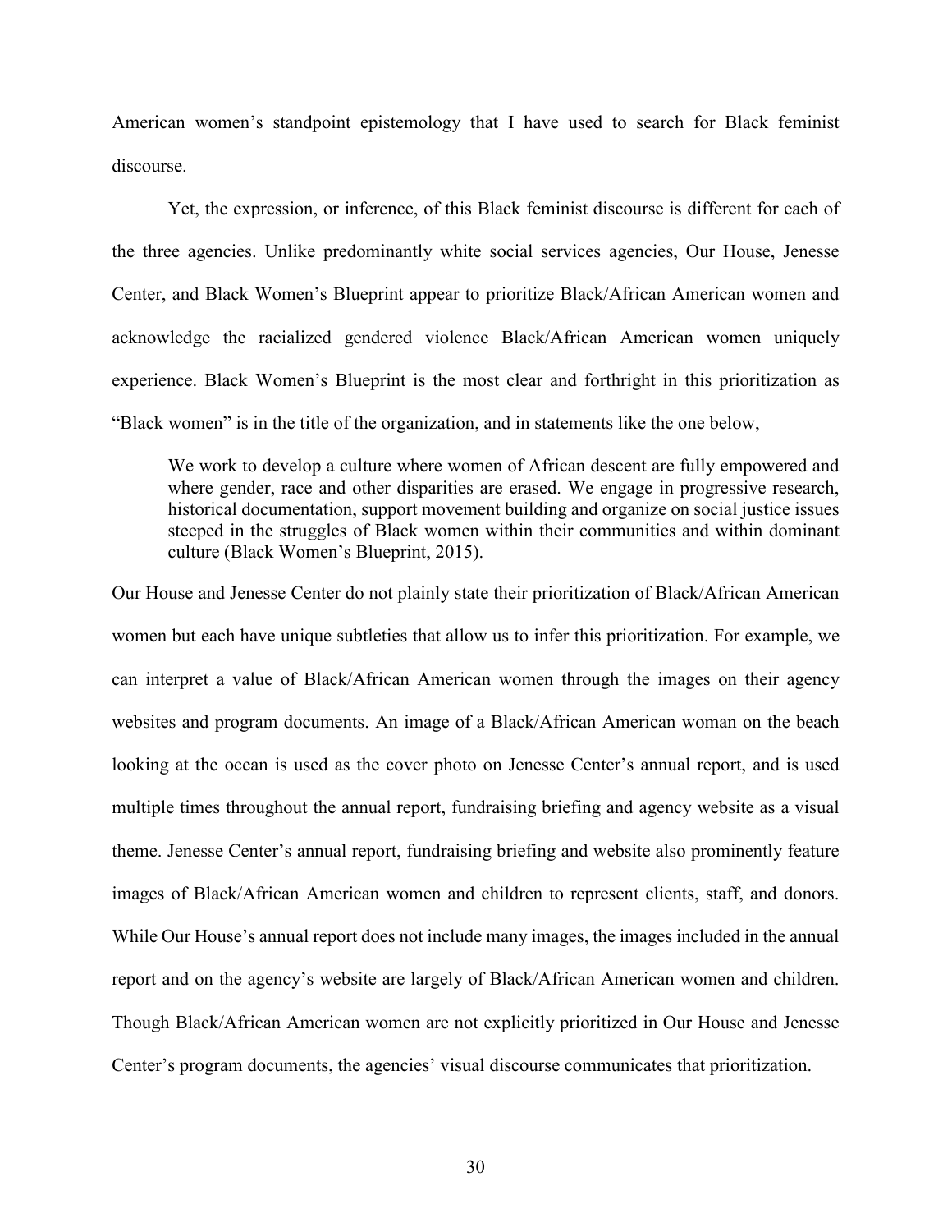American women's standpoint epistemology that I have used to search for Black feminist discourse.

Yet, the expression, or inference, of this Black feminist discourse is different for each of the three agencies. Unlike predominantly white social services agencies, Our House, Jenesse Center, and Black Women's Blueprint appear to prioritize Black/African American women and acknowledge the racialized gendered violence Black/African American women uniquely experience. Black Women's Blueprint is the most clear and forthright in this prioritization as "Black women" is in the title of the organization, and in statements like the one below,

> We work to develop a culture where women of African descent are fully empowered and where gender, race and other disparities are erased. We engage in progressive research, historical documentation, support movement building and organize on social justice issues steeped in the struggles of Black women within their communities and within dominant culture (Black Women's Blueprint, 2015).

Our House and Jenesse Center do not plainly state their prioritization of Black/African American women but each have unique subtleties that allow us to infer this prioritization. For example, we can interpret a value of Black/African American women through the images on their agency websites and program documents. An image of a Black/African American woman on the beach looking at the ocean is used as the cover photo on Jenesse Center's annual report, and is used multiple times throughout the annual report, fundraising briefing and agency website as a visual theme. Jenesse Center's annual report, fundraising briefing and website also prominently feature images of Black/African American women and children to represent clients, staff, and donors. While Our House's annual report does not include many images, the images included in the annual report and on the agency's website are largely of Black/African American women and children. Though Black/African American women are not explicitly prioritized in Our House and Jenesse Center's program documents, the agencies' visual discourse communicates that prioritization.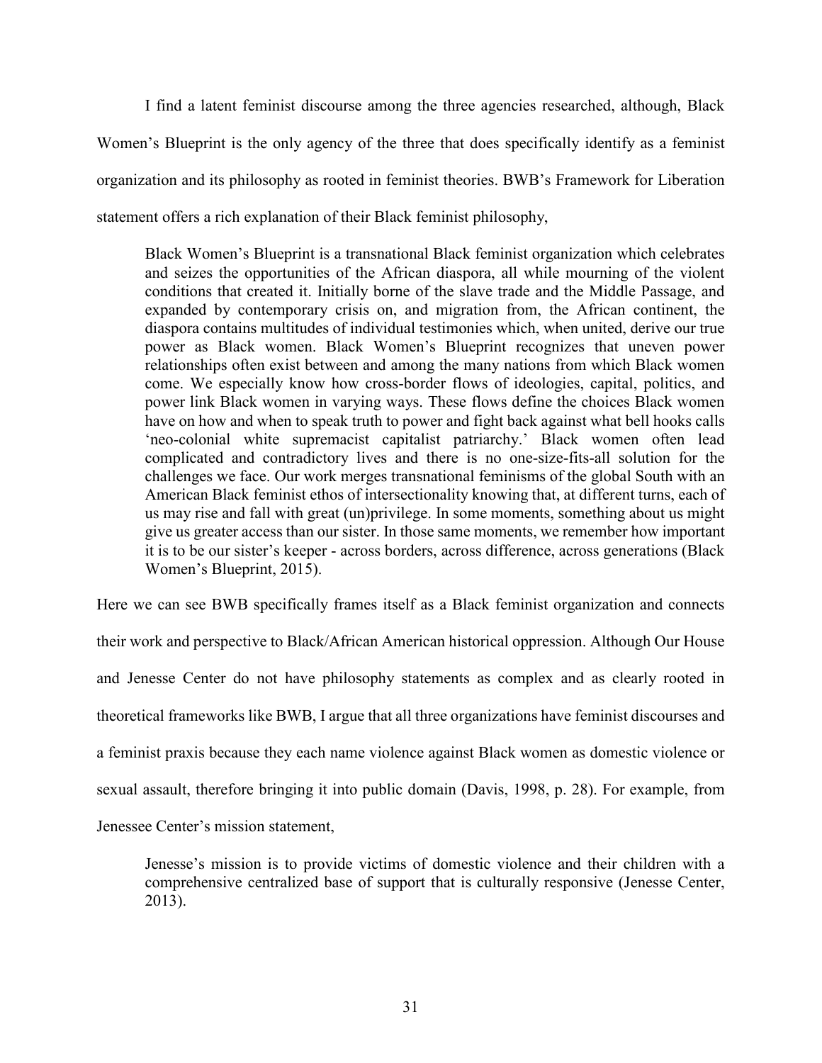I find a latent feminist discourse among the three agencies researched, although, Black Women's Blueprint is the only agency of the three that does specifically identify as a feminist organization and its philosophy as rooted in feminist theories. BWB's Framework for Liberation statement offers a rich explanation of their Black feminist philosophy,

> Black Women's Blueprint is a transnational Black feminist organization which celebrates and seizes the opportunities of the African diaspora, all while mourning of the violent conditions that created it. Initially borne of the slave trade and the Middle Passage, and expanded by contemporary crisis on, and migration from, the African continent, the diaspora contains multitudes of individual testimonies which, when united, derive our true power as Black women. Black Women's Blueprint recognizes that uneven power relationships often exist between and among the many nations from which Black women come. We especially know how cross-border flows of ideologies, capital, politics, and power link Black women in varying ways. These flows define the choices Black women have on how and when to speak truth to power and fight back against what bell hooks calls 'neo-colonial white supremacist capitalist patriarchy.' Black women often lead complicated and contradictory lives and there is no one-size-fits-all solution for the challenges we face. Our work merges transnational feminisms of the global South with an American Black feminist ethos of intersectionality knowing that, at different turns, each of us may rise and fall with great (un)privilege. In some moments, something about us might give us greater access than our sister. In those same moments, we remember how important it is to be our sister's keeper - across borders, across difference, across generations (Black Women's Blueprint, 2015).

Here we can see BWB specifically frames itself as a Black feminist organization and connects their work and perspective to Black/African American historical oppression. Although Our House and Jenesse Center do not have philosophy statements as complex and as clearly rooted in theoretical frameworks like BWB, I argue that all three organizations have feminist discourses and a feminist praxis because they each name violence against Black women as domestic violence or sexual assault, therefore bringing it into public domain (Davis, 1998, p. 28). For example, from Jenessee Center's mission statement,

> Jenesse's mission is to provide victims of domestic violence and their children with a comprehensive centralized base of support that is culturally responsive (Jenesse Center, 2013).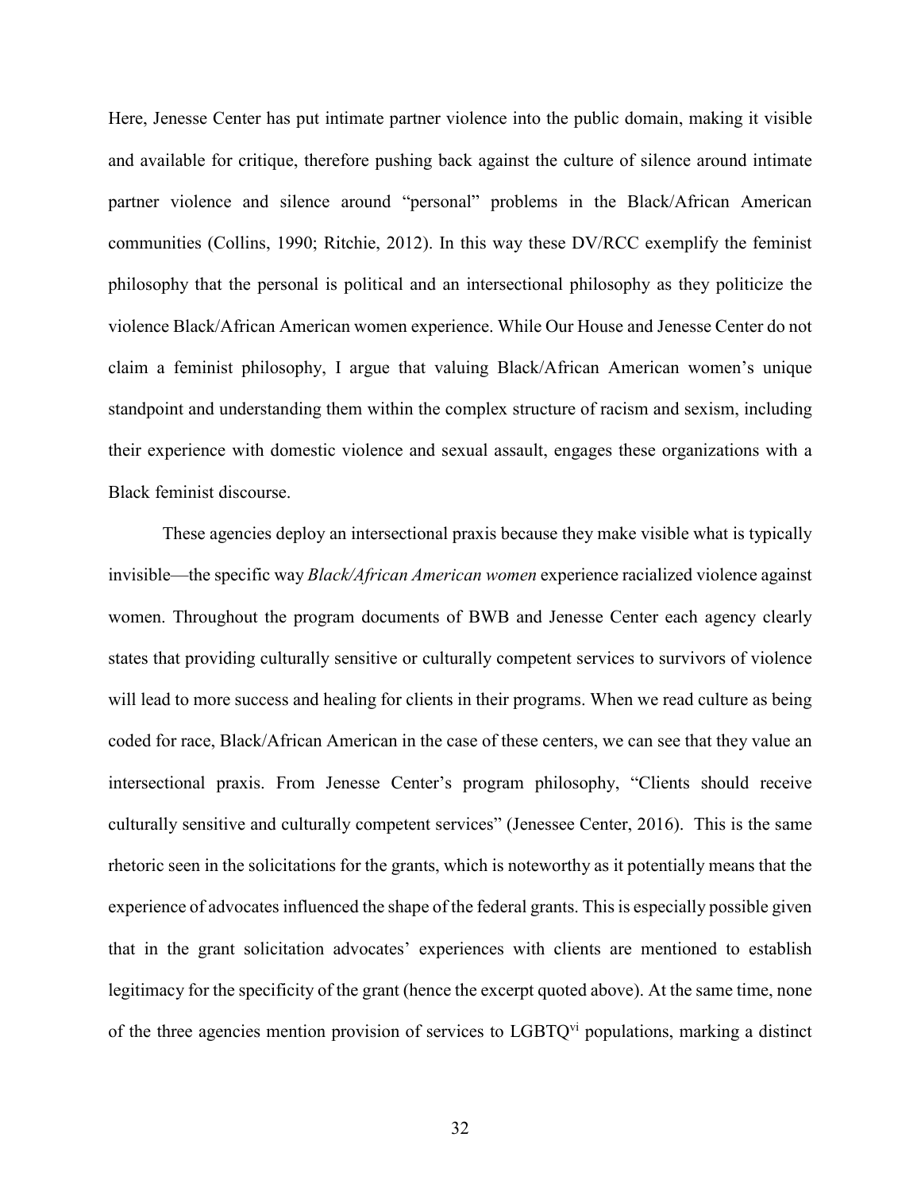Here, Jenesse Center has put intimate partner violence into the public domain, making it visible and available for critique, therefore pushing back against the culture of silence around intimate partner violence and silence around "personal" problems in the Black/African American communities (Collins, 1990; Ritchie, 2012). In this way these DV/RCC exemplify the feminist philosophy that the personal is political and an intersectional philosophy as they politicize the violence Black/African American women experience. While Our House and Jenesse Center do not claim a feminist philosophy, I argue that valuing Black/African American women's unique standpoint and understanding them within the complex structure of racism and sexism, including their experience with domestic violence and sexual assault, engages these organizations with a Black feminist discourse.

These agencies deploy an intersectional praxis because they make visible what is typically invisible—the specific way *Black/African American women* experience racialized violence against women. Throughout the program documents of BWB and Jenesse Center each agency clearly states that providing culturally sensitive or culturally competent services to survivors of violence will lead to more success and healing for clients in their programs. When we read culture as being coded for race, Black/African American in the case of these centers, we can see that they value an intersectional praxis. From Jenesse Center's program philosophy, "Clients should receive culturally sensitive and culturally competent services" (Jenessee Center, 2016). This is the same rhetoric seen in the solicitations for the grants, which is noteworthy as it potentially means that the experience of advocates influenced the shape of the federal grants. This is especially possible given that in the grant solicitation advocates' experiences with clients are mentioned to establish legitimacy for the specificity of the grant (hence the excerpt quoted above). At the same time, none of the three agencies mention provision of services to LGBTQ[vi] populations, marking a distinct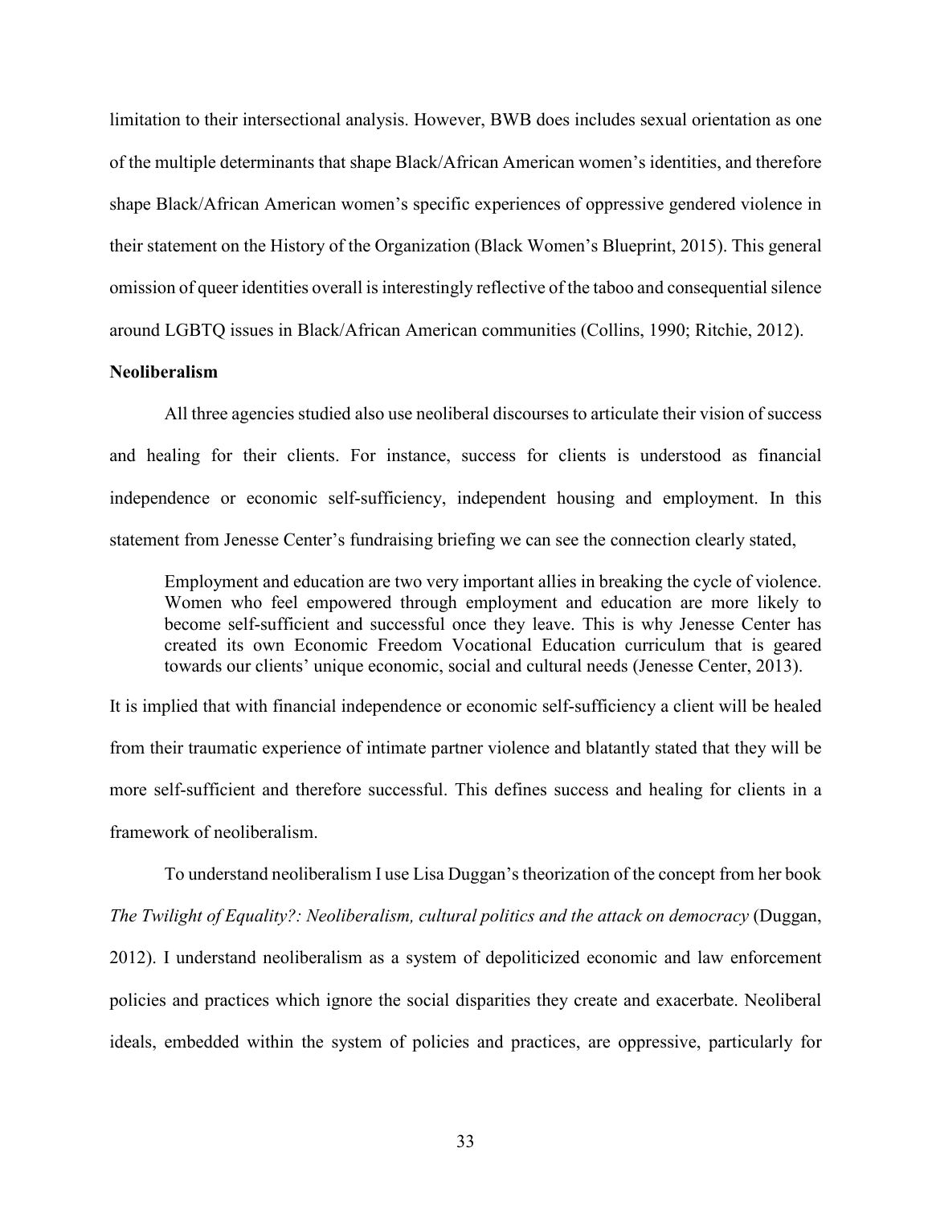limitation to their intersectional analysis. However, BWB does includes sexual orientation as one of the multiple determinants that shape Black/African American women's identities, and therefore shape Black/African American women's specific experiences of oppressive gendered violence in their statement on the History of the Organization (Black Women's Blueprint, 2015). This general omission of queer identities overall is interestingly reflective of the taboo and consequential silence around LGBTQ issues in Black/African American communities (Collins, 1990; Ritchie, 2012).

**Neoliberalism**

All three agencies studied also use neoliberal discourses to articulate their vision of success and healing for their clients. For instance, success for clients is understood as financial independence or economic self-sufficiency, independent housing and employment. In this statement from Jenesse Center's fundraising briefing we can see the connection clearly stated,

> Employment and education are two very important allies in breaking the cycle of violence. Women who feel empowered through employment and education are more likely to become self-sufficient and successful once they leave. This is why Jenesse Center has created its own Economic Freedom Vocational Education curriculum that is geared towards our clients' unique economic, social and cultural needs (Jenesse Center, 2013).

It is implied that with financial independence or economic self-sufficiency a client will be healed from their traumatic experience of intimate partner violence and blatantly stated that they will be more self-sufficient and therefore successful. This defines success and healing for clients in a framework of neoliberalism.

To understand neoliberalism I use Lisa Duggan's theorization of the concept from her book *The Twilight of Equality?: Neoliberalism, cultural politics and the attack on democracy* (Duggan, 2012). I understand neoliberalism as a system of depoliticized economic and law enforcement policies and practices which ignore the social disparities they create and exacerbate. Neoliberal ideals, embedded within the system of policies and practices, are oppressive, particularly for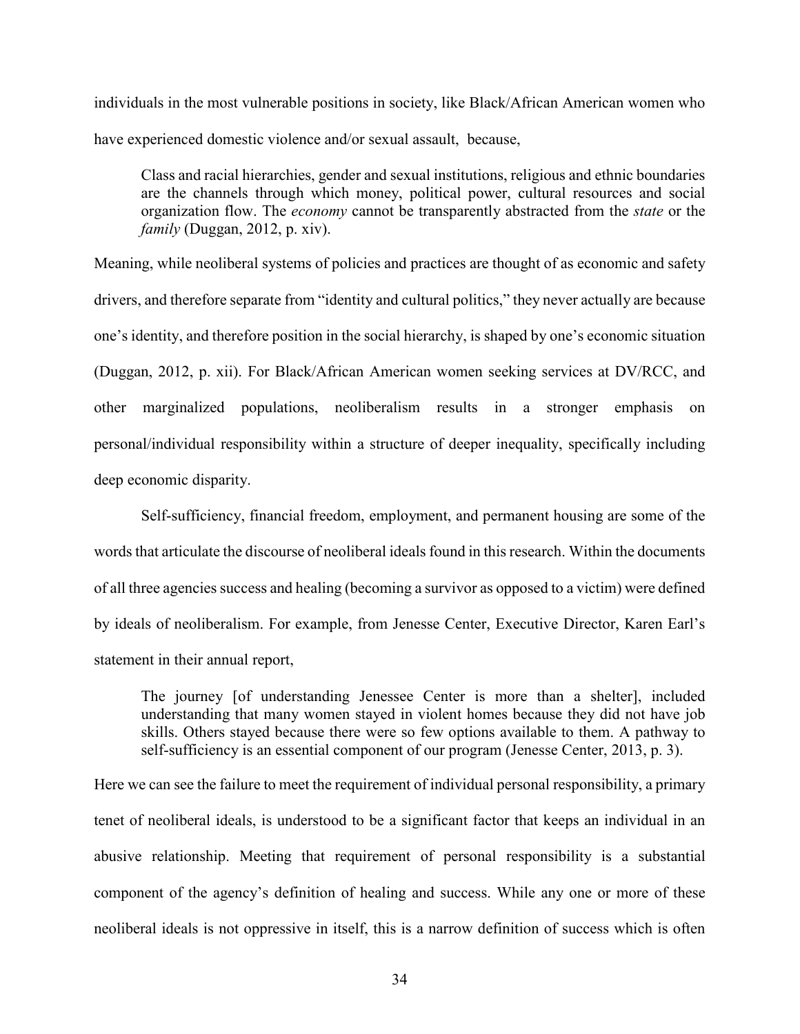individuals in the most vulnerable positions in society, like Black/African American women who have experienced domestic violence and/or sexual assault, because,

> Class and racial hierarchies, gender and sexual institutions, religious and ethnic boundaries are the channels through which money, political power, cultural resources and social organization flow. The *economy* cannot be transparently abstracted from the *state* or the *family* (Duggan, 2012, p. xiv).

Meaning, while neoliberal systems of policies and practices are thought of as economic and safety drivers, and therefore separate from "identity and cultural politics," they never actually are because one's identity, and therefore position in the social hierarchy, is shaped by one's economic situation (Duggan, 2012, p. xii). For Black/African American women seeking services at DV/RCC, and other marginalized populations, neoliberalism results in a stronger emphasis on personal/individual responsibility within a structure of deeper inequality, specifically including deep economic disparity.

Self-sufficiency, financial freedom, employment, and permanent housing are some of the words that articulate the discourse of neoliberal ideals found in this research. Within the documents of all three agencies success and healing (becoming a survivor as opposed to a victim) were defined by ideals of neoliberalism. For example, from Jenesse Center, Executive Director, Karen Earl's statement in their annual report,

> The journey [of understanding Jenessee Center is more than a shelter], included understanding that many women stayed in violent homes because they did not have job skills. Others stayed because there were so few options available to them. A pathway to self-sufficiency is an essential component of our program (Jenesse Center, 2013, p. 3).

Here we can see the failure to meet the requirement of individual personal responsibility, a primary tenet of neoliberal ideals, is understood to be a significant factor that keeps an individual in an abusive relationship. Meeting that requirement of personal responsibility is a substantial component of the agency's definition of healing and success. While any one or more of these neoliberal ideals is not oppressive in itself, this is a narrow definition of success which is often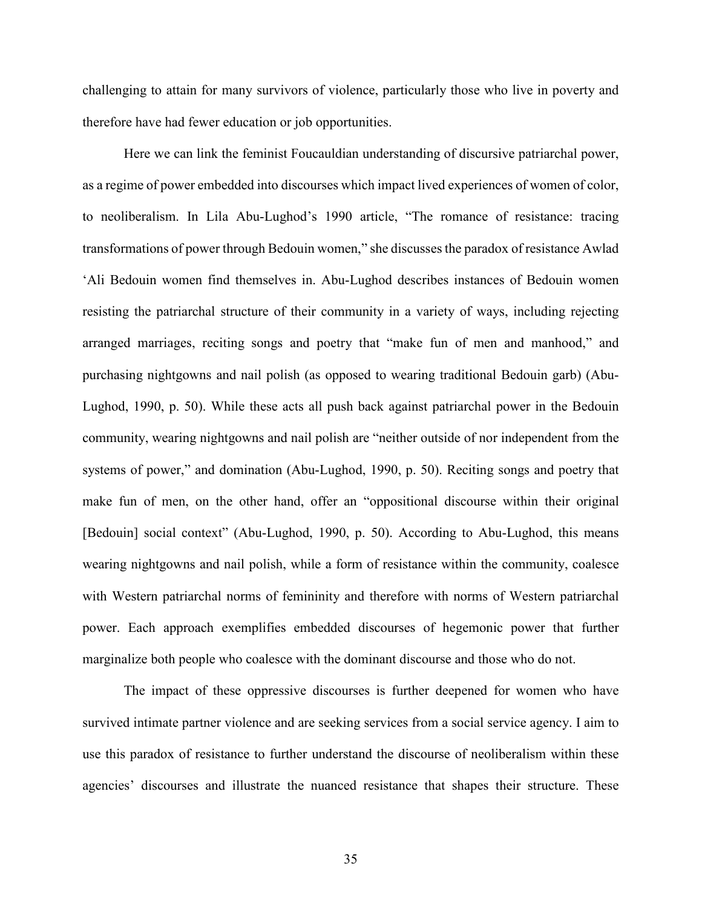challenging to attain for many survivors of violence, particularly those who live in poverty and therefore have had fewer education or job opportunities.

Here we can link the feminist Foucauldian understanding of discursive patriarchal power, as a regime of power embedded into discourses which impact lived experiences of women of color, to neoliberalism. In Lila Abu-Lughod's 1990 article, "The romance of resistance: tracing transformations of power through Bedouin women," she discusses the paradox of resistance Awlad 'Ali Bedouin women find themselves in. Abu-Lughod describes instances of Bedouin women resisting the patriarchal structure of their community in a variety of ways, including rejecting arranged marriages, reciting songs and poetry that "make fun of men and manhood," and purchasing nightgowns and nail polish (as opposed to wearing traditional Bedouin garb) (Abu-Lughod, 1990, p. 50). While these acts all push back against patriarchal power in the Bedouin community, wearing nightgowns and nail polish are "neither outside of nor independent from the systems of power," and domination (Abu-Lughod, 1990, p. 50). Reciting songs and poetry that make fun of men, on the other hand, offer an "oppositional discourse within their original [Bedouin] social context" (Abu-Lughod, 1990, p. 50). According to Abu-Lughod, this means wearing nightgowns and nail polish, while a form of resistance within the community, coalesce with Western patriarchal norms of femininity and therefore with norms of Western patriarchal power. Each approach exemplifies embedded discourses of hegemonic power that further marginalize both people who coalesce with the dominant discourse and those who do not.

The impact of these oppressive discourses is further deepened for women who have survived intimate partner violence and are seeking services from a social service agency. I aim to use this paradox of resistance to further understand the discourse of neoliberalism within these agencies' discourses and illustrate the nuanced resistance that shapes their structure. These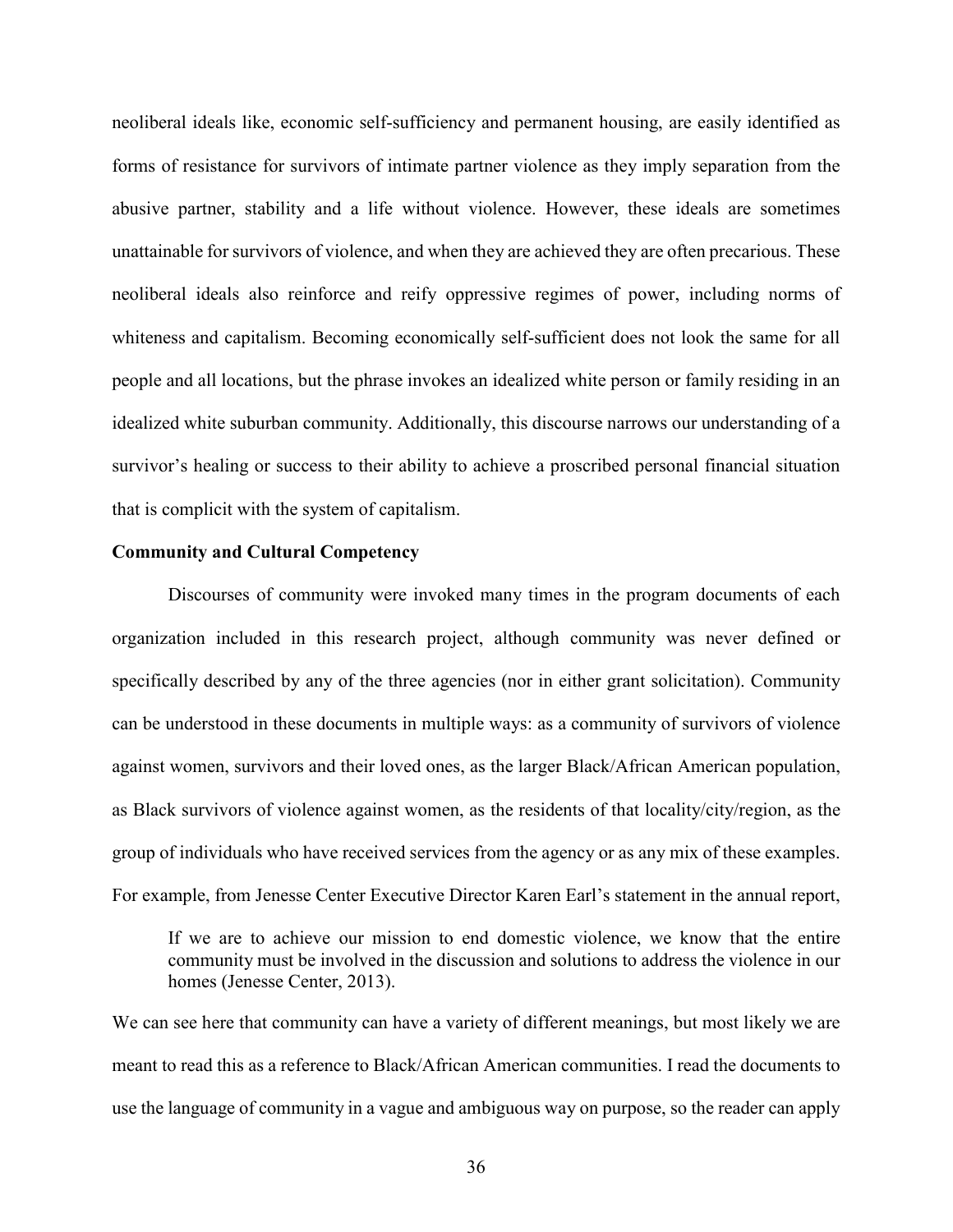neoliberal ideals like, economic self-sufficiency and permanent housing, are easily identified as forms of resistance for survivors of intimate partner violence as they imply separation from the abusive partner, stability and a life without violence. However, these ideals are sometimes unattainable for survivors of violence, and when they are achieved they are often precarious. These neoliberal ideals also reinforce and reify oppressive regimes of power, including norms of whiteness and capitalism. Becoming economically self-sufficient does not look the same for all people and all locations, but the phrase invokes an idealized white person or family residing in an idealized white suburban community. Additionally, this discourse narrows our understanding of a survivor's healing or success to their ability to achieve a proscribed personal financial situation that is complicit with the system of capitalism.

**Community and Cultural Competency**

Discourses of community were invoked many times in the program documents of each organization included in this research project, although community was never defined or specifically described by any of the three agencies (nor in either grant solicitation). Community can be understood in these documents in multiple ways: as a community of survivors of violence against women, survivors and their loved ones, as the larger Black/African American population, as Black survivors of violence against women, as the residents of that locality/city/region, as the group of individuals who have received services from the agency or as any mix of these examples. For example, from Jenesse Center Executive Director Karen Earl's statement in the annual report,

> If we are to achieve our mission to end domestic violence, we know that the entire community must be involved in the discussion and solutions to address the violence in our homes (Jenesse Center, 2013).

We can see here that community can have a variety of different meanings, but most likely we are meant to read this as a reference to Black/African American communities. I read the documents to use the language of community in a vague and ambiguous way on purpose, so the reader can apply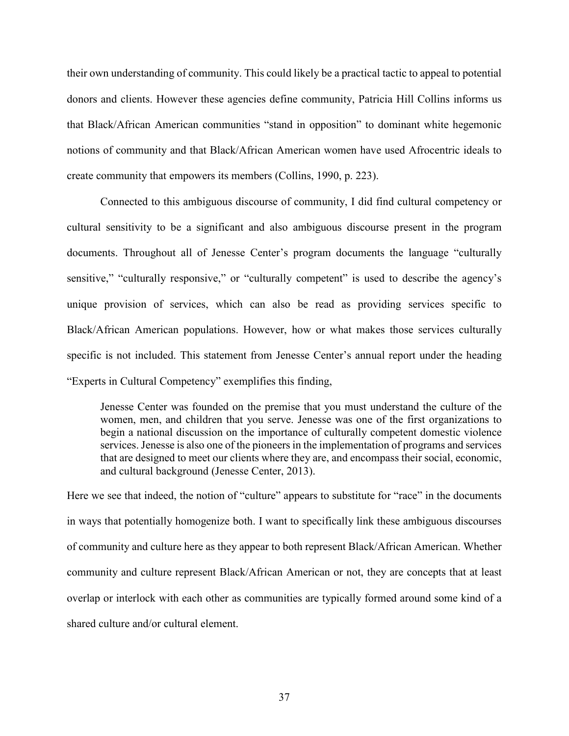their own understanding of community. This could likely be a practical tactic to appeal to potential donors and clients. However these agencies define community, Patricia Hill Collins informs us that Black/African American communities "stand in opposition" to dominant white hegemonic notions of community and that Black/African American women have used Afrocentric ideals to create community that empowers its members (Collins, 1990, p. 223).

Connected to this ambiguous discourse of community, I did find cultural competency or cultural sensitivity to be a significant and also ambiguous discourse present in the program documents. Throughout all of Jenesse Center's program documents the language "culturally sensitive," "culturally responsive," or "culturally competent" is used to describe the agency's unique provision of services, which can also be read as providing services specific to Black/African American populations. However, how or what makes those services culturally specific is not included. This statement from Jenesse Center's annual report under the heading "Experts in Cultural Competency" exemplifies this finding,

> Jenesse Center was founded on the premise that you must understand the culture of the women, men, and children that you serve. Jenesse was one of the first organizations to begin a national discussion on the importance of culturally competent domestic violence services. Jenesse is also one of the pioneers in the implementation of programs and services that are designed to meet our clients where they are, and encompass their social, economic, and cultural background (Jenesse Center, 2013).

Here we see that indeed, the notion of "culture" appears to substitute for "race" in the documents in ways that potentially homogenize both. I want to specifically link these ambiguous discourses of community and culture here as they appear to both represent Black/African American. Whether community and culture represent Black/African American or not, they are concepts that at least overlap or interlock with each other as communities are typically formed around some kind of a shared culture and/or cultural element.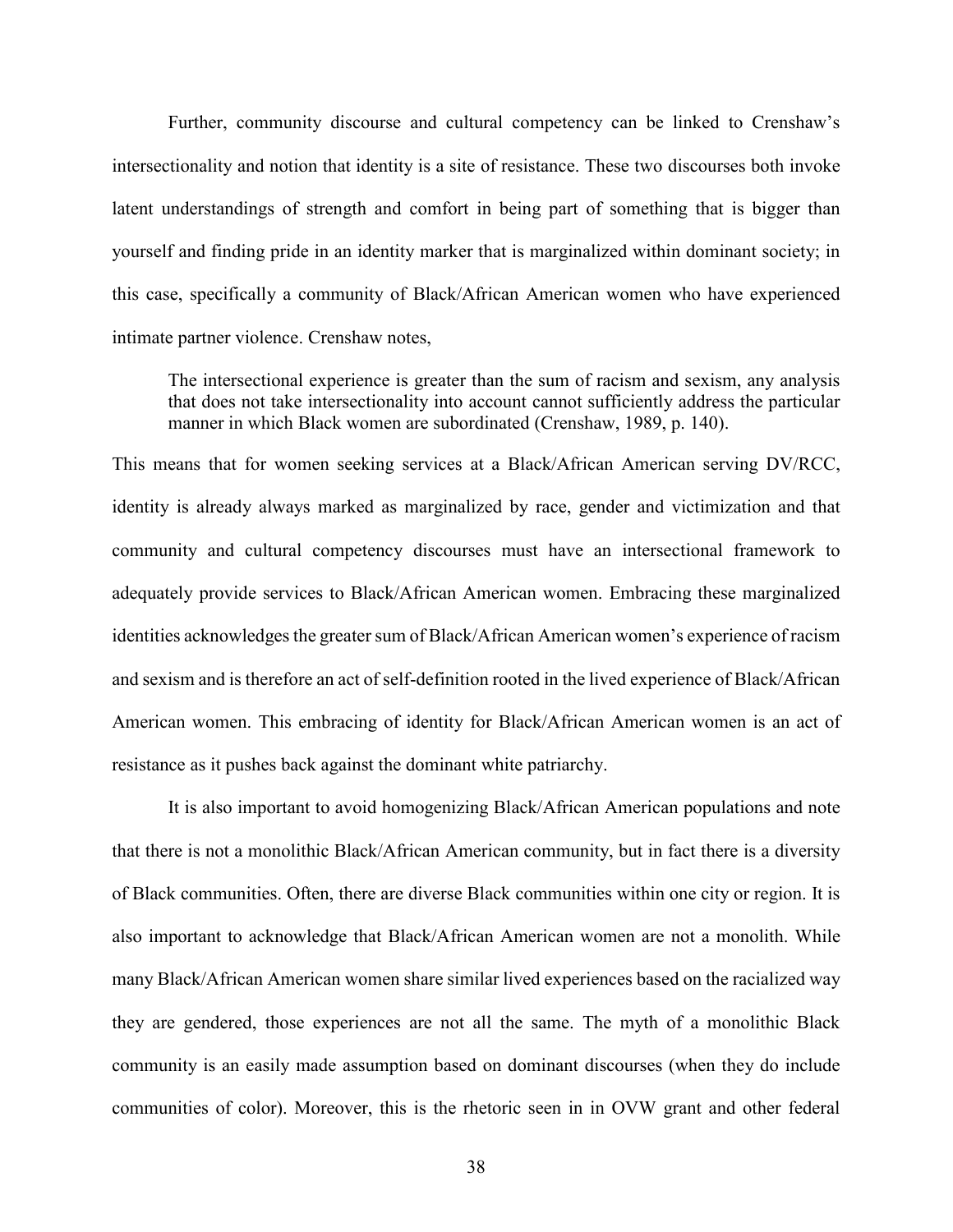Further, community discourse and cultural competency can be linked to Crenshaw's intersectionality and notion that identity is a site of resistance. These two discourses both invoke latent understandings of strength and comfort in being part of something that is bigger than yourself and finding pride in an identity marker that is marginalized within dominant society; in this case, specifically a community of Black/African American women who have experienced intimate partner violence. Crenshaw notes,

> The intersectional experience is greater than the sum of racism and sexism, any analysis that does not take intersectionality into account cannot sufficiently address the particular manner in which Black women are subordinated (Crenshaw, 1989, p. 140).

This means that for women seeking services at a Black/African American serving DV/RCC, identity is already always marked as marginalized by race, gender and victimization and that community and cultural competency discourses must have an intersectional framework to adequately provide services to Black/African American women. Embracing these marginalized identities acknowledges the greater sum of Black/African American women's experience of racism and sexism and is therefore an act of self-definition rooted in the lived experience of Black/African American women. This embracing of identity for Black/African American women is an act of resistance as it pushes back against the dominant white patriarchy.

It is also important to avoid homogenizing Black/African American populations and note that there is not a monolithic Black/African American community, but in fact there is a diversity of Black communities. Often, there are diverse Black communities within one city or region. It is also important to acknowledge that Black/African American women are not a monolith. While many Black/African American women share similar lived experiences based on the racialized way they are gendered, those experiences are not all the same. The myth of a monolithic Black community is an easily made assumption based on dominant discourses (when they do include communities of color). Moreover, this is the rhetoric seen in in OVW grant and other federal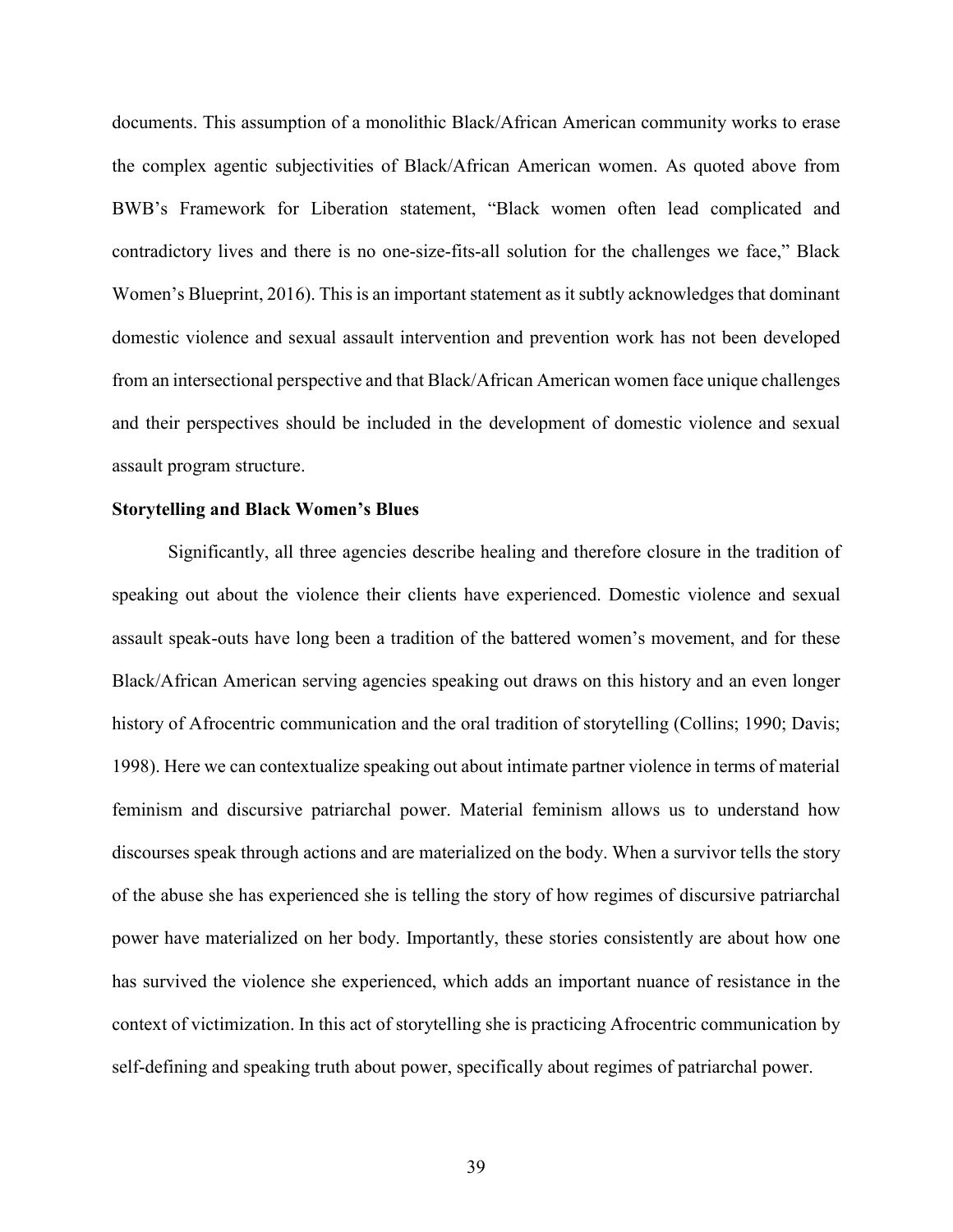documents. This assumption of a monolithic Black/African American community works to erase the complex agentic subjectivities of Black/African American women. As quoted above from BWB's Framework for Liberation statement, "Black women often lead complicated and contradictory lives and there is no one-size-fits-all solution for the challenges we face," Black Women's Blueprint, 2016). This is an important statement as it subtly acknowledges that dominant domestic violence and sexual assault intervention and prevention work has not been developed from an intersectional perspective and that Black/African American women face unique challenges and their perspectives should be included in the development of domestic violence and sexual assault program structure.

**Storytelling and Black Women's Blues**

Significantly, all three agencies describe healing and therefore closure in the tradition of speaking out about the violence their clients have experienced. Domestic violence and sexual assault speak-outs have long been a tradition of the battered women's movement, and for these Black/African American serving agencies speaking out draws on this history and an even longer history of Afrocentric communication and the oral tradition of storytelling (Collins; 1990; Davis; 1998). Here we can contextualize speaking out about intimate partner violence in terms of material feminism and discursive patriarchal power. Material feminism allows us to understand how discourses speak through actions and are materialized on the body. When a survivor tells the story of the abuse she has experienced she is telling the story of how regimes of discursive patriarchal power have materialized on her body. Importantly, these stories consistently are about how one has survived the violence she experienced, which adds an important nuance of resistance in the context of victimization. In this act of storytelling she is practicing Afrocentric communication by self-defining and speaking truth about power, specifically about regimes of patriarchal power.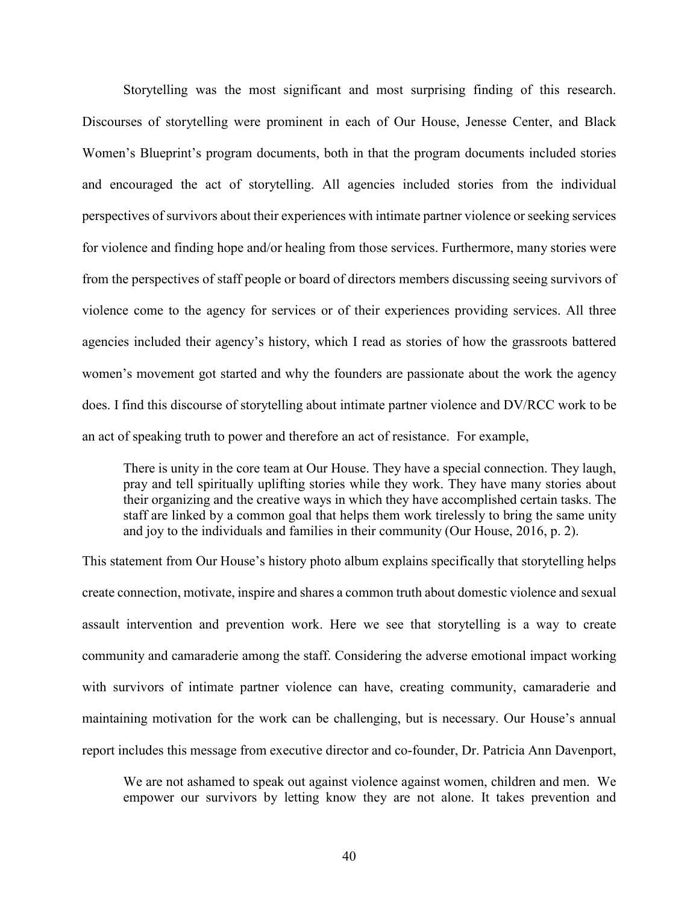Storytelling was the most significant and most surprising finding of this research. Discourses of storytelling were prominent in each of Our House, Jenesse Center, and Black Women's Blueprint's program documents, both in that the program documents included stories and encouraged the act of storytelling. All agencies included stories from the individual perspectives of survivors about their experiences with intimate partner violence or seeking services for violence and finding hope and/or healing from those services. Furthermore, many stories were from the perspectives of staff people or board of directors members discussing seeing survivors of violence come to the agency for services or of their experiences providing services. All three agencies included their agency's history, which I read as stories of how the grassroots battered women's movement got started and why the founders are passionate about the work the agency does. I find this discourse of storytelling about intimate partner violence and DV/RCC work to be an act of speaking truth to power and therefore an act of resistance. For example,

> There is unity in the core team at Our House. They have a special connection. They laugh, pray and tell spiritually uplifting stories while they work. They have many stories about their organizing and the creative ways in which they have accomplished certain tasks. The staff are linked by a common goal that helps them work tirelessly to bring the same unity and joy to the individuals and families in their community (Our House, 2016, p. 2).

This statement from Our House's history photo album explains specifically that storytelling helps create connection, motivate, inspire and shares a common truth about domestic violence and sexual assault intervention and prevention work. Here we see that storytelling is a way to create community and camaraderie among the staff. Considering the adverse emotional impact working with survivors of intimate partner violence can have, creating community, camaraderie and maintaining motivation for the work can be challenging, but is necessary. Our House's annual report includes this message from executive director and co-founder, Dr. Patricia Ann Davenport,

> We are not ashamed to speak out against violence against women, children and men. We empower our survivors by letting know they are not alone. It takes prevention and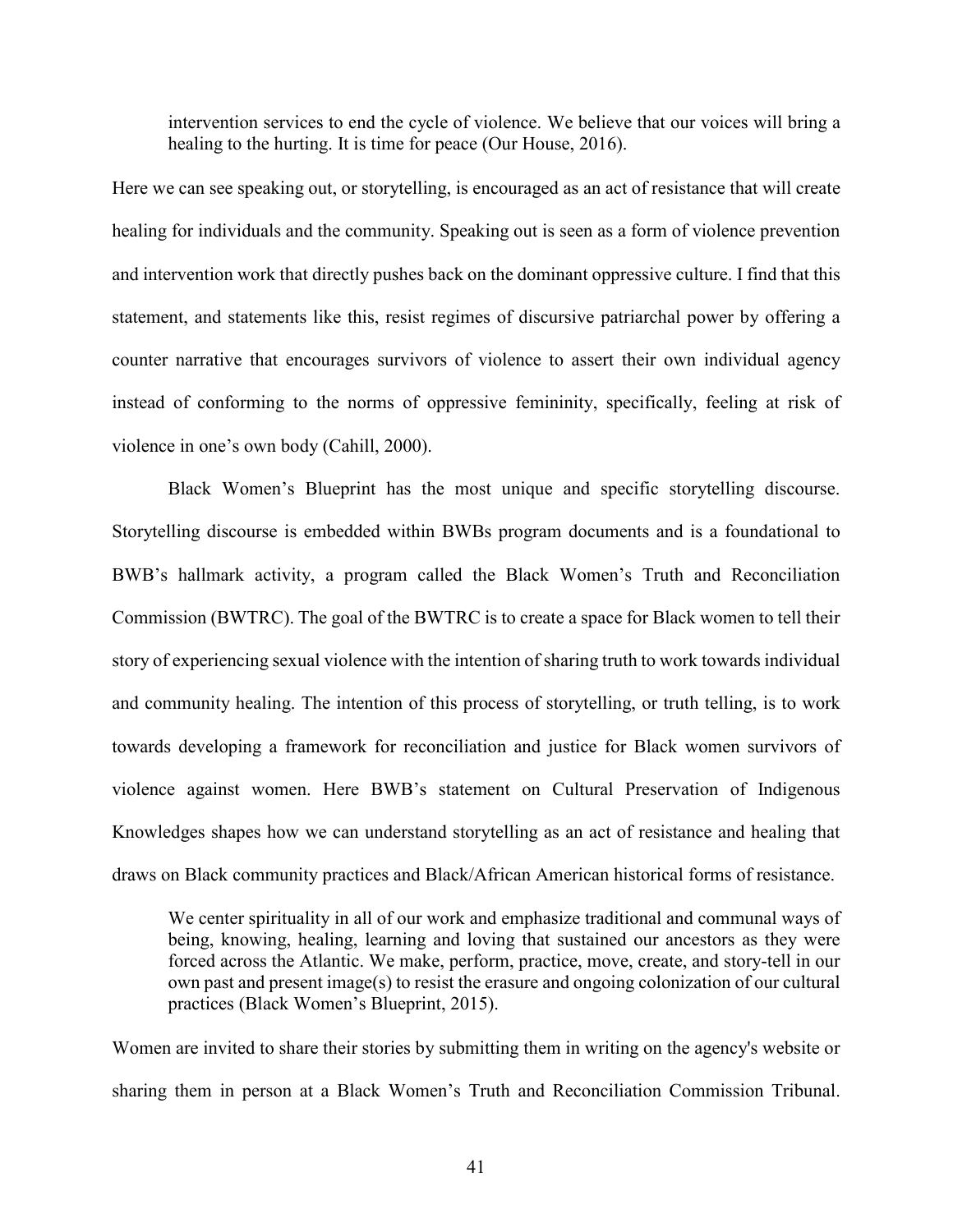> intervention services to end the cycle of violence. We believe that our voices will bring a healing to the hurting. It is time for peace (Our House, 2016).

Here we can see speaking out, or storytelling, is encouraged as an act of resistance that will create healing for individuals and the community. Speaking out is seen as a form of violence prevention and intervention work that directly pushes back on the dominant oppressive culture. I find that this statement, and statements like this, resist regimes of discursive patriarchal power by offering a counter narrative that encourages survivors of violence to assert their own individual agency instead of conforming to the norms of oppressive femininity, specifically, feeling at risk of violence in one's own body (Cahill, 2000).

Black Women's Blueprint has the most unique and specific storytelling discourse. Storytelling discourse is embedded within BWBs program documents and is a foundational to BWB's hallmark activity, a program called the Black Women's Truth and Reconciliation Commission (BWTRC). The goal of the BWTRC is to create a space for Black women to tell their story of experiencing sexual violence with the intention of sharing truth to work towards individual and community healing. The intention of this process of storytelling, or truth telling, is to work towards developing a framework for reconciliation and justice for Black women survivors of violence against women. Here BWB's statement on Cultural Preservation of Indigenous Knowledges shapes how we can understand storytelling as an act of resistance and healing that draws on Black community practices and Black/African American historical forms of resistance.

> We center spirituality in all of our work and emphasize traditional and communal ways of being, knowing, healing, learning and loving that sustained our ancestors as they were forced across the Atlantic. We make, perform, practice, move, create, and story-tell in our own past and present image(s) to resist the erasure and ongoing colonization of our cultural practices (Black Women's Blueprint, 2015).

Women are invited to share their stories by submitting them in writing on the agency's website or sharing them in person at a Black Women's Truth and Reconciliation Commission Tribunal.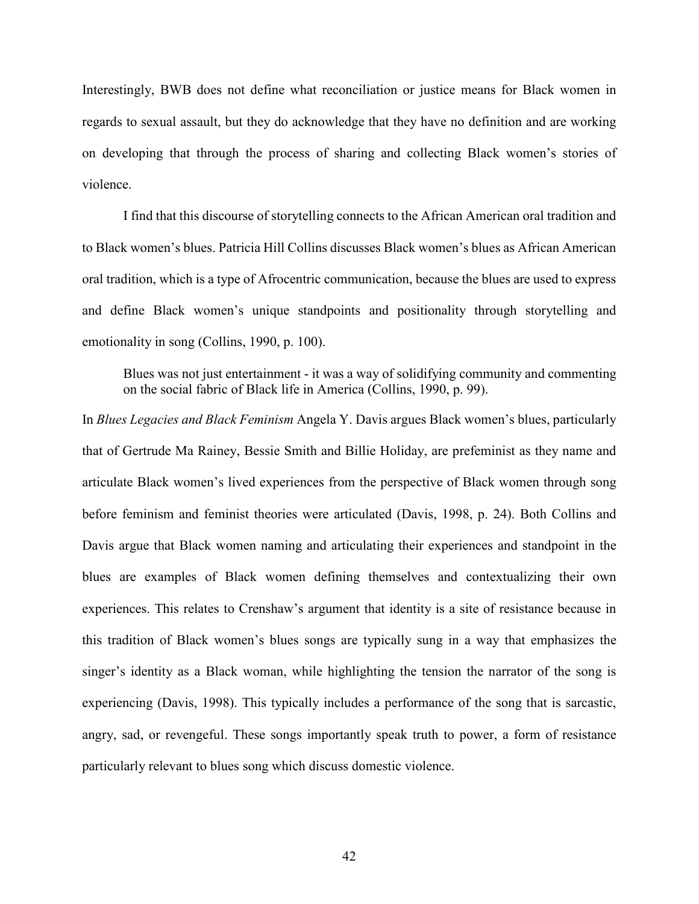Interestingly, BWB does not define what reconciliation or justice means for Black women in regards to sexual assault, but they do acknowledge that they have no definition and are working on developing that through the process of sharing and collecting Black women's stories of violence.

I find that this discourse of storytelling connects to the African American oral tradition and to Black women's blues. Patricia Hill Collins discusses Black women's blues as African American oral tradition, which is a type of Afrocentric communication, because the blues are used to express and define Black women's unique standpoints and positionality through storytelling and emotionality in song (Collins, 1990, p. 100).

> Blues was not just entertainment - it was a way of solidifying community and commenting on the social fabric of Black life in America (Collins, 1990, p. 99).

In *Blues Legacies and Black Feminism* Angela Y. Davis argues Black women's blues, particularly that of Gertrude Ma Rainey, Bessie Smith and Billie Holiday, are prefeminist as they name and articulate Black women's lived experiences from the perspective of Black women through song before feminism and feminist theories were articulated (Davis, 1998, p. 24). Both Collins and Davis argue that Black women naming and articulating their experiences and standpoint in the blues are examples of Black women defining themselves and contextualizing their own experiences. This relates to Crenshaw's argument that identity is a site of resistance because in this tradition of Black women's blues songs are typically sung in a way that emphasizes the singer's identity as a Black woman, while highlighting the tension the narrator of the song is experiencing (Davis, 1998). This typically includes a performance of the song that is sarcastic, angry, sad, or revengeful. These songs importantly speak truth to power, a form of resistance particularly relevant to blues song which discuss domestic violence.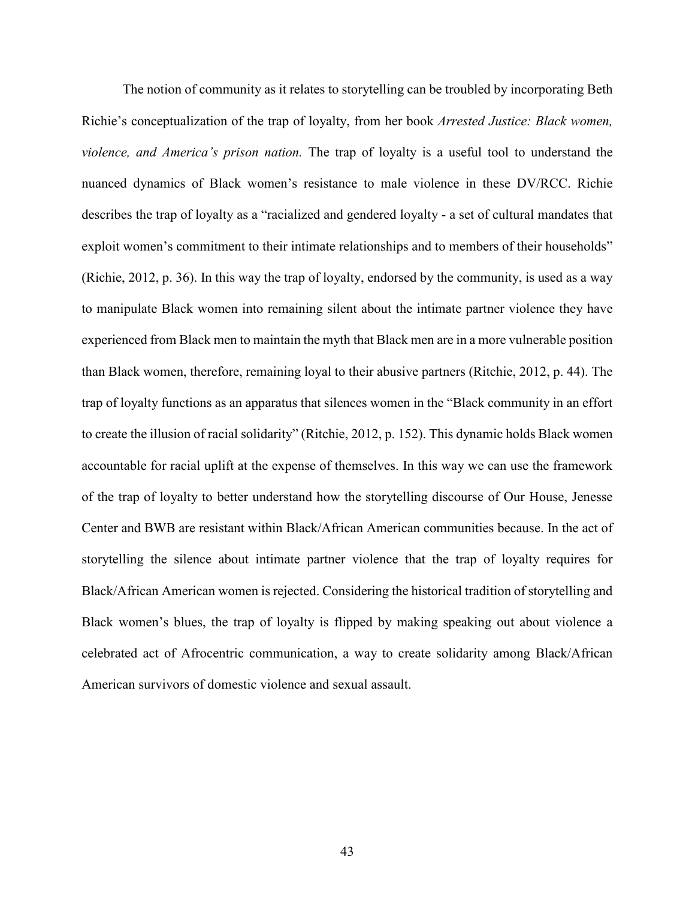The notion of community as it relates to storytelling can be troubled by incorporating Beth Richie's conceptualization of the trap of loyalty, from her book *Arrested Justice: Black women, violence, and America's prison nation.* The trap of loyalty is a useful tool to understand the nuanced dynamics of Black women's resistance to male violence in these DV/RCC. Richie describes the trap of loyalty as a "racialized and gendered loyalty - a set of cultural mandates that exploit women's commitment to their intimate relationships and to members of their households" (Richie, 2012, p. 36). In this way the trap of loyalty, endorsed by the community, is used as a way to manipulate Black women into remaining silent about the intimate partner violence they have experienced from Black men to maintain the myth that Black men are in a more vulnerable position than Black women, therefore, remaining loyal to their abusive partners (Ritchie, 2012, p. 44). The trap of loyalty functions as an apparatus that silences women in the "Black community in an effort to create the illusion of racial solidarity" (Ritchie, 2012, p. 152). This dynamic holds Black women accountable for racial uplift at the expense of themselves. In this way we can use the framework of the trap of loyalty to better understand how the storytelling discourse of Our House, Jenesse Center and BWB are resistant within Black/African American communities because. In the act of storytelling the silence about intimate partner violence that the trap of loyalty requires for Black/African American women is rejected. Considering the historical tradition of storytelling and Black women's blues, the trap of loyalty is flipped by making speaking out about violence a celebrated act of Afrocentric communication, a way to create solidarity among Black/African American survivors of domestic violence and sexual assault.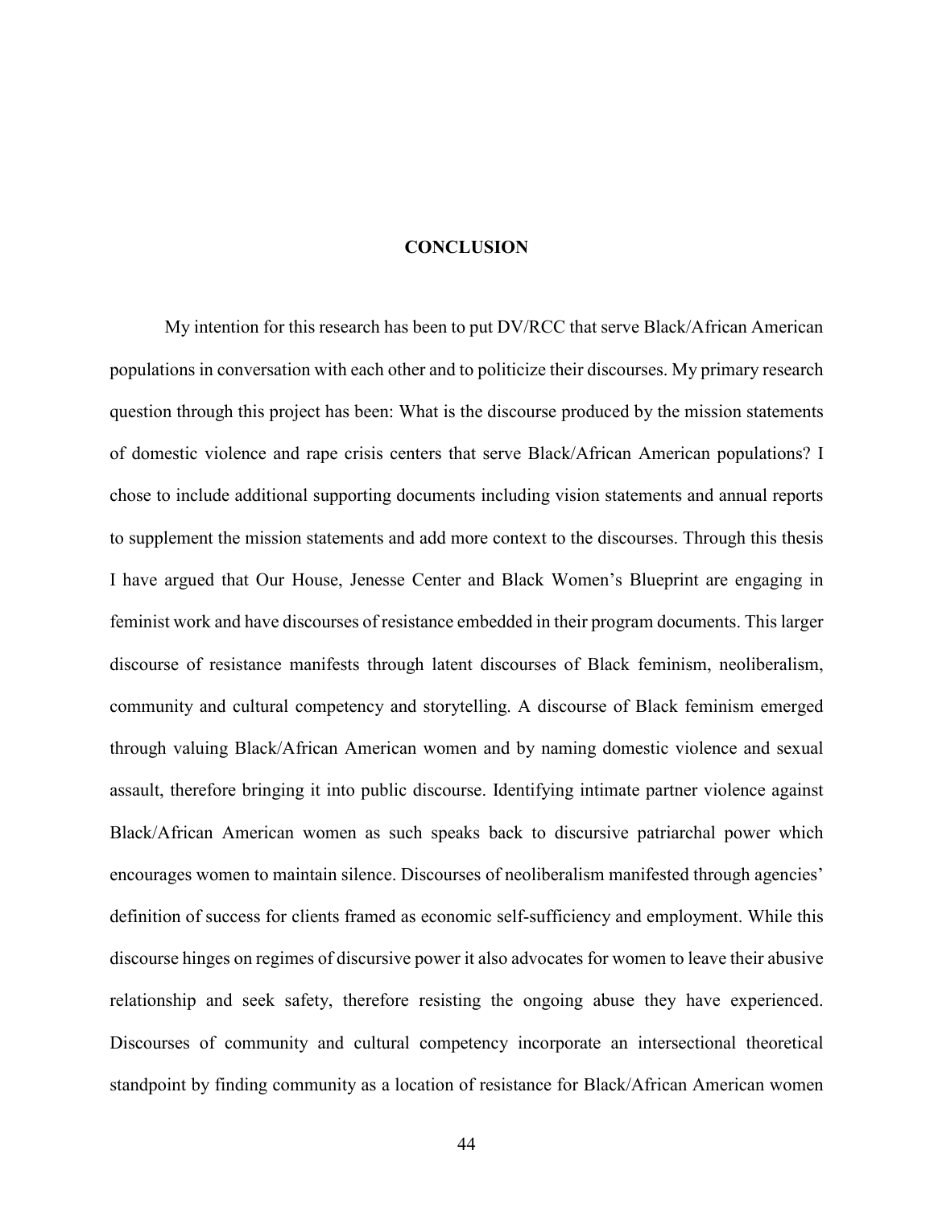# CONCLUSION

My intention for this research has been to put DV/RCC that serve Black/African American populations in conversation with each other and to politicize their discourses. My primary research question through this project has been: What is the discourse produced by the mission statements of domestic violence and rape crisis centers that serve Black/African American populations? I chose to include additional supporting documents including vision statements and annual reports to supplement the mission statements and add more context to the discourses. Through this thesis I have argued that Our House, Jenesse Center and Black Women's Blueprint are engaging in feminist work and have discourses of resistance embedded in their program documents. This larger discourse of resistance manifests through latent discourses of Black feminism, neoliberalism, community and cultural competency and storytelling. A discourse of Black feminism emerged through valuing Black/African American women and by naming domestic violence and sexual assault, therefore bringing it into public discourse. Identifying intimate partner violence against Black/African American women as such speaks back to discursive patriarchal power which encourages women to maintain silence. Discourses of neoliberalism manifested through agencies' definition of success for clients framed as economic self-sufficiency and employment. While this discourse hinges on regimes of discursive power it also advocates for women to leave their abusive relationship and seek safety, therefore resisting the ongoing abuse they have experienced. Discourses of community and cultural competency incorporate an intersectional theoretical standpoint by finding community as a location of resistance for Black/African American women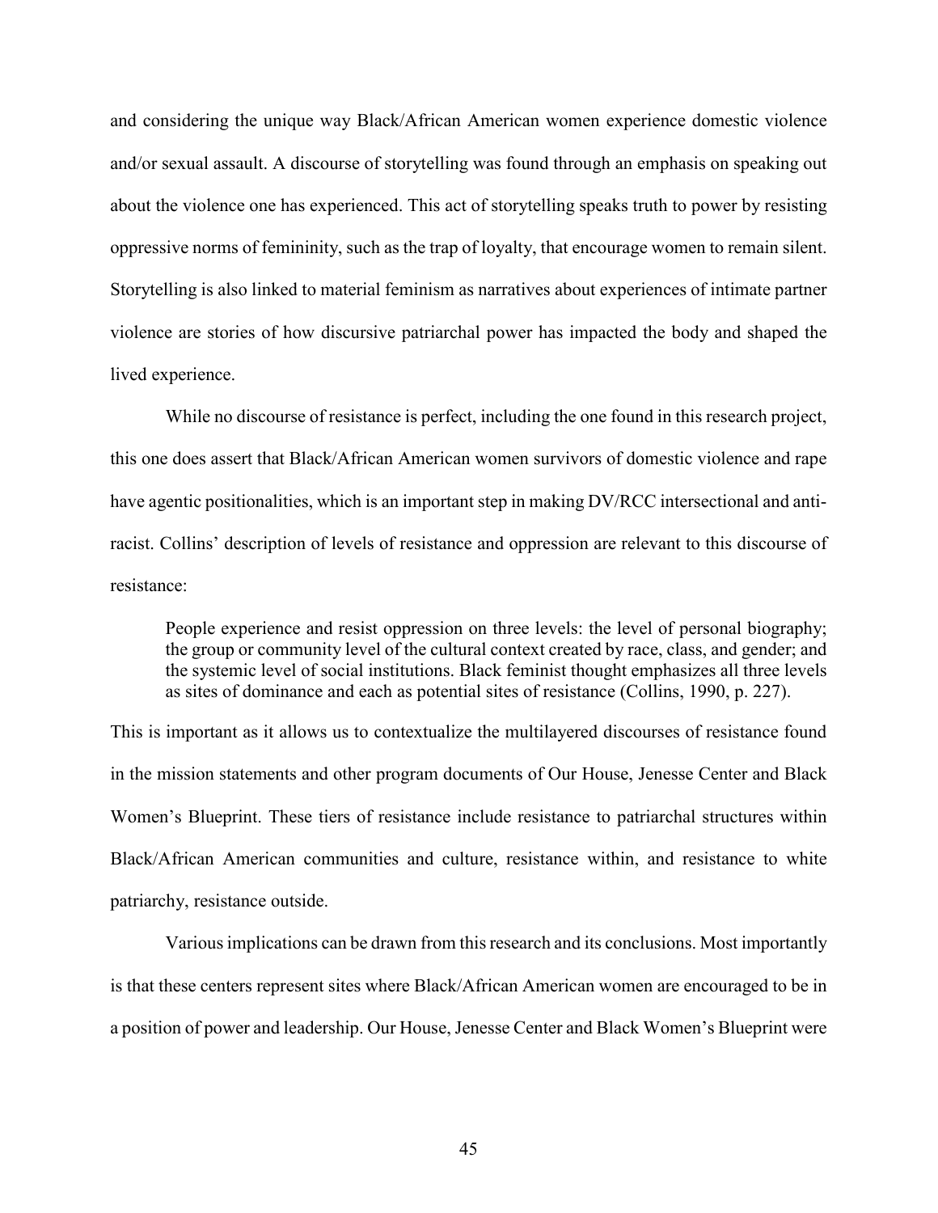and considering the unique way Black/African American women experience domestic violence and/or sexual assault. A discourse of storytelling was found through an emphasis on speaking out about the violence one has experienced. This act of storytelling speaks truth to power by resisting oppressive norms of femininity, such as the trap of loyalty, that encourage women to remain silent. Storytelling is also linked to material feminism as narratives about experiences of intimate partner violence are stories of how discursive patriarchal power has impacted the body and shaped the lived experience.

While no discourse of resistance is perfect, including the one found in this research project, this one does assert that Black/African American women survivors of domestic violence and rape have agentic positionalities, which is an important step in making DV/RCC intersectional and anti-racist. Collins' description of levels of resistance and oppression are relevant to this discourse of resistance:

> People experience and resist oppression on three levels: the level of personal biography; the group or community level of the cultural context created by race, class, and gender; and the systemic level of social institutions. Black feminist thought emphasizes all three levels as sites of dominance and each as potential sites of resistance (Collins, 1990, p. 227).

This is important as it allows us to contextualize the multilayered discourses of resistance found in the mission statements and other program documents of Our House, Jenesse Center and Black Women's Blueprint. These tiers of resistance include resistance to patriarchal structures within Black/African American communities and culture, resistance within, and resistance to white patriarchy, resistance outside.

Various implications can be drawn from this research and its conclusions. Most importantly is that these centers represent sites where Black/African American women are encouraged to be in a position of power and leadership. Our House, Jenesse Center and Black Women's Blueprint were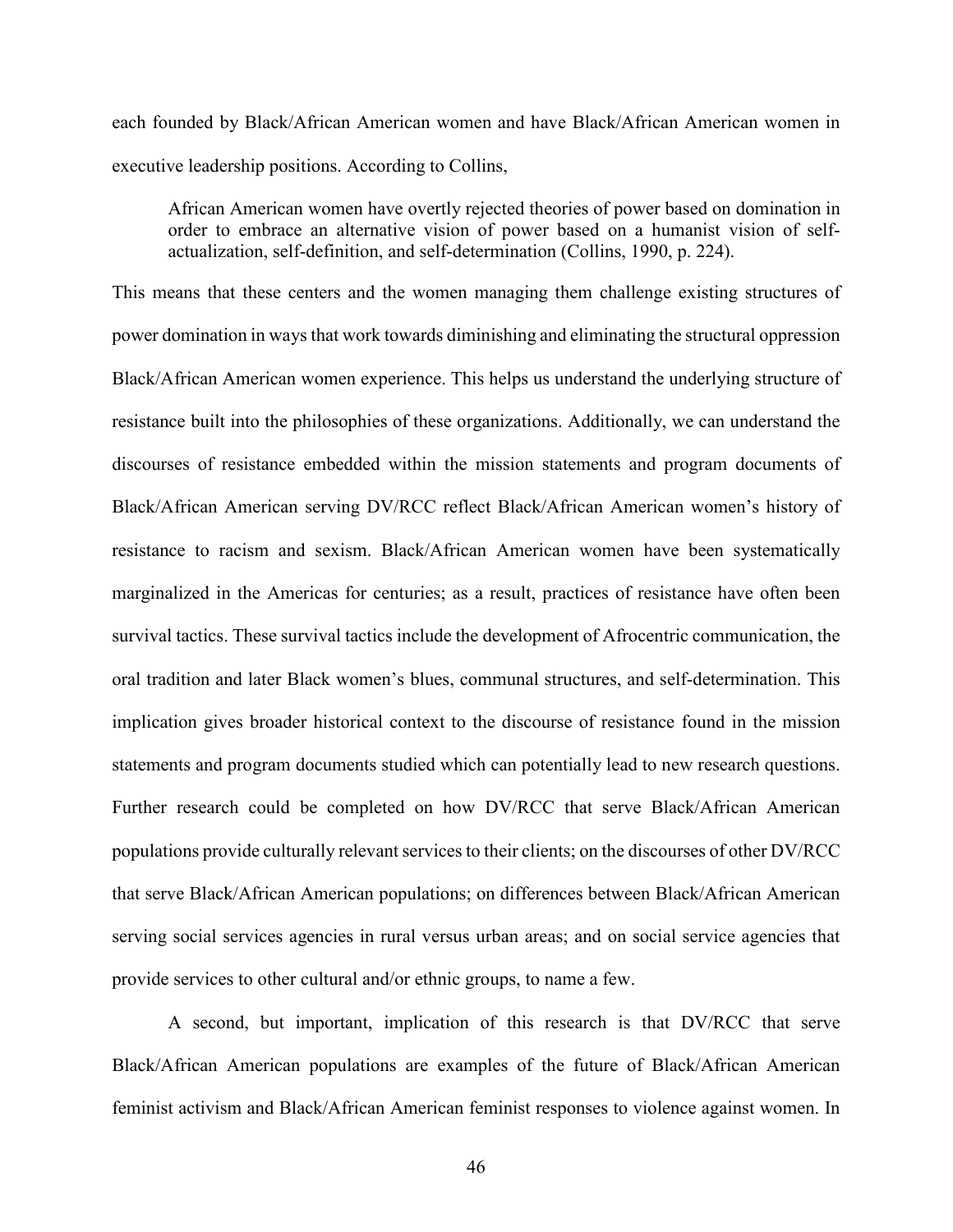each founded by Black/African American women and have Black/African American women in executive leadership positions. According to Collins,

> African American women have overtly rejected theories of power based on domination in order to embrace an alternative vision of power based on a humanist vision of self-actualization, self-definition, and self-determination (Collins, 1990, p. 224).

This means that these centers and the women managing them challenge existing structures of power domination in ways that work towards diminishing and eliminating the structural oppression Black/African American women experience. This helps us understand the underlying structure of resistance built into the philosophies of these organizations. Additionally, we can understand the discourses of resistance embedded within the mission statements and program documents of Black/African American serving DV/RCC reflect Black/African American women's history of resistance to racism and sexism. Black/African American women have been systematically marginalized in the Americas for centuries; as a result, practices of resistance have often been survival tactics. These survival tactics include the development of Afrocentric communication, the oral tradition and later Black women's blues, communal structures, and self-determination. This implication gives broader historical context to the discourse of resistance found in the mission statements and program documents studied which can potentially lead to new research questions. Further research could be completed on how DV/RCC that serve Black/African American populations provide culturally relevant services to their clients; on the discourses of other DV/RCC that serve Black/African American populations; on differences between Black/African American serving social services agencies in rural versus urban areas; and on social service agencies that provide services to other cultural and/or ethnic groups, to name a few.

A second, but important, implication of this research is that DV/RCC that serve Black/African American populations are examples of the future of Black/African American feminist activism and Black/African American feminist responses to violence against women. In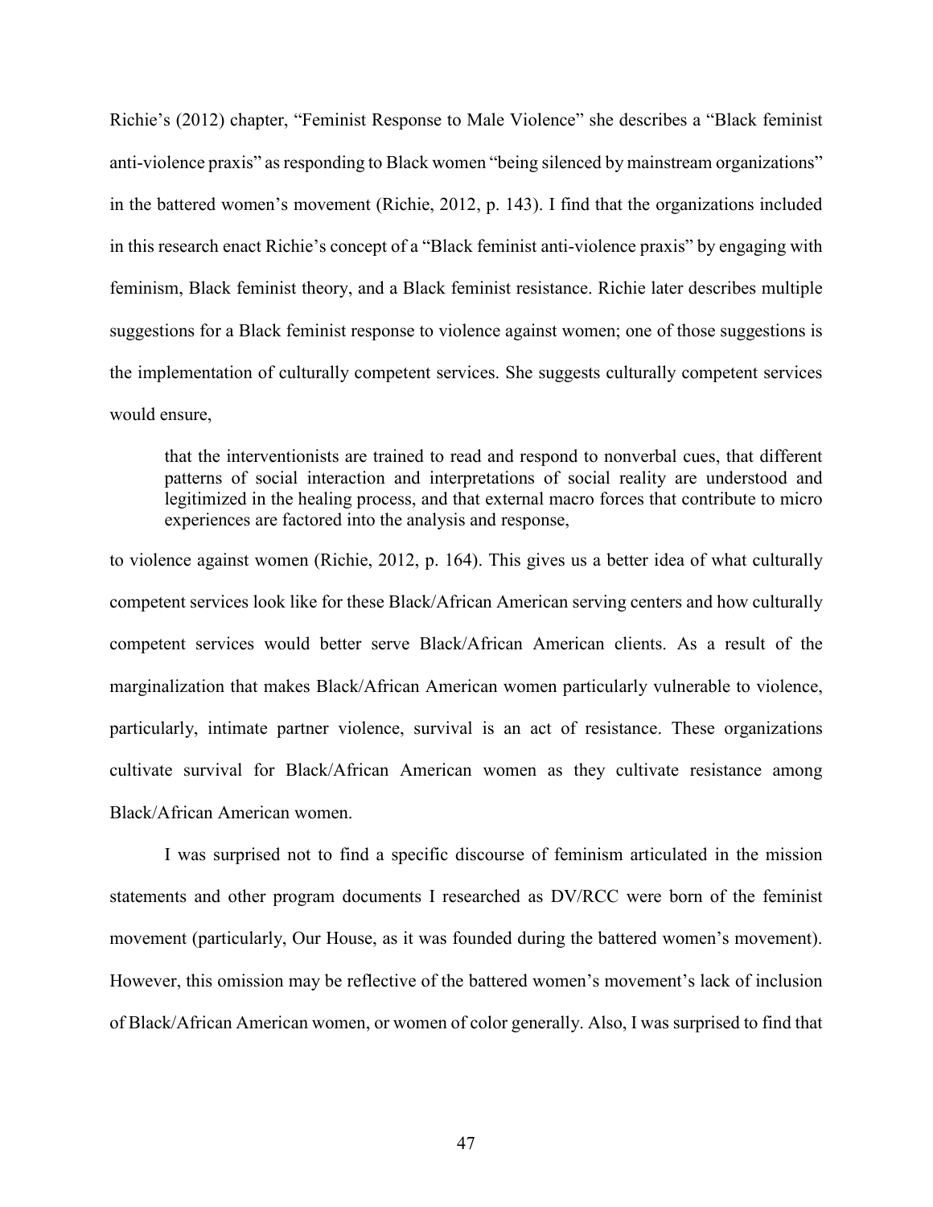Richie's (2012) chapter, "Feminist Response to Male Violence" she describes a "Black feminist anti-violence praxis" as responding to Black women "being silenced by mainstream organizations" in the battered women's movement (Richie, 2012, p. 143). I find that the organizations included in this research enact Richie's concept of a "Black feminist anti-violence praxis" by engaging with feminism, Black feminist theory, and a Black feminist resistance. Richie later describes multiple suggestions for a Black feminist response to violence against women; one of those suggestions is the implementation of culturally competent services. She suggests culturally competent services would ensure,

> that the interventionists are trained to read and respond to nonverbal cues, that different patterns of social interaction and interpretations of social reality are understood and legitimized in the healing process, and that external macro forces that contribute to micro experiences are factored into the analysis and response,

to violence against women (Richie, 2012, p. 164). This gives us a better idea of what culturally competent services look like for these Black/African American serving centers and how culturally competent services would better serve Black/African American clients. As a result of the marginalization that makes Black/African American women particularly vulnerable to violence, particularly, intimate partner violence, survival is an act of resistance. These organizations cultivate survival for Black/African American women as they cultivate resistance among Black/African American women.

I was surprised not to find a specific discourse of feminism articulated in the mission statements and other program documents I researched as DV/RCC were born of the feminist movement (particularly, Our House, as it was founded during the battered women's movement). However, this omission may be reflective of the battered women's movement's lack of inclusion of Black/African American women, or women of color generally. Also, I was surprised to find that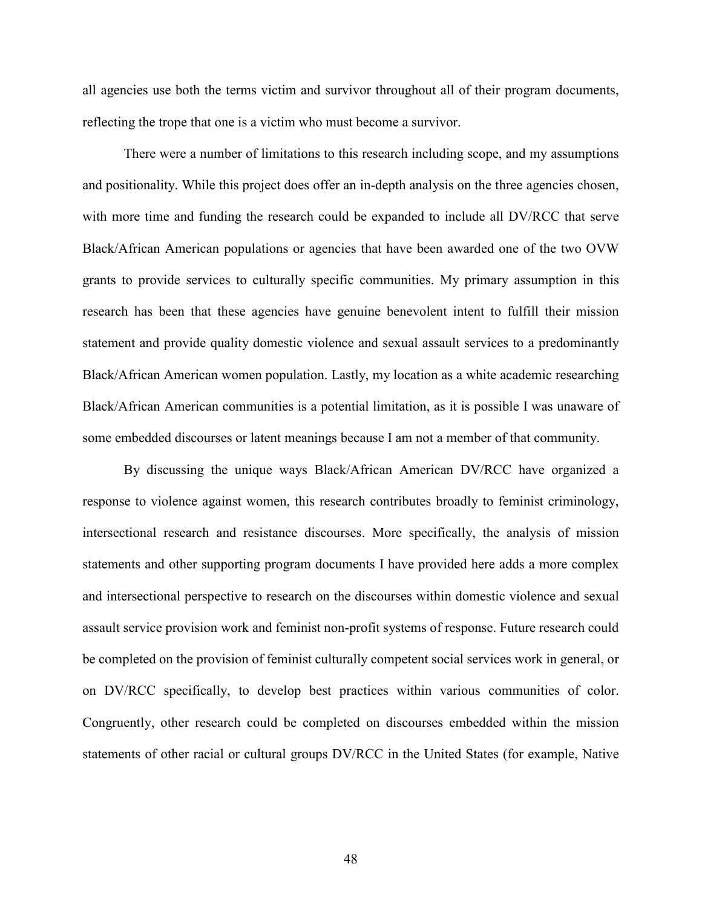all agencies use both the terms victim and survivor throughout all of their program documents, reflecting the trope that one is a victim who must become a survivor.

There were a number of limitations to this research including scope, and my assumptions and positionality. While this project does offer an in-depth analysis on the three agencies chosen, with more time and funding the research could be expanded to include all DV/RCC that serve Black/African American populations or agencies that have been awarded one of the two OVW grants to provide services to culturally specific communities. My primary assumption in this research has been that these agencies have genuine benevolent intent to fulfill their mission statement and provide quality domestic violence and sexual assault services to a predominantly Black/African American women population. Lastly, my location as a white academic researching Black/African American communities is a potential limitation, as it is possible I was unaware of some embedded discourses or latent meanings because I am not a member of that community.

By discussing the unique ways Black/African American DV/RCC have organized a response to violence against women, this research contributes broadly to feminist criminology, intersectional research and resistance discourses. More specifically, the analysis of mission statements and other supporting program documents I have provided here adds a more complex and intersectional perspective to research on the discourses within domestic violence and sexual assault service provision work and feminist non-profit systems of response. Future research could be completed on the provision of feminist culturally competent social services work in general, or on DV/RCC specifically, to develop best practices within various communities of color. Congruently, other research could be completed on discourses embedded within the mission statements of other racial or cultural groups DV/RCC in the United States (for example, Native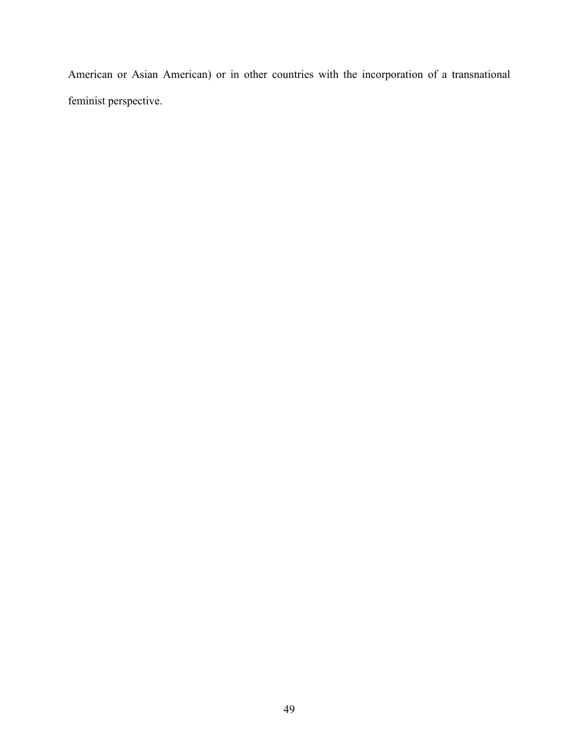American or Asian American) or in other countries with the incorporation of a transnational feminist perspective.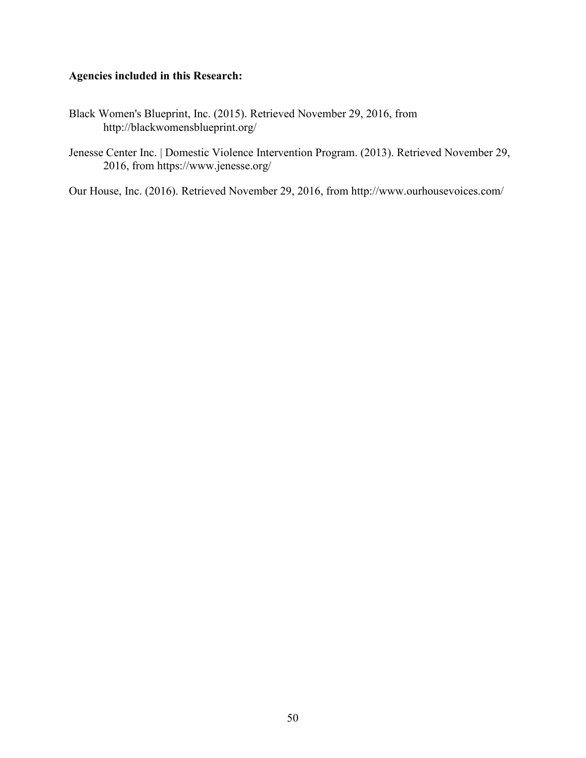**Agencies included in this Research:**

Black Women's Blueprint, Inc. (2015). Retrieved November 29, 2016, from http://blackwomensblueprint.org/

Jenesse Center Inc. | Domestic Violence Intervention Program. (2013). Retrieved November 29, 2016, from https://www.jenesse.org/

Our House, Inc. (2016). Retrieved November 29, 2016, from http://www.ourhousevoices.com/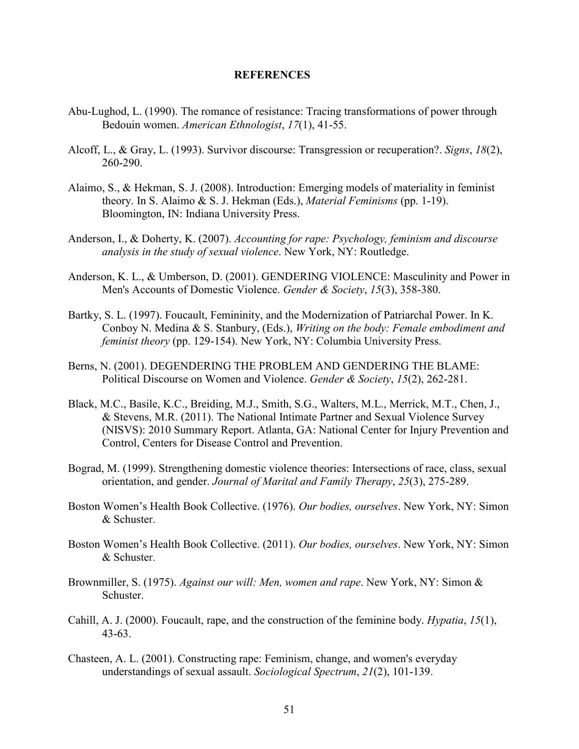# REFERENCES

Abu-Lughod, L. (1990). The romance of resistance: Tracing transformations of power through Bedouin women. *American Ethnologist*, *17*(1), 41-55.

Alcoff, L., & Gray, L. (1993). Survivor discourse: Transgression or recuperation?. *Signs*, *18*(2), 260-290.

Alaimo, S., & Hekman, S. J. (2008). Introduction: Emerging models of materiality in feminist theory. In S. Alaimo & S. J. Hekman (Eds.), *Material Feminisms* (pp. 1-19). Bloomington, IN: Indiana University Press.

Anderson, I., & Doherty, K. (2007). *Accounting for rape: Psychology, feminism and discourse analysis in the study of sexual violence*. New York, NY: Routledge.

Anderson, K. L., & Umberson, D. (2001). GENDERING VIOLENCE: Masculinity and Power in Men's Accounts of Domestic Violence. *Gender & Society*, *15*(3), 358-380.

Bartky, S. L. (1997). Foucault, Femininity, and the Modernization of Patriarchal Power. In K. Conboy N. Medina & S. Stanbury, (Eds.), *Writing on the body: Female embodiment and feminist theory* (pp. 129-154). New York, NY: Columbia University Press.

Berns, N. (2001). DEGENDERING THE PROBLEM AND GENDERING THE BLAME: Political Discourse on Women and Violence. *Gender & Society*, *15*(2), 262-281.

Black, M.C., Basile, K.C., Breiding, M.J., Smith, S.G., Walters, M.L., Merrick, M.T., Chen, J., & Stevens, M.R. (2011). The National Intimate Partner and Sexual Violence Survey (NISVS): 2010 Summary Report. Atlanta, GA: National Center for Injury Prevention and Control, Centers for Disease Control and Prevention.

Bograd, M. (1999). Strengthening domestic violence theories: Intersections of race, class, sexual orientation, and gender. *Journal of Marital and Family Therapy*, *25*(3), 275-289.

Boston Women's Health Book Collective. (1976). *Our bodies, ourselves*. New York, NY: Simon & Schuster.

Boston Women's Health Book Collective. (2011). *Our bodies, ourselves*. New York, NY: Simon & Schuster.

Brownmiller, S. (1975). *Against our will: Men, women and rape*. New York, NY: Simon & Schuster.

Cahill, A. J. (2000). Foucault, rape, and the construction of the feminine body. *Hypatia*, *15*(1), 43-63.

Chasteen, A. L. (2001). Constructing rape: Feminism, change, and women's everyday understandings of sexual assault. *Sociological Spectrum*, *21*(2), 101-139.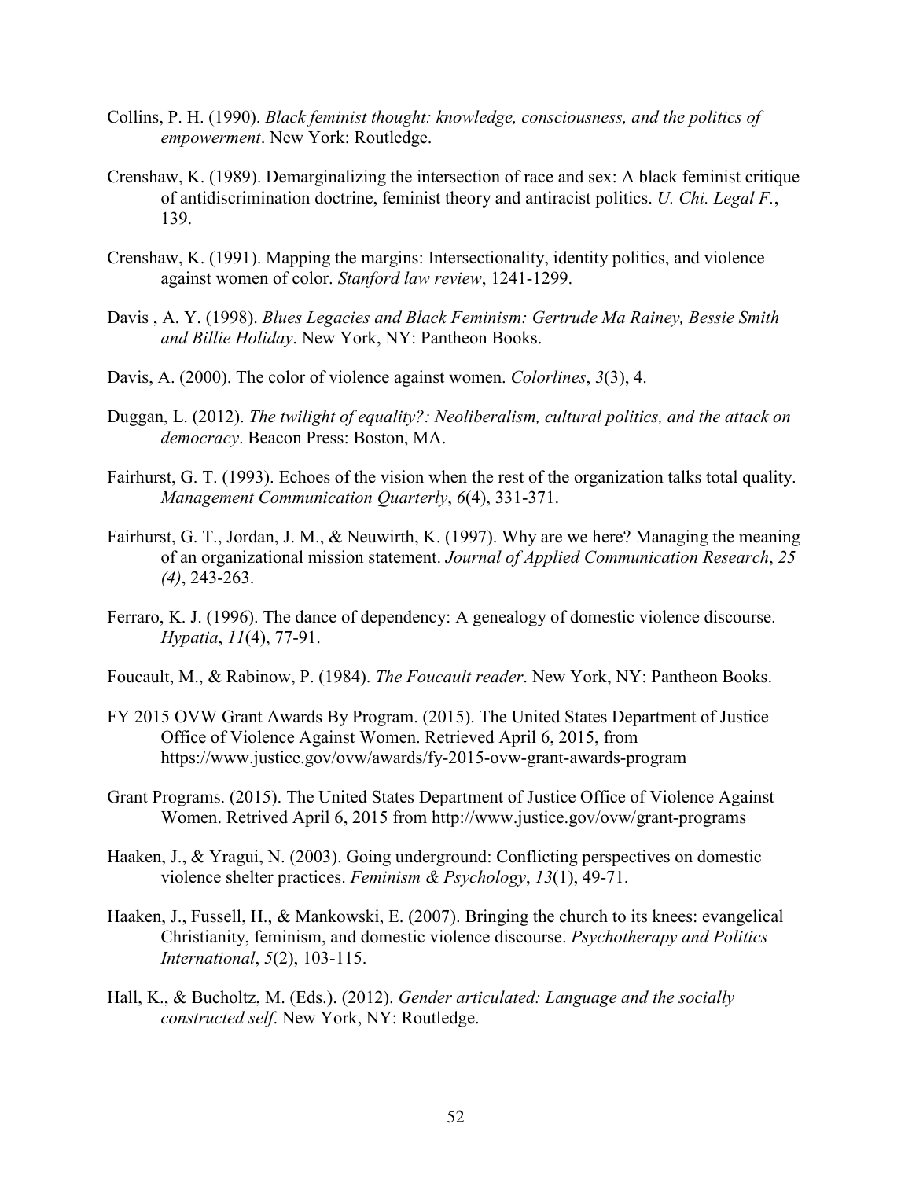Collins, P. H. (1990). *Black feminist thought: knowledge, consciousness, and the politics of empowerment*. New York: Routledge.

Crenshaw, K. (1989). Demarginalizing the intersection of race and sex: A black feminist critique of antidiscrimination doctrine, feminist theory and antiracist politics. *U. Chi. Legal F.*, 139.

Crenshaw, K. (1991). Mapping the margins: Intersectionality, identity politics, and violence against women of color. *Stanford law review*, 1241-1299.

Davis , A. Y. (1998). *Blues Legacies and Black Feminism: Gertrude Ma Rainey, Bessie Smith and Billie Holiday*. New York, NY: Pantheon Books.

Davis, A. (2000). The color of violence against women. *Colorlines*, *3*(3), 4.

Duggan, L. (2012). *The twilight of equality?: Neoliberalism, cultural politics, and the attack on democracy*. Beacon Press: Boston, MA.

Fairhurst, G. T. (1993). Echoes of the vision when the rest of the organization talks total quality. *Management Communication Quarterly*, *6*(4), 331-371.

Fairhurst, G. T., Jordan, J. M., & Neuwirth, K. (1997). Why are we here? Managing the meaning of an organizational mission statement. *Journal of Applied Communication Research*, *25 (4)*, 243-263.

Ferraro, K. J. (1996). The dance of dependency: A genealogy of domestic violence discourse. *Hypatia*, *11*(4), 77-91.

Foucault, M., & Rabinow, P. (1984). *The Foucault reader*. New York, NY: Pantheon Books.

FY 2015 OVW Grant Awards By Program. (2015). The United States Department of Justice Office of Violence Against Women. Retrieved April 6, 2015, from https://www.justice.gov/ovw/awards/fy-2015-ovw-grant-awards-program

Grant Programs. (2015). The United States Department of Justice Office of Violence Against Women. Retrived April 6, 2015 from http://www.justice.gov/ovw/grant-programs

Haaken, J., & Yragui, N. (2003). Going underground: Conflicting perspectives on domestic violence shelter practices. *Feminism & Psychology*, *13*(1), 49-71.

Haaken, J., Fussell, H., & Mankowski, E. (2007). Bringing the church to its knees: evangelical Christianity, feminism, and domestic violence discourse. *Psychotherapy and Politics International*, *5*(2), 103-115.

Hall, K., & Bucholtz, M. (Eds.). (2012). *Gender articulated: Language and the socially constructed self*. New York, NY: Routledge.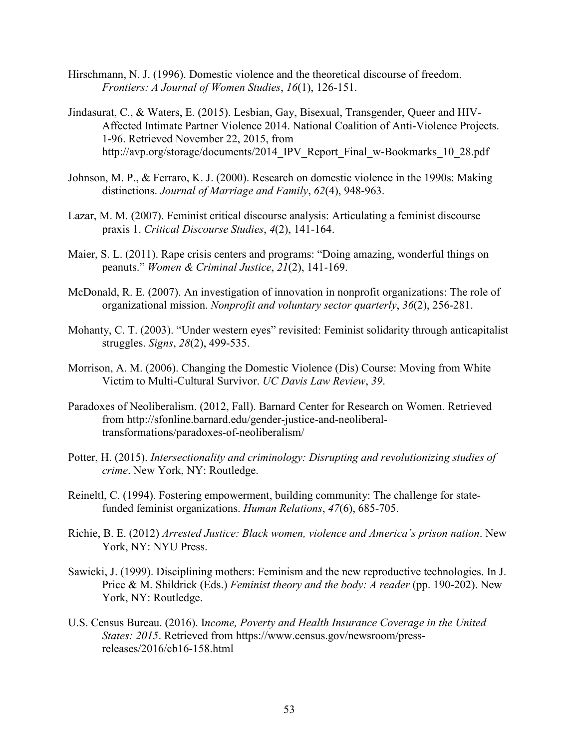Hirschmann, N. J. (1996). Domestic violence and the theoretical discourse of freedom. *Frontiers: A Journal of Women Studies*, *16*(1), 126-151.

Jindasurat, C., & Waters, E. (2015). Lesbian, Gay, Bisexual, Transgender, Queer and HIV-Affected Intimate Partner Violence 2014. National Coalition of Anti-Violence Projects. 1-96. Retrieved November 22, 2015, from http://avp.org/storage/documents/2014_IPV_Report_Final_w-Bookmarks_10_28.pdf

Johnson, M. P., & Ferraro, K. J. (2000). Research on domestic violence in the 1990s: Making distinctions. *Journal of Marriage and Family*, *62*(4), 948-963.

Lazar, M. M. (2007). Feminist critical discourse analysis: Articulating a feminist discourse praxis 1. *Critical Discourse Studies*, *4*(2), 141-164.

Maier, S. L. (2011). Rape crisis centers and programs: "Doing amazing, wonderful things on peanuts." *Women & Criminal Justice*, *21*(2), 141-169.

McDonald, R. E. (2007). An investigation of innovation in nonprofit organizations: The role of organizational mission. *Nonprofit and voluntary sector quarterly*, *36*(2), 256-281.

Mohanty, C. T. (2003). "Under western eyes" revisited: Feminist solidarity through anticapitalist struggles. *Signs*, *28*(2), 499-535.

Morrison, A. M. (2006). Changing the Domestic Violence (Dis) Course: Moving from White Victim to Multi-Cultural Survivor. *UC Davis Law Review*, *39*.

Paradoxes of Neoliberalism. (2012, Fall). Barnard Center for Research on Women. Retrieved from http://sfonline.barnard.edu/gender-justice-and-neoliberal-transformations/paradoxes-of-neoliberalism/

Potter, H. (2015). *Intersectionality and criminology: Disrupting and revolutionizing studies of crime*. New York, NY: Routledge.

Reineltl, C. (1994). Fostering empowerment, building community: The challenge for state-funded feminist organizations. *Human Relations*, *47*(6), 685-705.

Richie, B. E. (2012) *Arrested Justice: Black women, violence and America's prison nation*. New York, NY: NYU Press.

Sawicki, J. (1999). Disciplining mothers: Feminism and the new reproductive technologies. In J. Price & M. Shildrick (Eds.) *Feminist theory and the body: A reader* (pp. 190-202). New York, NY: Routledge.

U.S. Census Bureau. (2016). I*ncome, Poverty and Health Insurance Coverage in the United States: 2015*. Retrieved from https://www.census.gov/newsroom/press-releases/2016/cb16-158.html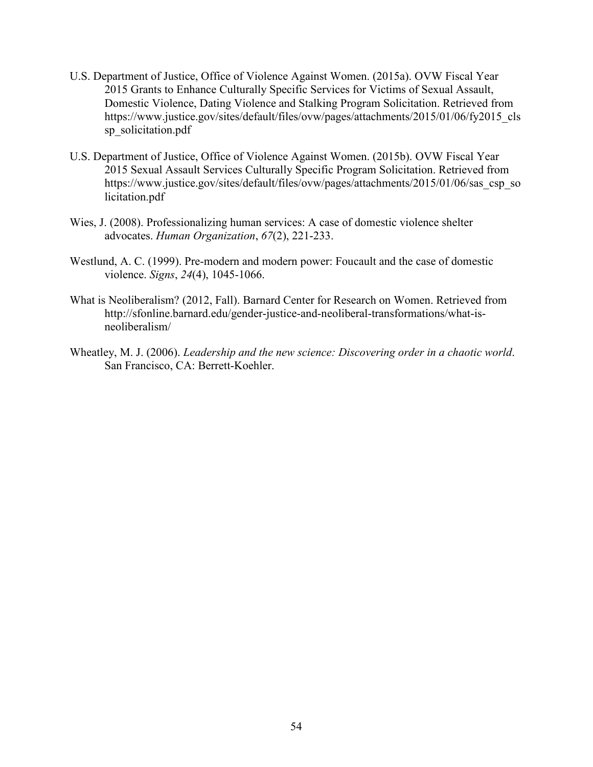U.S. Department of Justice, Office of Violence Against Women. (2015a). OVW Fiscal Year 2015 Grants to Enhance Culturally Specific Services for Victims of Sexual Assault, Domestic Violence, Dating Violence and Stalking Program Solicitation. Retrieved from https://www.justice.gov/sites/default/files/ovw/pages/attachments/2015/01/06/fy2015_clssp_solicitation.pdf

U.S. Department of Justice, Office of Violence Against Women. (2015b). OVW Fiscal Year 2015 Sexual Assault Services Culturally Specific Program Solicitation. Retrieved from https://www.justice.gov/sites/default/files/ovw/pages/attachments/2015/01/06/sas_csp_solicitation.pdf

Wies, J. (2008). Professionalizing human services: A case of domestic violence shelter advocates. *Human Organization*, *67*(2), 221-233.

Westlund, A. C. (1999). Pre-modern and modern power: Foucault and the case of domestic violence. *Signs*, *24*(4), 1045-1066.

What is Neoliberalism? (2012, Fall). Barnard Center for Research on Women. Retrieved from http://sfonline.barnard.edu/gender-justice-and-neoliberal-transformations/what-is-neoliberalism/

Wheatley, M. J. (2006). *Leadership and the new science: Discovering order in a chaotic world*. San Francisco, CA: Berrett-Koehler.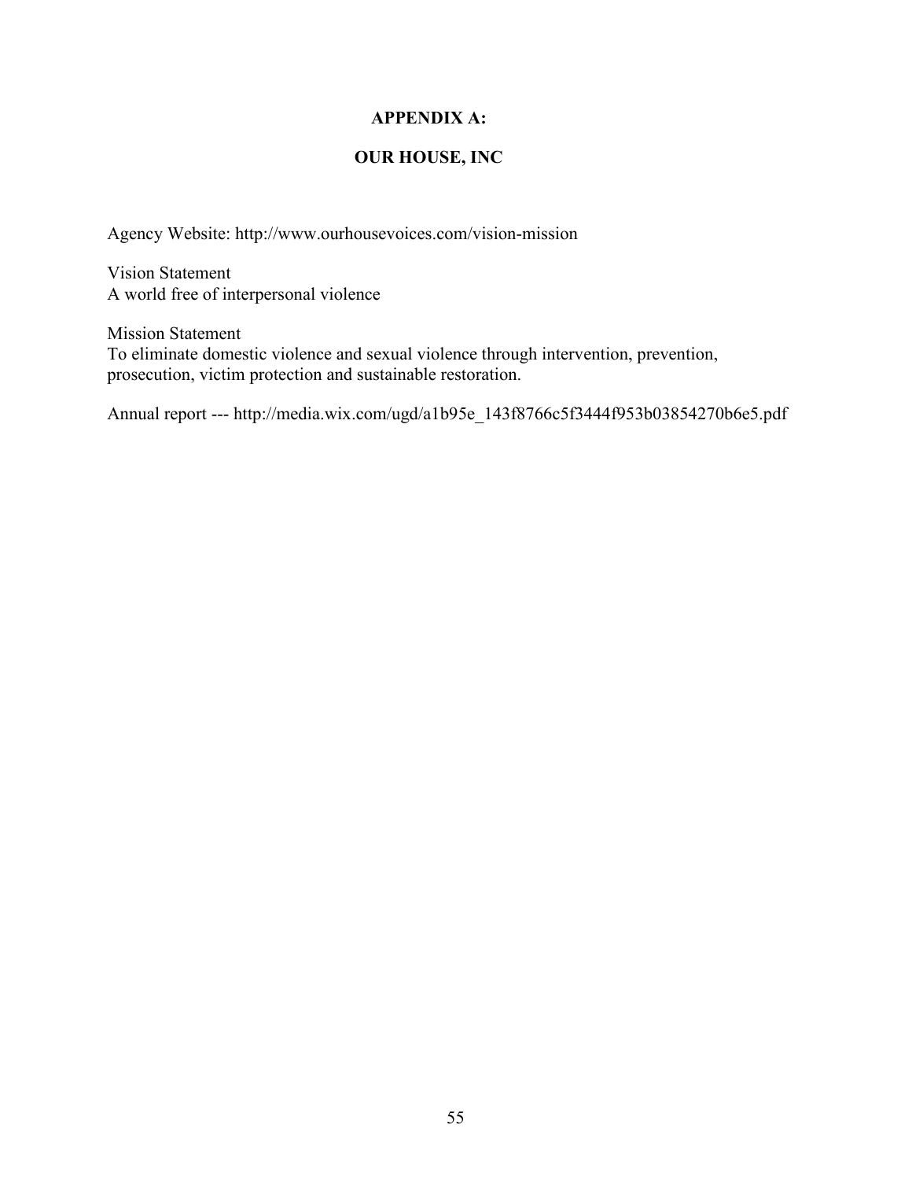# APPENDIX A:

# OUR HOUSE, INC

Agency Website: http://www.ourhousevoices.com/vision-mission

Vision Statement
A world free of interpersonal violence

Mission Statement
To eliminate domestic violence and sexual violence through intervention, prevention, prosecution, victim protection and sustainable restoration.

Annual report --- http://media.wix.com/ugd/a1b95e_143f8766c5f3444f953b03854270b6e5.pdf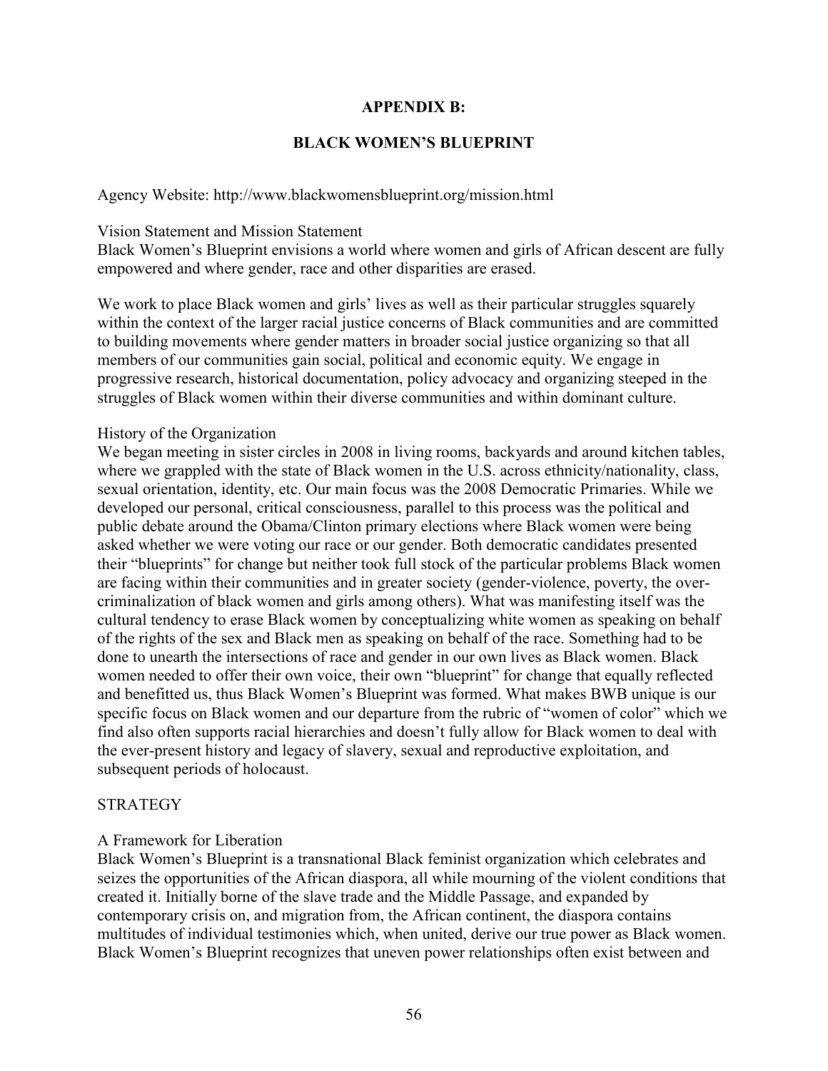# APPENDIX B:

# BLACK WOMEN'S BLUEPRINT

Agency Website: http://www.blackwomensblueprint.org/mission.html

Vision Statement and Mission Statement

Black Women's Blueprint envisions a world where women and girls of African descent are fully empowered and where gender, race and other disparities are erased.

We work to place Black women and girls' lives as well as their particular struggles squarely within the context of the larger racial justice concerns of Black communities and are committed to building movements where gender matters in broader social justice organizing so that all members of our communities gain social, political and economic equity. We engage in progressive research, historical documentation, policy advocacy and organizing steeped in the struggles of Black women within their diverse communities and within dominant culture.

History of the Organization

We began meeting in sister circles in 2008 in living rooms, backyards and around kitchen tables, where we grappled with the state of Black women in the U.S. across ethnicity/nationality, class, sexual orientation, identity, etc. Our main focus was the 2008 Democratic Primaries. While we developed our personal, critical consciousness, parallel to this process was the political and public debate around the Obama/Clinton primary elections where Black women were being asked whether we were voting our race or our gender. Both democratic candidates presented their "blueprints" for change but neither took full stock of the particular problems Black women are facing within their communities and in greater society (gender-violence, poverty, the over-criminalization of black women and girls among others). What was manifesting itself was the cultural tendency to erase Black women by conceptualizing white women as speaking on behalf of the rights of the sex and Black men as speaking on behalf of the race. Something had to be done to unearth the intersections of race and gender in our own lives as Black women. Black women needed to offer their own voice, their own "blueprint" for change that equally reflected and benefitted us, thus Black Women's Blueprint was formed. What makes BWB unique is our specific focus on Black women and our departure from the rubric of "women of color" which we find also often supports racial hierarchies and doesn't fully allow for Black women to deal with the ever-present history and legacy of slavery, sexual and reproductive exploitation, and subsequent periods of holocaust.

STRATEGY

A Framework for Liberation

Black Women's Blueprint is a transnational Black feminist organization which celebrates and seizes the opportunities of the African diaspora, all while mourning of the violent conditions that created it. Initially borne of the slave trade and the Middle Passage, and expanded by contemporary crisis on, and migration from, the African continent, the diaspora contains multitudes of individual testimonies which, when united, derive our true power as Black women. Black Women's Blueprint recognizes that uneven power relationships often exist between and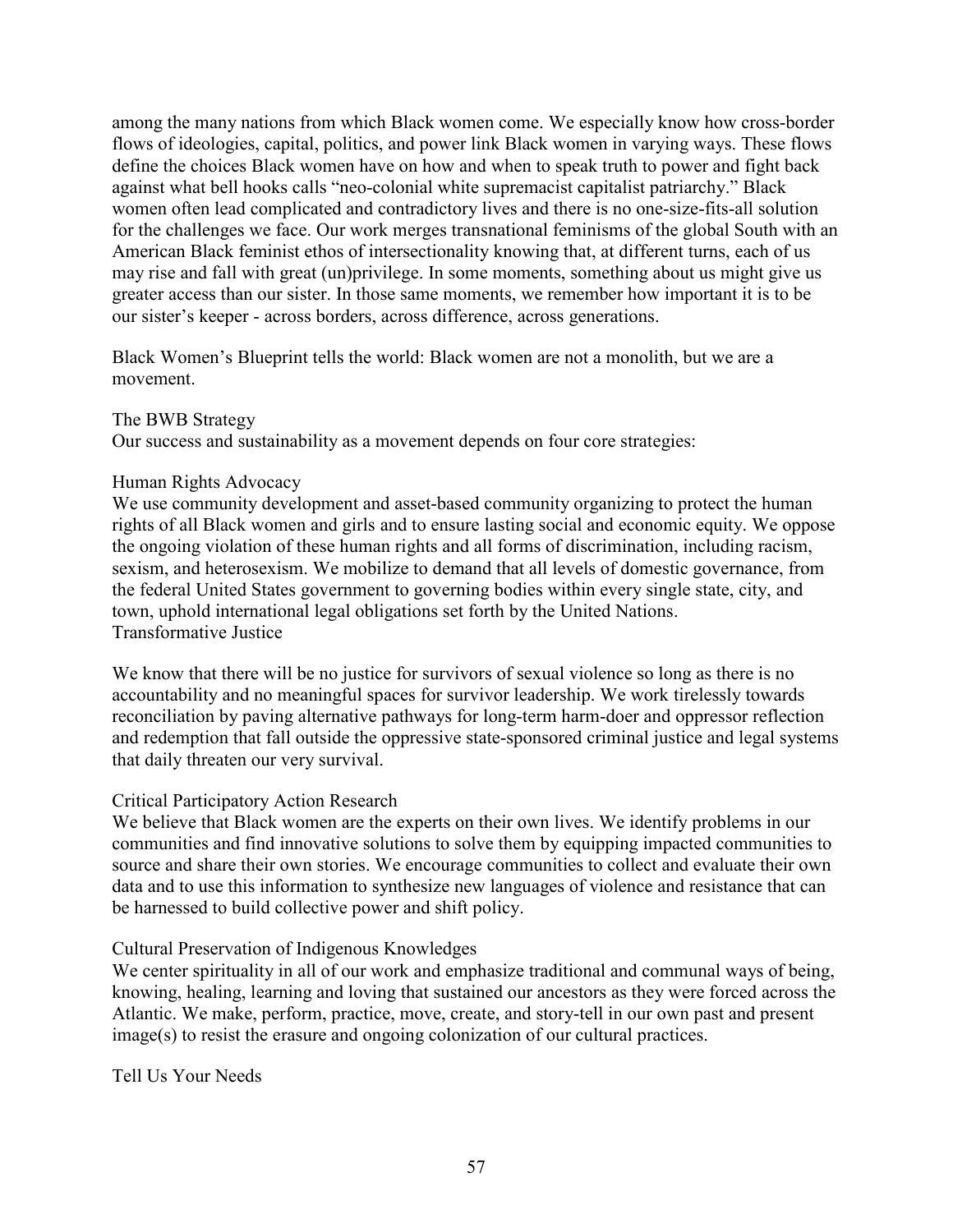among the many nations from which Black women come. We especially know how cross-border flows of ideologies, capital, politics, and power link Black women in varying ways. These flows define the choices Black women have on how and when to speak truth to power and fight back against what bell hooks calls "neo-colonial white supremacist capitalist patriarchy." Black women often lead complicated and contradictory lives and there is no one-size-fits-all solution for the challenges we face. Our work merges transnational feminisms of the global South with an American Black feminist ethos of intersectionality knowing that, at different turns, each of us may rise and fall with great (un)privilege. In some moments, something about us might give us greater access than our sister. In those same moments, we remember how important it is to be our sister's keeper - across borders, across difference, across generations.

Black Women's Blueprint tells the world: Black women are not a monolith, but we are a movement.

## The BWB Strategy

Our success and sustainability as a movement depends on four core strategies:

### Human Rights Advocacy

We use community development and asset-based community organizing to protect the human rights of all Black women and girls and to ensure lasting social and economic equity. We oppose the ongoing violation of these human rights and all forms of discrimination, including racism, sexism, and heterosexism. We mobilize to demand that all levels of domestic governance, from the federal United States government to governing bodies within every single state, city, and town, uphold international legal obligations set forth by the United Nations.

### Transformative Justice

We know that there will be no justice for survivors of sexual violence so long as there is no accountability and no meaningful spaces for survivor leadership. We work tirelessly towards reconciliation by paving alternative pathways for long-term harm-doer and oppressor reflection and redemption that fall outside the oppressive state-sponsored criminal justice and legal systems that daily threaten our very survival.

### Critical Participatory Action Research

We believe that Black women are the experts on their own lives. We identify problems in our communities and find innovative solutions to solve them by equipping impacted communities to source and share their own stories. We encourage communities to collect and evaluate their own data and to use this information to synthesize new languages of violence and resistance that can be harnessed to build collective power and shift policy.

### Cultural Preservation of Indigenous Knowledges

We center spirituality in all of our work and emphasize traditional and communal ways of being, knowing, healing, learning and loving that sustained our ancestors as they were forced across the Atlantic. We make, perform, practice, move, create, and story-tell in our own past and present image(s) to resist the erasure and ongoing colonization of our cultural practices.

## Tell Us Your Needs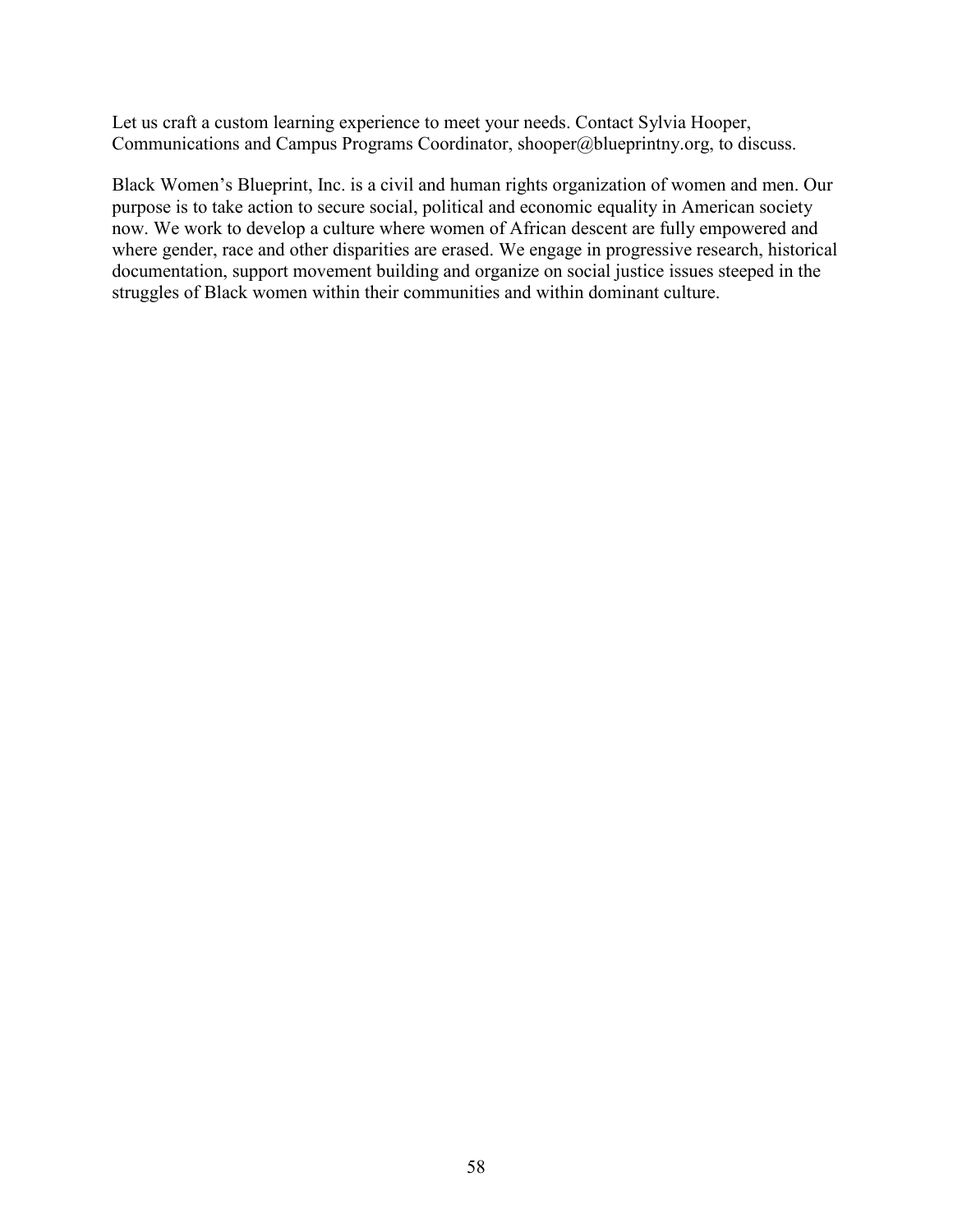Let us craft a custom learning experience to meet your needs. Contact Sylvia Hooper, Communications and Campus Programs Coordinator, shooper@blueprintny.org, to discuss.

Black Women's Blueprint, Inc. is a civil and human rights organization of women and men. Our purpose is to take action to secure social, political and economic equality in American society now. We work to develop a culture where women of African descent are fully empowered and where gender, race and other disparities are erased. We engage in progressive research, historical documentation, support movement building and organize on social justice issues steeped in the struggles of Black women within their communities and within dominant culture.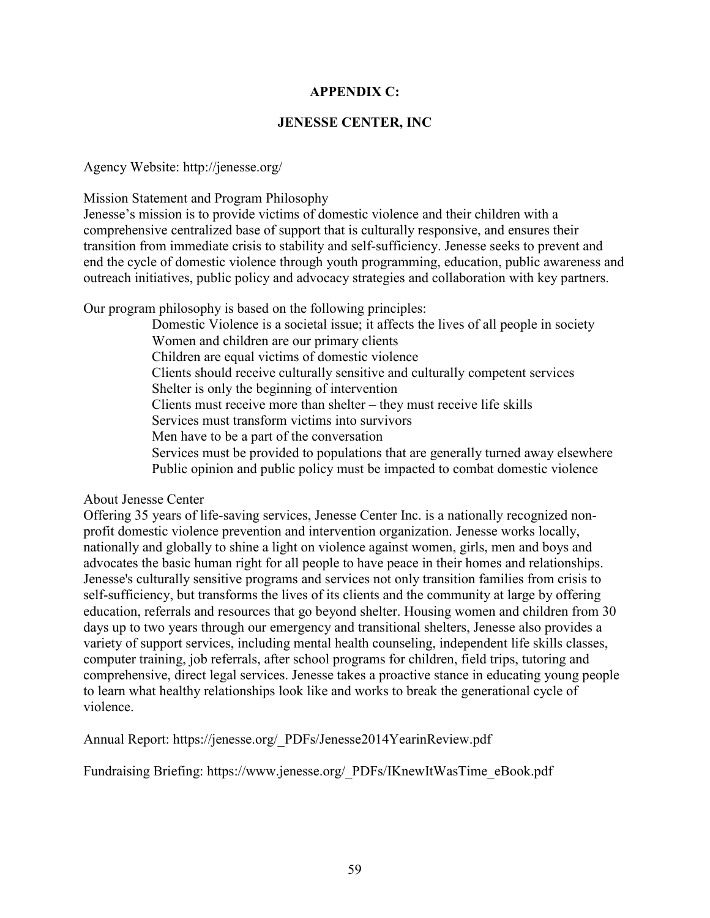# APPENDIX C:

## JENESSE CENTER, INC

Agency Website: http://jenesse.org/

Mission Statement and Program Philosophy

Jenesse's mission is to provide victims of domestic violence and their children with a comprehensive centralized base of support that is culturally responsive, and ensures their transition from immediate crisis to stability and self-sufficiency. Jenesse seeks to prevent and end the cycle of domestic violence through youth programming, education, public awareness and outreach initiatives, public policy and advocacy strategies and collaboration with key partners.

Our program philosophy is based on the following principles:

- Domestic Violence is a societal issue; it affects the lives of all people in society
- Women and children are our primary clients
- Children are equal victims of domestic violence
- Clients should receive culturally sensitive and culturally competent services
- Shelter is only the beginning of intervention
- Clients must receive more than shelter – they must receive life skills
- Services must transform victims into survivors
- Men have to be a part of the conversation
- Services must be provided to populations that are generally turned away elsewhere
- Public opinion and public policy must be impacted to combat domestic violence

About Jenesse Center

Offering 35 years of life-saving services, Jenesse Center Inc. is a nationally recognized non-profit domestic violence prevention and intervention organization. Jenesse works locally, nationally and globally to shine a light on violence against women, girls, men and boys and advocates the basic human right for all people to have peace in their homes and relationships. Jenesse's culturally sensitive programs and services not only transition families from crisis to self-sufficiency, but transforms the lives of its clients and the community at large by offering education, referrals and resources that go beyond shelter. Housing women and children from 30 days up to two years through our emergency and transitional shelters, Jenesse also provides a variety of support services, including mental health counseling, independent life skills classes, computer training, job referrals, after school programs for children, field trips, tutoring and comprehensive, direct legal services. Jenesse takes a proactive stance in educating young people to learn what healthy relationships look like and works to break the generational cycle of violence.

Annual Report: https://jenesse.org/_PDFs/Jenesse2014YearinReview.pdf

Fundraising Briefing: https://www.jenesse.org/_PDFs/IKnewItWasTime_eBook.pdf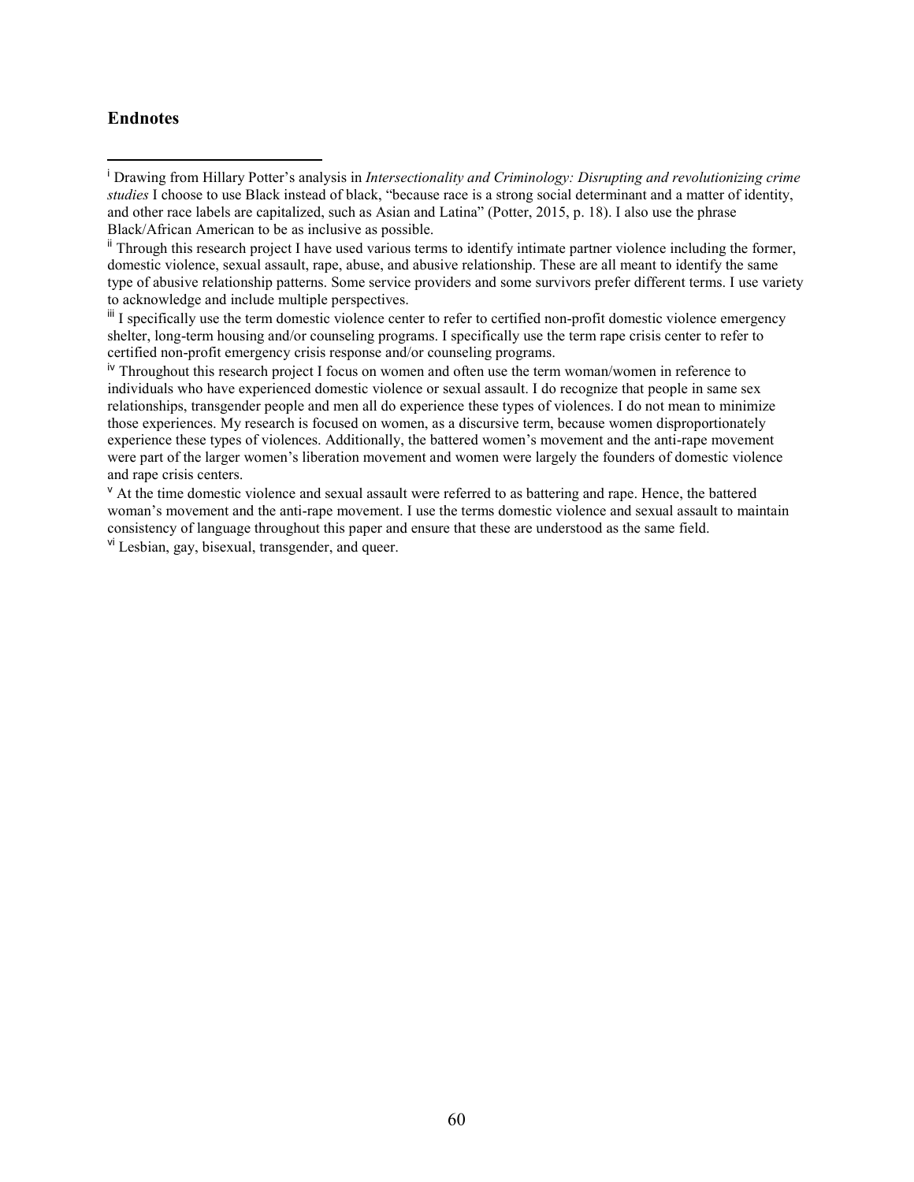## Endnotes

[i] Drawing from Hillary Potter's analysis in *Intersectionality and Criminology: Disrupting and revolutionizing crime studies* I choose to use Black instead of black, "because race is a strong social determinant and a matter of identity, and other race labels are capitalized, such as Asian and Latina" (Potter, 2015, p. 18). I also use the phrase Black/African American to be as inclusive as possible.

[ii] Through this research project I have used various terms to identify intimate partner violence including the former, domestic violence, sexual assault, rape, abuse, and abusive relationship. These are all meant to identify the same type of abusive relationship patterns. Some service providers and some survivors prefer different terms. I use variety to acknowledge and include multiple perspectives.

[iii] I specifically use the term domestic violence center to refer to certified non-profit domestic violence emergency shelter, long-term housing and/or counseling programs. I specifically use the term rape crisis center to refer to certified non-profit emergency crisis response and/or counseling programs.

[iv] Throughout this research project I focus on women and often use the term woman/women in reference to individuals who have experienced domestic violence or sexual assault. I do recognize that people in same sex relationships, transgender people and men all do experience these types of violences. I do not mean to minimize those experiences. My research is focused on women, as a discursive term, because women disproportionately experience these types of violences. Additionally, the battered women's movement and the anti-rape movement were part of the larger women's liberation movement and women were largely the founders of domestic violence and rape crisis centers.

[v] At the time domestic violence and sexual assault were referred to as battering and rape. Hence, the battered woman's movement and the anti-rape movement. I use the terms domestic violence and sexual assault to maintain consistency of language throughout this paper and ensure that these are understood as the same field.

[vi] Lesbian, gay, bisexual, transgender, and queer.